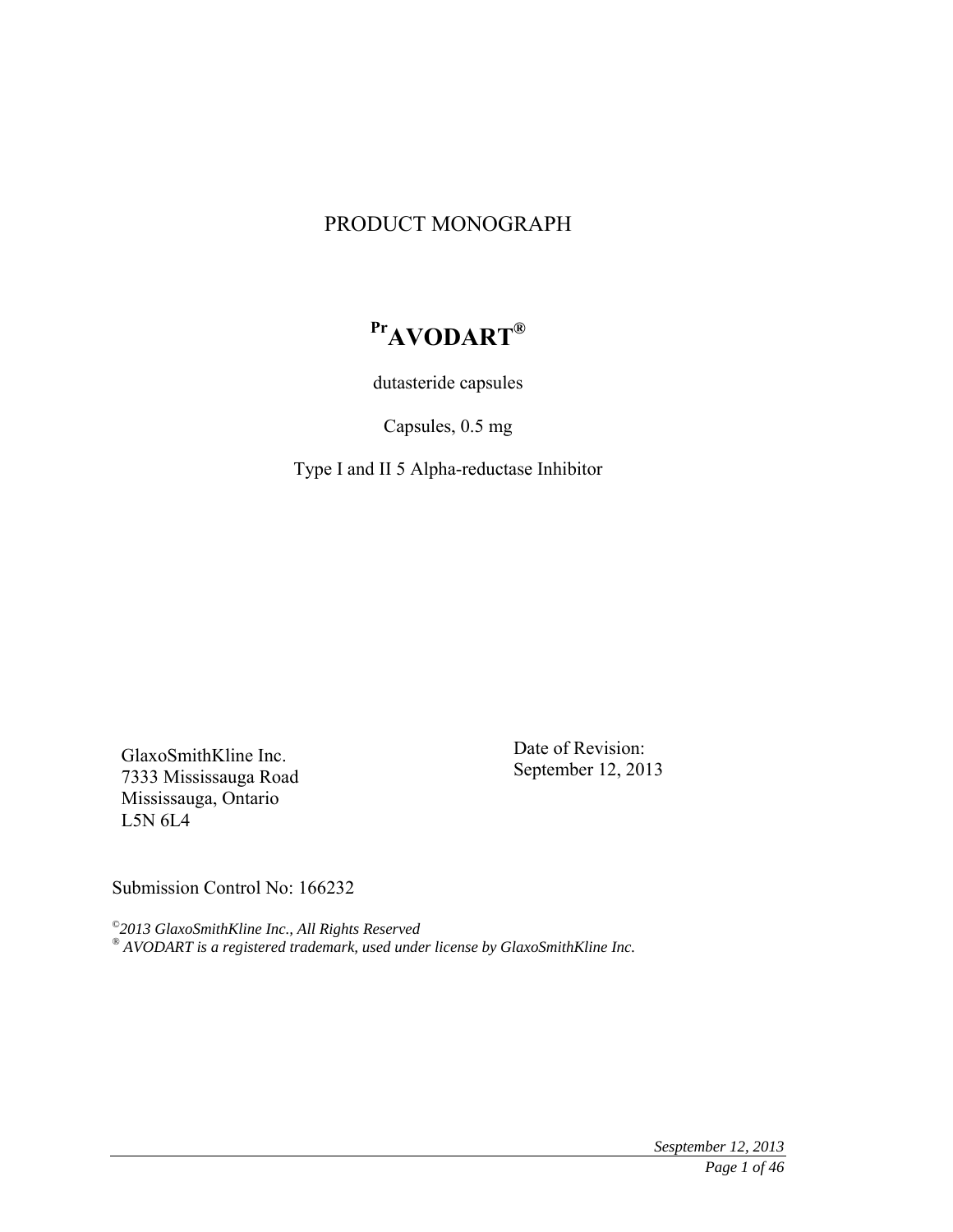# PRODUCT MONOGRAPH

## Pr AVODART®

dutasteride capsules

Capsules, 0.5 mg

Type I and II 5 Alpha-reductase Inhibitor

GlaxoSmithKline Inc.
7333 Mississauga Road
Mississauga, Ontario
L5N 6L4

Date of Revision:
September 12, 2013

Submission Control No: 166232

*©2013 GlaxoSmithKline Inc., All Rights Reserved*
*® AVODART is a registered trademark, used under license by GlaxoSmithKline Inc.*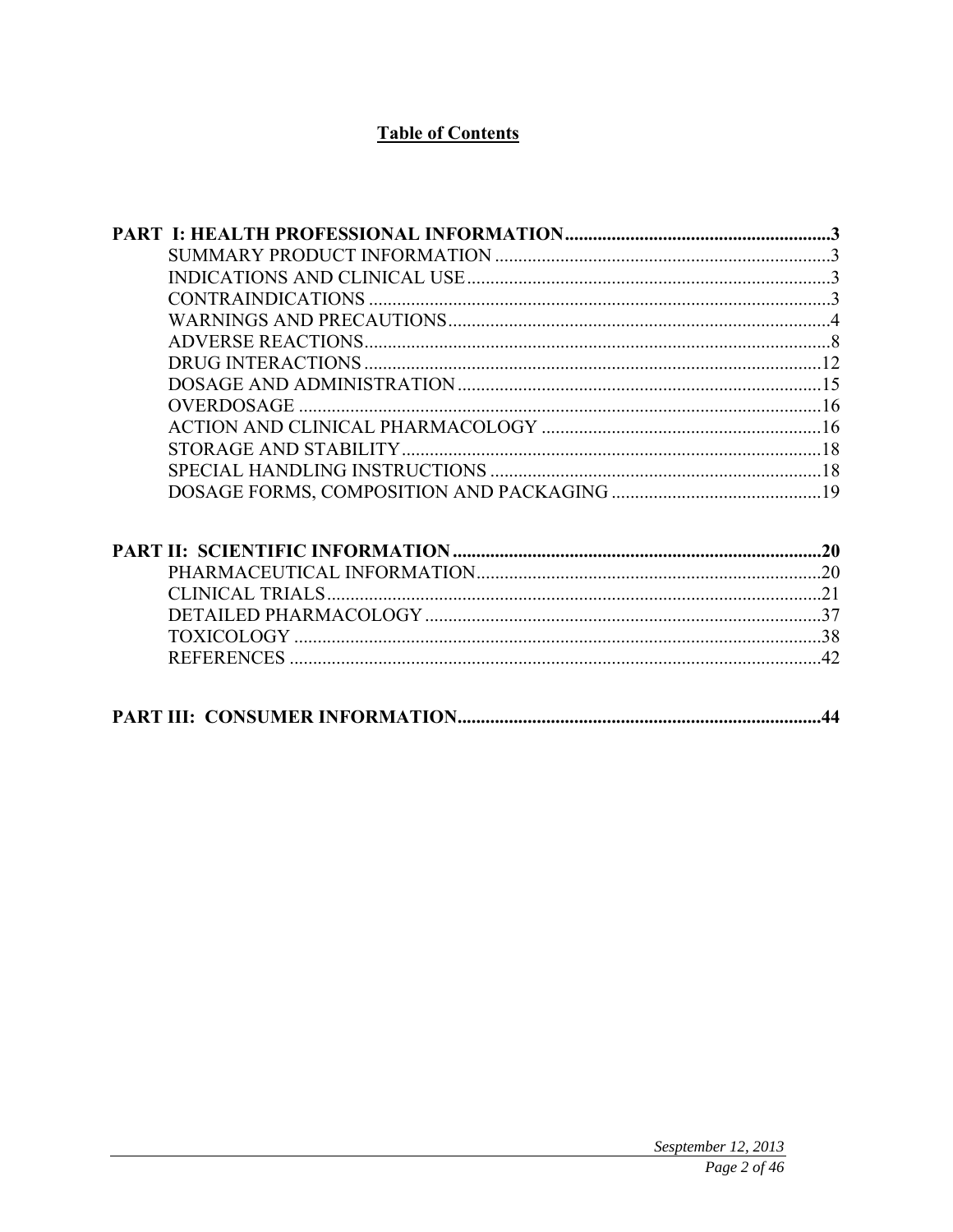# Table of Contents

**PART I: HEALTH PROFESSIONAL INFORMATION.........................................................3**

- SUMMARY PRODUCT INFORMATION ........................................................................3
- INDICATIONS AND CLINICAL USE..............................................................................3
- CONTRAINDICATIONS ..................................................................................................3
- WARNINGS AND PRECAUTIONS..................................................................................4
- ADVERSE REACTIONS....................................................................................................8
- DRUG INTERACTIONS ..................................................................................................12
- DOSAGE AND ADMINISTRATION ..............................................................................15
- OVERDOSAGE ................................................................................................................16
- ACTION AND CLINICAL PHARMACOLOGY ............................................................16
- STORAGE AND STABILITY..........................................................................................18
- SPECIAL HANDLING INSTRUCTIONS .......................................................................18
- DOSAGE FORMS, COMPOSITION AND PACKAGING .............................................19

**PART II: SCIENTIFIC INFORMATION ...............................................................................20**

- PHARMACEUTICAL INFORMATION..........................................................................20
- CLINICAL TRIALS..........................................................................................................21
- DETAILED PHARMACOLOGY .....................................................................................37
- TOXICOLOGY .................................................................................................................38
- REFERENCES ..................................................................................................................42

**PART III: CONSUMER INFORMATION..............................................................................44**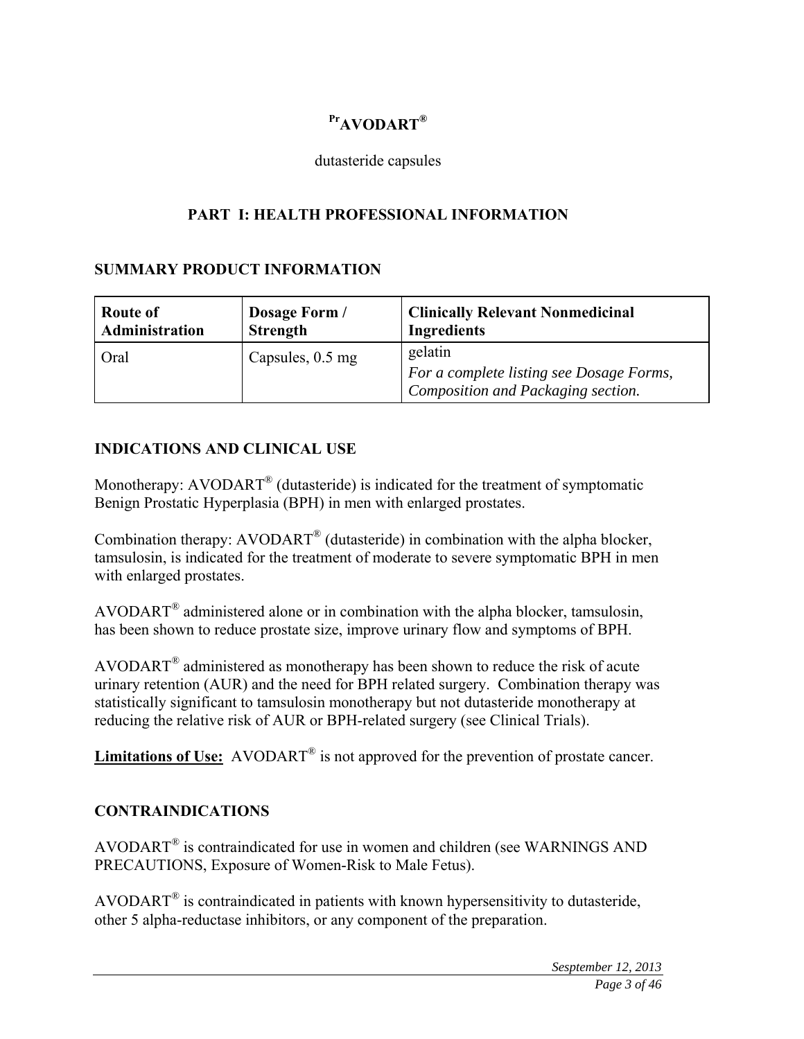**[Pr]AVODART®**

dutasteride capsules

# PART I: HEALTH PROFESSIONAL INFORMATION

## SUMMARY PRODUCT INFORMATION

| Route of Administration | Dosage Form / Strength | Clinically Relevant Nonmedicinal Ingredients |
|---|---|---|
| Oral | Capsules, 0.5 mg | gelatin<br>*For a complete listing see Dosage Forms, Composition and Packaging section.* |

## INDICATIONS AND CLINICAL USE

Monotherapy: AVODART® (dutasteride) is indicated for the treatment of symptomatic Benign Prostatic Hyperplasia (BPH) in men with enlarged prostates.

Combination therapy: AVODART® (dutasteride) in combination with the alpha blocker, tamsulosin, is indicated for the treatment of moderate to severe symptomatic BPH in men with enlarged prostates.

AVODART® administered alone or in combination with the alpha blocker, tamsulosin, has been shown to reduce prostate size, improve urinary flow and symptoms of BPH.

AVODART® administered as monotherapy has been shown to reduce the risk of acute urinary retention (AUR) and the need for BPH related surgery. Combination therapy was statistically significant to tamsulosin monotherapy but not dutasteride monotherapy at reducing the relative risk of AUR or BPH-related surgery (see Clinical Trials).

**Limitations of Use:** AVODART® is not approved for the prevention of prostate cancer.

## CONTRAINDICATIONS

AVODART® is contraindicated for use in women and children (see WARNINGS AND PRECAUTIONS, Exposure of Women-Risk to Male Fetus).

AVODART® is contraindicated in patients with known hypersensitivity to dutasteride, other 5 alpha-reductase inhibitors, or any component of the preparation.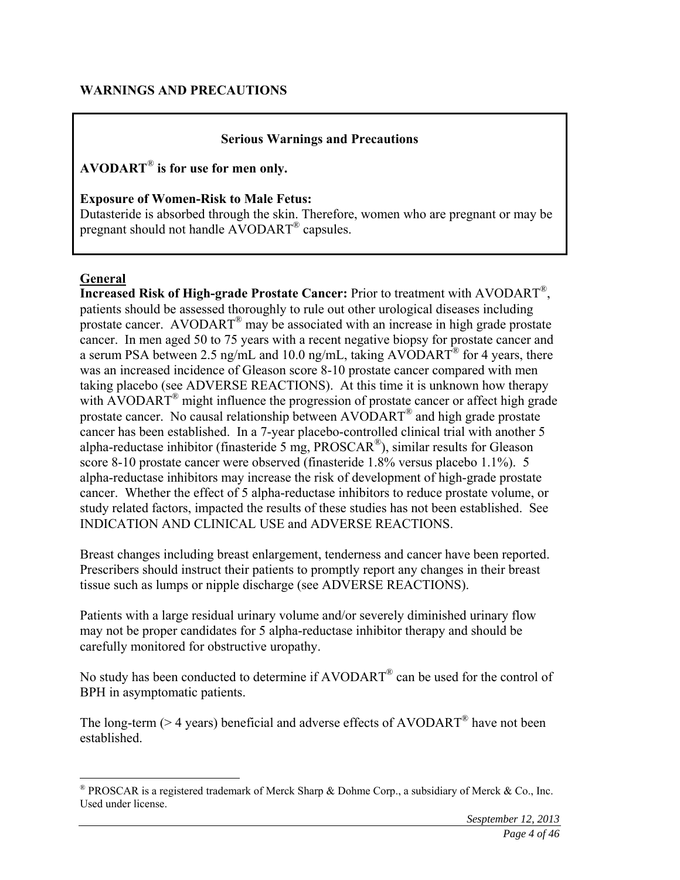## WARNINGS AND PRECAUTIONS

> **Serious Warnings and Precautions**
>
> **AVODART® is for use for men only.**
>
> **Exposure of Women-Risk to Male Fetus:**
> Dutasteride is absorbed through the skin. Therefore, women who are pregnant or may be pregnant should not handle AVODART® capsules.

### General

**Increased Risk of High-grade Prostate Cancer:** Prior to treatment with AVODART®, patients should be assessed thoroughly to rule out other urological diseases including prostate cancer. AVODART® may be associated with an increase in high grade prostate cancer. In men aged 50 to 75 years with a recent negative biopsy for prostate cancer and a serum PSA between 2.5 ng/mL and 10.0 ng/mL, taking AVODART® for 4 years, there was an increased incidence of Gleason score 8-10 prostate cancer compared with men taking placebo (see ADVERSE REACTIONS). At this time it is unknown how therapy with AVODART® might influence the progression of prostate cancer or affect high grade prostate cancer. No causal relationship between AVODART® and high grade prostate cancer has been established. In a 7-year placebo-controlled clinical trial with another 5 alpha-reductase inhibitor (finasteride 5 mg, PROSCAR®), similar results for Gleason score 8-10 prostate cancer were observed (finasteride 1.8% versus placebo 1.1%). 5 alpha-reductase inhibitors may increase the risk of development of high-grade prostate cancer. Whether the effect of 5 alpha-reductase inhibitors to reduce prostate volume, or study related factors, impacted the results of these studies has not been established. See INDICATION AND CLINICAL USE and ADVERSE REACTIONS.

Breast changes including breast enlargement, tenderness and cancer have been reported. Prescribers should instruct their patients to promptly report any changes in their breast tissue such as lumps or nipple discharge (see ADVERSE REACTIONS).

Patients with a large residual urinary volume and/or severely diminished urinary flow may not be proper candidates for 5 alpha-reductase inhibitor therapy and should be carefully monitored for obstructive uropathy.

No study has been conducted to determine if AVODART® can be used for the control of BPH in asymptomatic patients.

The long-term (> 4 years) beneficial and adverse effects of AVODART® have not been established.

---

® PROSCAR is a registered trademark of Merck Sharp & Dohme Corp., a subsidiary of Merck & Co., Inc. Used under license.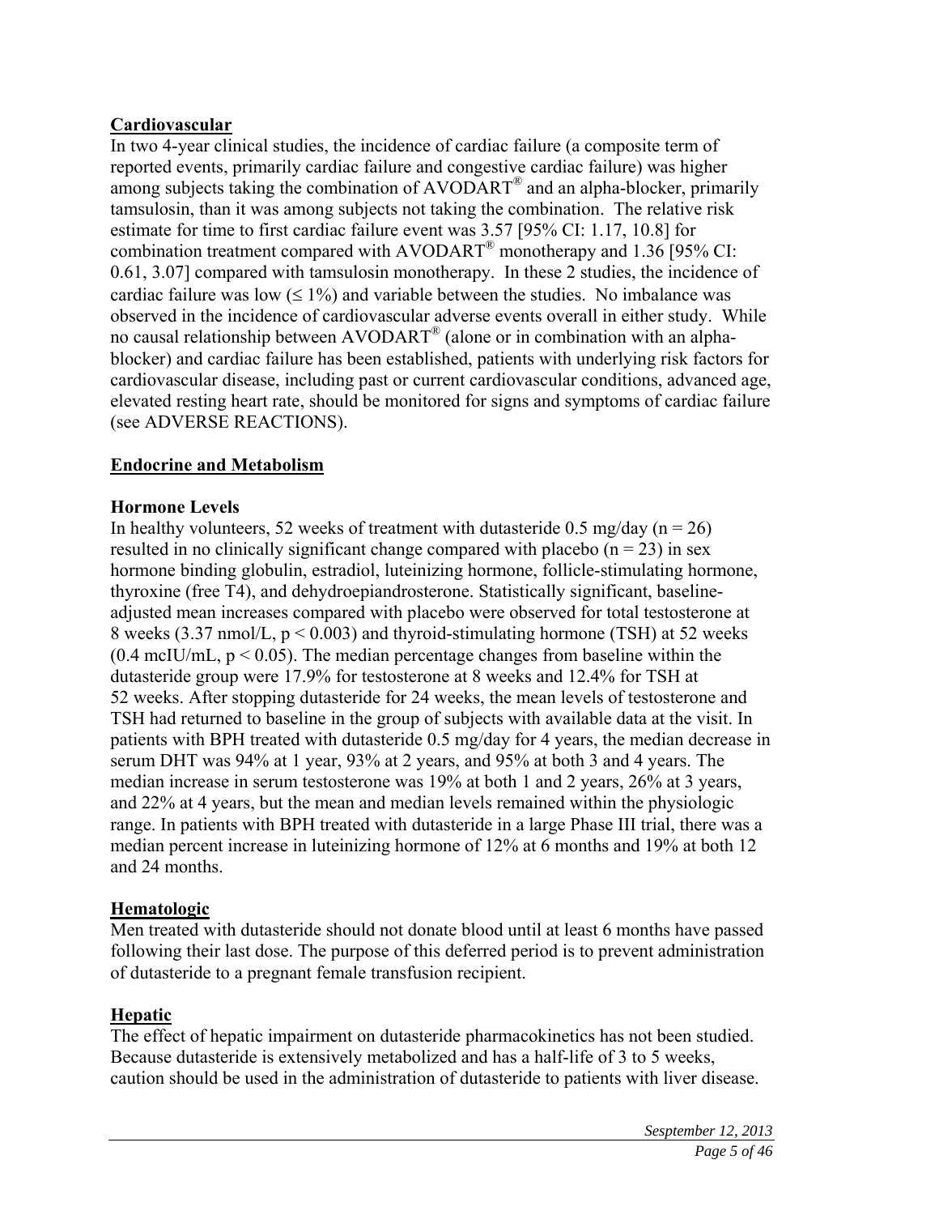**Cardiovascular**

In two 4-year clinical studies, the incidence of cardiac failure (a composite term of reported events, primarily cardiac failure and congestive cardiac failure) was higher among subjects taking the combination of AVODART® and an alpha-blocker, primarily tamsulosin, than it was among subjects not taking the combination. The relative risk estimate for time to first cardiac failure event was 3.57 [95% CI: 1.17, 10.8] for combination treatment compared with AVODART® monotherapy and 1.36 [95% CI: 0.61, 3.07] compared with tamsulosin monotherapy. In these 2 studies, the incidence of cardiac failure was low ($\leq$ 1%) and variable between the studies. No imbalance was observed in the incidence of cardiovascular adverse events overall in either study. While no causal relationship between AVODART® (alone or in combination with an alpha-blocker) and cardiac failure has been established, patients with underlying risk factors for cardiovascular disease, including past or current cardiovascular conditions, advanced age, elevated resting heart rate, should be monitored for signs and symptoms of cardiac failure (see ADVERSE REACTIONS).

**Endocrine and Metabolism**

**Hormone Levels**

In healthy volunteers, 52 weeks of treatment with dutasteride 0.5 mg/day ($n = 26$) resulted in no clinically significant change compared with placebo ($n = 23$) in sex hormone binding globulin, estradiol, luteinizing hormone, follicle-stimulating hormone, thyroxine (free T4), and dehydroepiandrosterone. Statistically significant, baseline-adjusted mean increases compared with placebo were observed for total testosterone at 8 weeks (3.37 nmol/L, $p < 0.003$) and thyroid-stimulating hormone (TSH) at 52 weeks (0.4 mcIU/mL, $p < 0.05$). The median percentage changes from baseline within the dutasteride group were 17.9% for testosterone at 8 weeks and 12.4% for TSH at 52 weeks. After stopping dutasteride for 24 weeks, the mean levels of testosterone and TSH had returned to baseline in the group of subjects with available data at the visit. In patients with BPH treated with dutasteride 0.5 mg/day for 4 years, the median decrease in serum DHT was 94% at 1 year, 93% at 2 years, and 95% at both 3 and 4 years. The median increase in serum testosterone was 19% at both 1 and 2 years, 26% at 3 years, and 22% at 4 years, but the mean and median levels remained within the physiologic range. In patients with BPH treated with dutasteride in a large Phase III trial, there was a median percent increase in luteinizing hormone of 12% at 6 months and 19% at both 12 and 24 months.

**Hematologic**

Men treated with dutasteride should not donate blood until at least 6 months have passed following their last dose. The purpose of this deferred period is to prevent administration of dutasteride to a pregnant female transfusion recipient.

**Hepatic**

The effect of hepatic impairment on dutasteride pharmacokinetics has not been studied. Because dutasteride is extensively metabolized and has a half-life of 3 to 5 weeks, caution should be used in the administration of dutasteride to patients with liver disease.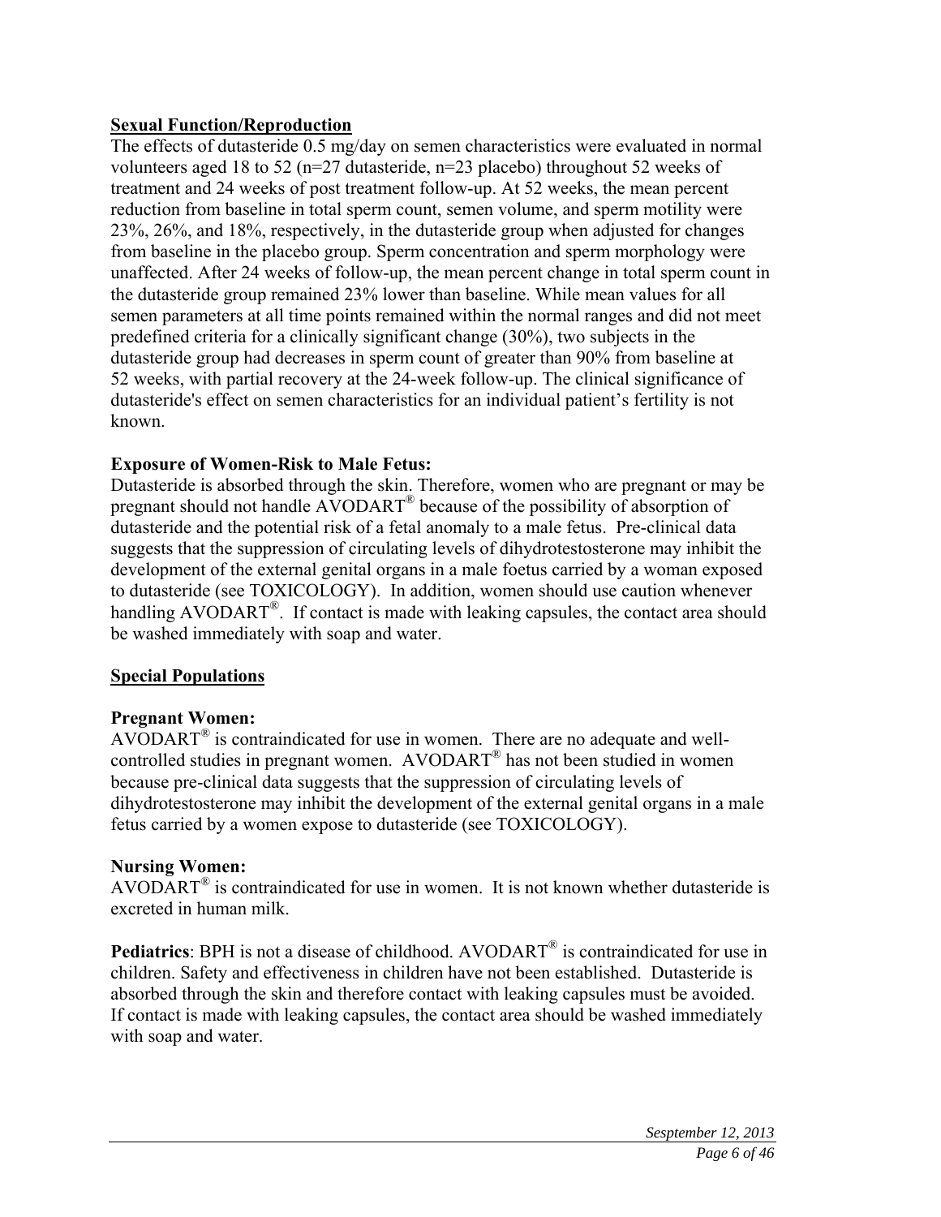**Sexual Function/Reproduction**

The effects of dutasteride 0.5 mg/day on semen characteristics were evaluated in normal volunteers aged 18 to 52 (n=27 dutasteride, n=23 placebo) throughout 52 weeks of treatment and 24 weeks of post treatment follow-up. At 52 weeks, the mean percent reduction from baseline in total sperm count, semen volume, and sperm motility were 23%, 26%, and 18%, respectively, in the dutasteride group when adjusted for changes from baseline in the placebo group. Sperm concentration and sperm morphology were unaffected. After 24 weeks of follow-up, the mean percent change in total sperm count in the dutasteride group remained 23% lower than baseline. While mean values for all semen parameters at all time points remained within the normal ranges and did not meet predefined criteria for a clinically significant change (30%), two subjects in the dutasteride group had decreases in sperm count of greater than 90% from baseline at 52 weeks, with partial recovery at the 24-week follow-up. The clinical significance of dutasteride's effect on semen characteristics for an individual patient's fertility is not known.

**Exposure of Women-Risk to Male Fetus:**

Dutasteride is absorbed through the skin. Therefore, women who are pregnant or may be pregnant should not handle AVODART® because of the possibility of absorption of dutasteride and the potential risk of a fetal anomaly to a male fetus. Pre-clinical data suggests that the suppression of circulating levels of dihydrotestosterone may inhibit the development of the external genital organs in a male foetus carried by a woman exposed to dutasteride (see TOXICOLOGY). In addition, women should use caution whenever handling AVODART®. If contact is made with leaking capsules, the contact area should be washed immediately with soap and water.

**Special Populations**

**Pregnant Women:**

AVODART® is contraindicated for use in women. There are no adequate and well-controlled studies in pregnant women. AVODART® has not been studied in women because pre-clinical data suggests that the suppression of circulating levels of dihydrotestosterone may inhibit the development of the external genital organs in a male fetus carried by a women expose to dutasteride (see TOXICOLOGY).

**Nursing Women:**

AVODART® is contraindicated for use in women. It is not known whether dutasteride is excreted in human milk.

**Pediatrics**: BPH is not a disease of childhood. AVODART® is contraindicated for use in children. Safety and effectiveness in children have not been established. Dutasteride is absorbed through the skin and therefore contact with leaking capsules must be avoided. If contact is made with leaking capsules, the contact area should be washed immediately with soap and water.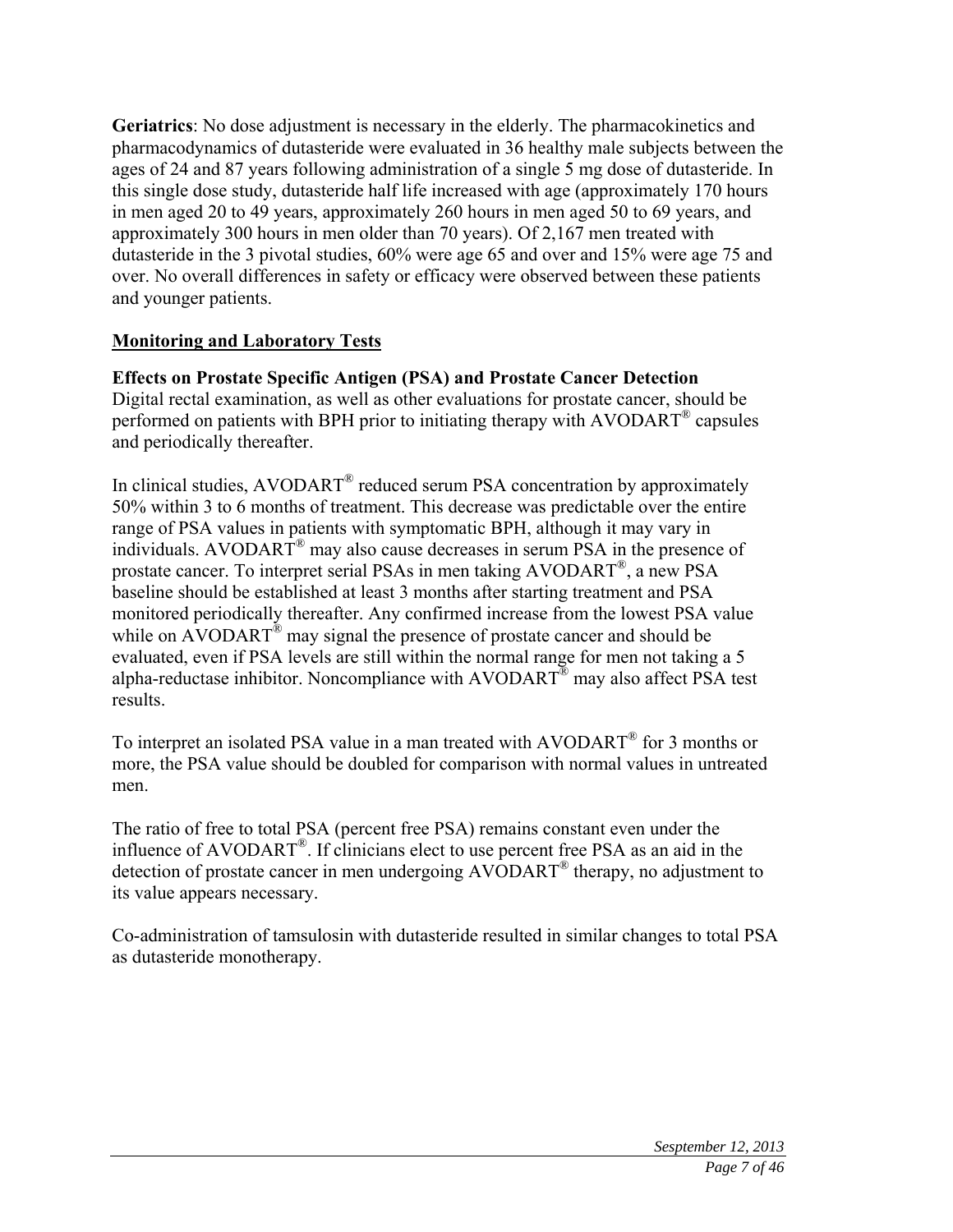**Geriatrics**: No dose adjustment is necessary in the elderly. The pharmacokinetics and pharmacodynamics of dutasteride were evaluated in 36 healthy male subjects between the ages of 24 and 87 years following administration of a single 5 mg dose of dutasteride. In this single dose study, dutasteride half life increased with age (approximately 170 hours in men aged 20 to 49 years, approximately 260 hours in men aged 50 to 69 years, and approximately 300 hours in men older than 70 years). Of 2,167 men treated with dutasteride in the 3 pivotal studies, 60% were age 65 and over and 15% were age 75 and over. No overall differences in safety or efficacy were observed between these patients and younger patients.

## Monitoring and Laboratory Tests

**Effects on Prostate Specific Antigen (PSA) and Prostate Cancer Detection**

Digital rectal examination, as well as other evaluations for prostate cancer, should be performed on patients with BPH prior to initiating therapy with AVODART® capsules and periodically thereafter.

In clinical studies, AVODART® reduced serum PSA concentration by approximately 50% within 3 to 6 months of treatment. This decrease was predictable over the entire range of PSA values in patients with symptomatic BPH, although it may vary in individuals. AVODART® may also cause decreases in serum PSA in the presence of prostate cancer. To interpret serial PSAs in men taking AVODART®, a new PSA baseline should be established at least 3 months after starting treatment and PSA monitored periodically thereafter. Any confirmed increase from the lowest PSA value while on AVODART® may signal the presence of prostate cancer and should be evaluated, even if PSA levels are still within the normal range for men not taking a 5 alpha-reductase inhibitor. Noncompliance with AVODART® may also affect PSA test results.

To interpret an isolated PSA value in a man treated with AVODART® for 3 months or more, the PSA value should be doubled for comparison with normal values in untreated men.

The ratio of free to total PSA (percent free PSA) remains constant even under the influence of AVODART®. If clinicians elect to use percent free PSA as an aid in the detection of prostate cancer in men undergoing AVODART® therapy, no adjustment to its value appears necessary.

Co-administration of tamsulosin with dutasteride resulted in similar changes to total PSA as dutasteride monotherapy.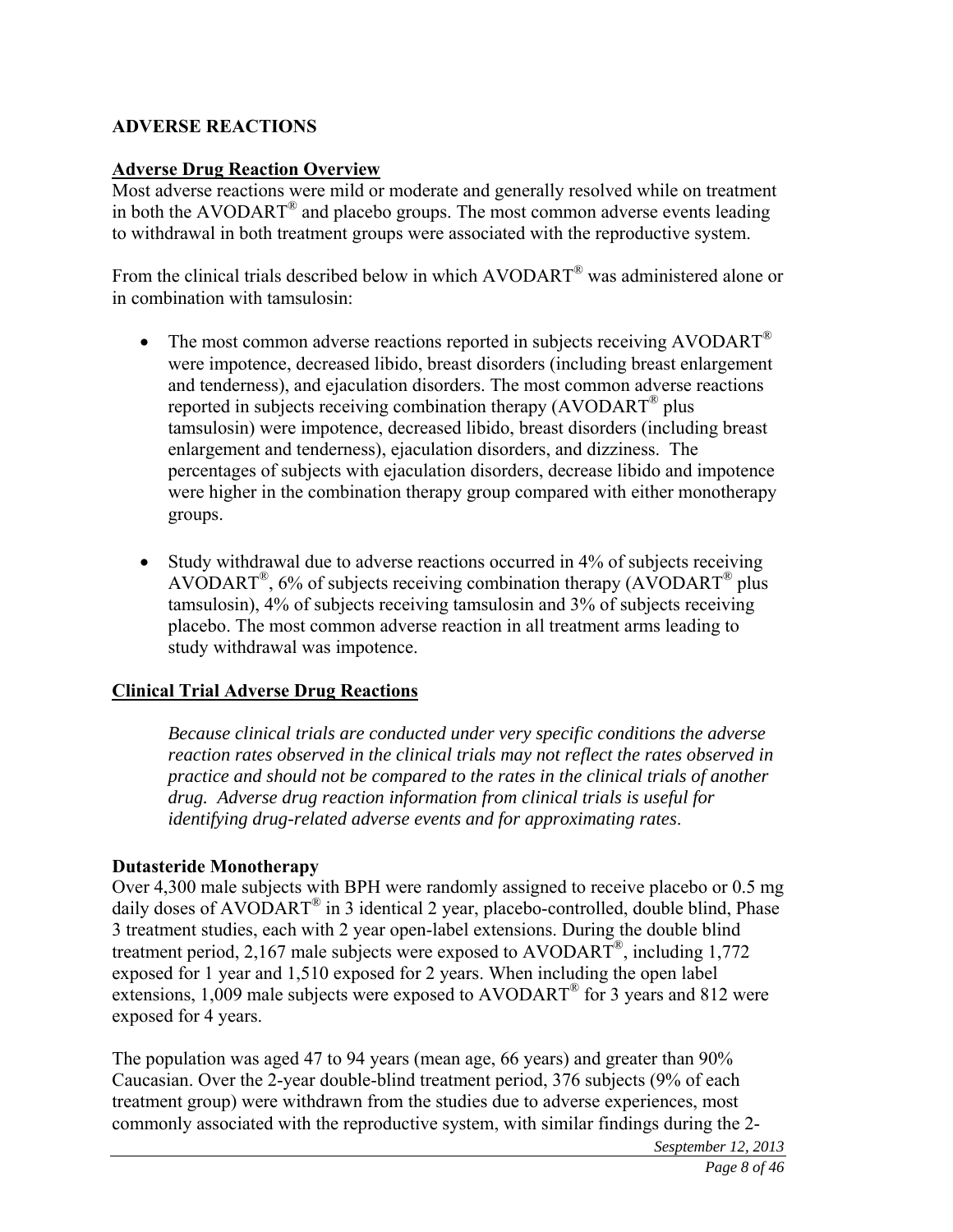## ADVERSE REACTIONS

### Adverse Drug Reaction Overview

Most adverse reactions were mild or moderate and generally resolved while on treatment in both the AVODART® and placebo groups. The most common adverse events leading to withdrawal in both treatment groups were associated with the reproductive system.

From the clinical trials described below in which AVODART® was administered alone or in combination with tamsulosin:

- The most common adverse reactions reported in subjects receiving AVODART® were impotence, decreased libido, breast disorders (including breast enlargement and tenderness), and ejaculation disorders. The most common adverse reactions reported in subjects receiving combination therapy (AVODART® plus tamsulosin) were impotence, decreased libido, breast disorders (including breast enlargement and tenderness), ejaculation disorders, and dizziness. The percentages of subjects with ejaculation disorders, decrease libido and impotence were higher in the combination therapy group compared with either monotherapy groups.

- Study withdrawal due to adverse reactions occurred in 4% of subjects receiving AVODART®, 6% of subjects receiving combination therapy (AVODART® plus tamsulosin), 4% of subjects receiving tamsulosin and 3% of subjects receiving placebo. The most common adverse reaction in all treatment arms leading to study withdrawal was impotence.

### Clinical Trial Adverse Drug Reactions

*Because clinical trials are conducted under very specific conditions the adverse reaction rates observed in the clinical trials may not reflect the rates observed in practice and should not be compared to the rates in the clinical trials of another drug. Adverse drug reaction information from clinical trials is useful for identifying drug-related adverse events and for approximating rates.*

**Dutasteride Monotherapy**

Over 4,300 male subjects with BPH were randomly assigned to receive placebo or 0.5 mg daily doses of AVODART® in 3 identical 2 year, placebo-controlled, double blind, Phase 3 treatment studies, each with 2 year open-label extensions. During the double blind treatment period, 2,167 male subjects were exposed to AVODART®, including 1,772 exposed for 1 year and 1,510 exposed for 2 years. When including the open label extensions, 1,009 male subjects were exposed to AVODART® for 3 years and 812 were exposed for 4 years.

The population was aged 47 to 94 years (mean age, 66 years) and greater than 90% Caucasian. Over the 2-year double-blind treatment period, 376 subjects (9% of each treatment group) were withdrawn from the studies due to adverse experiences, most commonly associated with the reproductive system, with similar findings during the 2-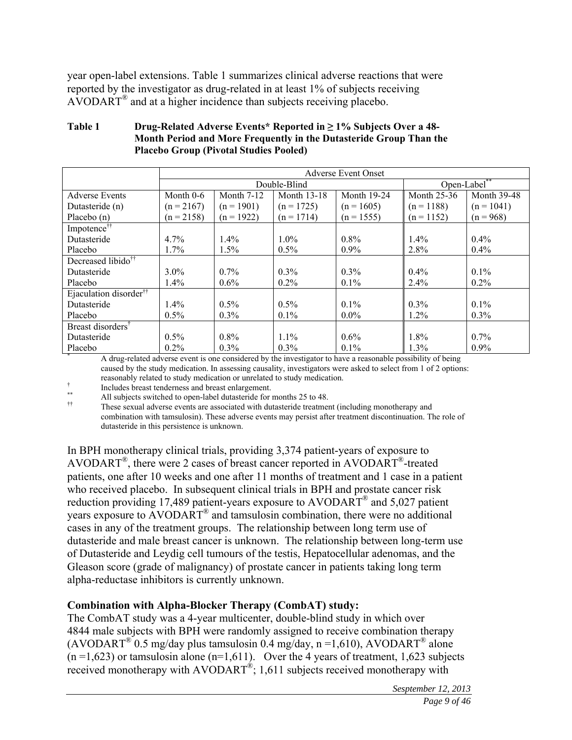year open-label extensions. Table 1 summarizes clinical adverse reactions that were reported by the investigator as drug-related in at least 1% of subjects receiving AVODART® and at a higher incidence than subjects receiving placebo.

**Table 1 Drug-Related Adverse Events* Reported in ≥ 1% Subjects Over a 48-Month Period and More Frequently in the Dutasteride Group Than the Placebo Group (Pivotal Studies Pooled)**

| | Adverse Event Onset | | | | | |
|---|---|---|---|---|---|---|
| | Double-Blind | | | | Open-Label** | |
| Adverse Events<br>Dutasteride (n)<br>Placebo (n) | Month 0-6<br>(n = 2167)<br>(n = 2158) | Month 7-12<br>(n = 1901)<br>(n = 1922) | Month 13-18<br>(n = 1725)<br>(n = 1714) | Month 19-24<br>(n = 1605)<br>(n = 1555) | Month 25-36<br>(n = 1188)<br>(n = 1152) | Month 39-48<br>(n = 1041)<br>(n = 968) |
| Impotence†† | | | | | | |
| Dutasteride | 4.7% | 1.4% | 1.0% | 0.8% | 1.4% | 0.4% |
| Placebo | 1.7% | 1.5% | 0.5% | 0.9% | 2.8% | 0.4% |
| Decreased libido†† | | | | | | |
| Dutasteride | 3.0% | 0.7% | 0.3% | 0.3% | 0.4% | 0.1% |
| Placebo | 1.4% | 0.6% | 0.2% | 0.1% | 2.4% | 0.2% |
| Ejaculation disorder†† | | | | | | |
| Dutasteride | 1.4% | 0.5% | 0.5% | 0.1% | 0.3% | 0.1% |
| Placebo | 0.5% | 0.3% | 0.1% | 0.0% | 1.2% | 0.3% |
| Breast disorders† | | | | | | |
| Dutasteride | 0.5% | 0.8% | 1.1% | 0.6% | 1.8% | 0.7% |
| Placebo | 0.2% | 0.3% | 0.3% | 0.1% | 1.3% | 0.9% |

\* A drug-related adverse event is one considered by the investigator to have a reasonable possibility of being caused by the study medication. In assessing causality, investigators were asked to select from 1 of 2 options: reasonably related to study medication or unrelated to study medication.

† Includes breast tenderness and breast enlargement.

** All subjects switched to open-label dutasteride for months 25 to 48.

†† These sexual adverse events are associated with dutasteride treatment (including monotherapy and combination with tamsulosin). These adverse events may persist after treatment discontinuation. The role of dutasteride in this persistence is unknown.

In BPH monotherapy clinical trials, providing 3,374 patient-years of exposure to AVODART®, there were 2 cases of breast cancer reported in AVODART®-treated patients, one after 10 weeks and one after 11 months of treatment and 1 case in a patient who received placebo. In subsequent clinical trials in BPH and prostate cancer risk reduction providing 17,489 patient-years exposure to AVODART® and 5,027 patient years exposure to AVODART® and tamsulosin combination, there were no additional cases in any of the treatment groups. The relationship between long term use of dutasteride and male breast cancer is unknown. The relationship between long-term use of Dutasteride and Leydig cell tumours of the testis, Hepatocellular adenomas, and the Gleason score (grade of malignancy) of prostate cancer in patients taking long term alpha-reductase inhibitors is currently unknown.

**Combination with Alpha-Blocker Therapy (CombAT) study:**

The CombAT study was a 4-year multicenter, double-blind study in which over 4844 male subjects with BPH were randomly assigned to receive combination therapy (AVODART® 0.5 mg/day plus tamsulosin 0.4 mg/day, n =1,610), AVODART® alone (n =1,623) or tamsulosin alone (n=1,611). Over the 4 years of treatment, 1,623 subjects received monotherapy with AVODART®; 1,611 subjects received monotherapy with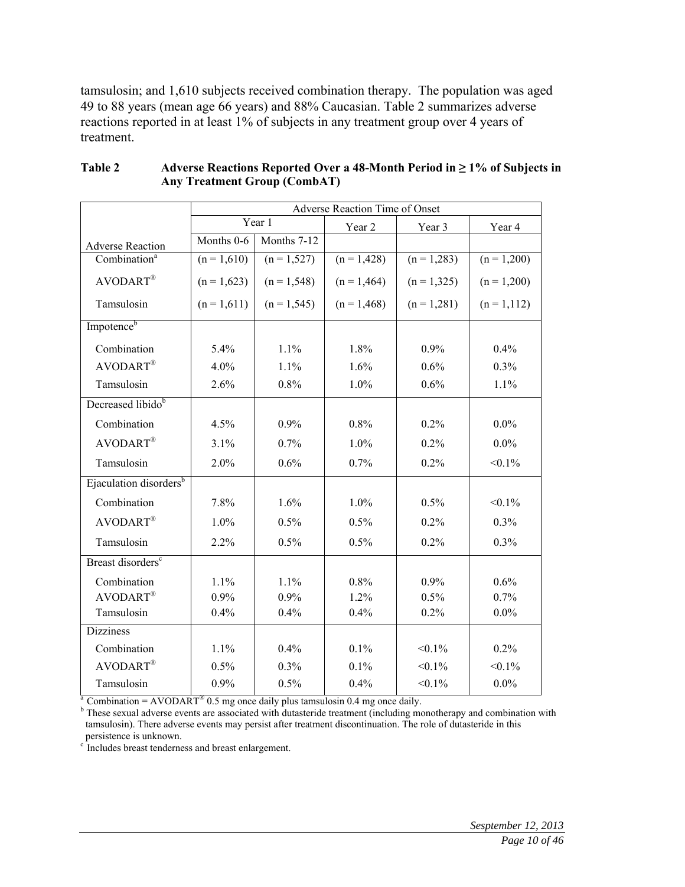tamsulosin; and 1,610 subjects received combination therapy. The population was aged 49 to 88 years (mean age 66 years) and 88% Caucasian. Table 2 summarizes adverse reactions reported in at least 1% of subjects in any treatment group over 4 years of treatment.

**Table 2 Adverse Reactions Reported Over a 48-Month Period in ≥ 1% of Subjects in Any Treatment Group (CombAT)**

| | Adverse Reaction Time of Onset | | | | |
|---|---|---|---|---|---|
| | Year 1 | | Year 2 | Year 3 | Year 4 |
| Adverse Reaction | Months 0-6 | Months 7-12 | | | |
| Combination[a] | (n = 1,610) | (n = 1,527) | (n = 1,428) | (n = 1,283) | (n = 1,200) |
| AVODART® | (n = 1,623) | (n = 1,548) | (n = 1,464) | (n = 1,325) | (n = 1,200) |
| Tamsulosin | (n = 1,611) | (n = 1,545) | (n = 1,468) | (n = 1,281) | (n = 1,112) |
| Impotence[b] | | | | | |
| Combination | 5.4% | 1.1% | 1.8% | 0.9% | 0.4% |
| AVODART® | 4.0% | 1.1% | 1.6% | 0.6% | 0.3% |
| Tamsulosin | 2.6% | 0.8% | 1.0% | 0.6% | 1.1% |
| Decreased libido[b] | | | | | |
| Combination | 4.5% | 0.9% | 0.8% | 0.2% | 0.0% |
| AVODART® | 3.1% | 0.7% | 1.0% | 0.2% | 0.0% |
| Tamsulosin | 2.0% | 0.6% | 0.7% | 0.2% | <0.1% |
| Ejaculation disorders[b] | | | | | |
| Combination | 7.8% | 1.6% | 1.0% | 0.5% | <0.1% |
| AVODART® | 1.0% | 0.5% | 0.5% | 0.2% | 0.3% |
| Tamsulosin | 2.2% | 0.5% | 0.5% | 0.2% | 0.3% |
| Breast disorders[c] | | | | | |
| Combination | 1.1% | 1.1% | 0.8% | 0.9% | 0.6% |
| AVODART® | 0.9% | 0.9% | 1.2% | 0.5% | 0.7% |
| Tamsulosin | 0.4% | 0.4% | 0.4% | 0.2% | 0.0% |
| Dizziness | | | | | |
| Combination | 1.1% | 0.4% | 0.1% | <0.1% | 0.2% |
| AVODART® | 0.5% | 0.3% | 0.1% | <0.1% | <0.1% |
| Tamsulosin | 0.9% | 0.5% | 0.4% | <0.1% | 0.0% |

[a] Combination = AVODART® 0.5 mg once daily plus tamsulosin 0.4 mg once daily.

[b] These sexual adverse events are associated with dutasteride treatment (including monotherapy and combination with tamsulosin). There adverse events may persist after treatment discontinuation. The role of dutasteride in this persistence is unknown.

[c] Includes breast tenderness and breast enlargement.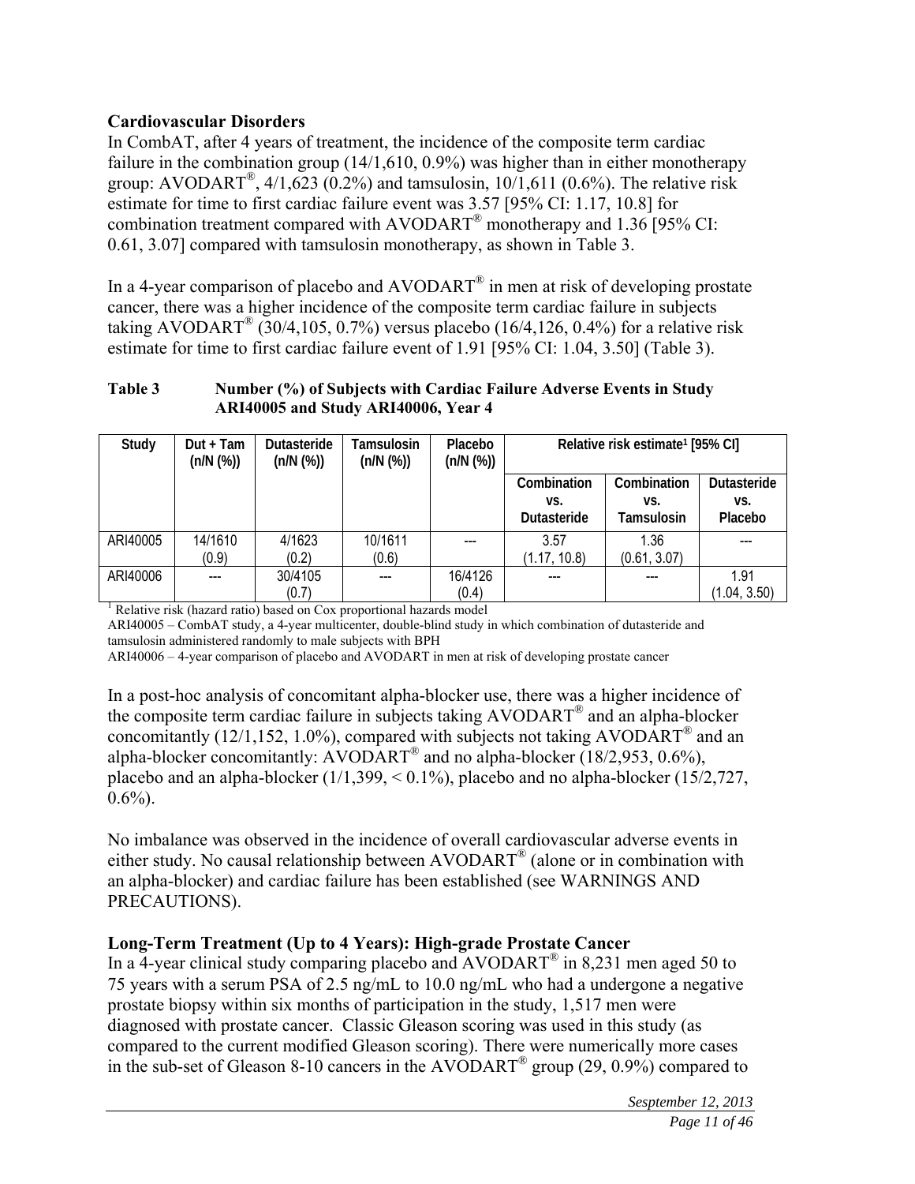### Cardiovascular Disorders

In CombAT, after 4 years of treatment, the incidence of the composite term cardiac failure in the combination group (14/1,610, 0.9%) was higher than in either monotherapy group: AVODART®, 4/1,623 (0.2%) and tamsulosin, 10/1,611 (0.6%). The relative risk estimate for time to first cardiac failure event was 3.57 [95% CI: 1.17, 10.8] for combination treatment compared with AVODART® monotherapy and 1.36 [95% CI: 0.61, 3.07] compared with tamsulosin monotherapy, as shown in Table 3.

In a 4-year comparison of placebo and AVODART® in men at risk of developing prostate cancer, there was a higher incidence of the composite term cardiac failure in subjects taking AVODART® (30/4,105, 0.7%) versus placebo (16/4,126, 0.4%) for a relative risk estimate for time to first cardiac failure event of 1.91 [95% CI: 1.04, 3.50] (Table 3).

**Table 3 Number (%) of Subjects with Cardiac Failure Adverse Events in Study ARI40005 and Study ARI40006, Year 4**

| Study | Dut + Tam (n/N (%)) | Dutasteride (n/N (%)) | Tamsulosin (n/N (%)) | Placebo (n/N (%)) | Relative risk estimate[1] [95% CI] | | |
|---|---|---|---|---|---|---|---|
| | | | | | Combination vs. Dutasteride | Combination vs. Tamsulosin | Dutasteride vs. Placebo |
| ARI40005 | 14/1610 (0.9) | 4/1623 (0.2) | 10/1611 (0.6) | --- | 3.57 (1.17, 10.8) | 1.36 (0.61, 3.07) | --- |
| ARI40006 | --- | 30/4105 (0.7) | --- | 16/4126 (0.4) | --- | --- | 1.91 (1.04, 3.50) |

[1] Relative risk (hazard ratio) based on Cox proportional hazards model

ARI40005 – CombAT study, a 4-year multicenter, double-blind study in which combination of dutasteride and tamsulosin administered randomly to male subjects with BPH

ARI40006 – 4-year comparison of placebo and AVODART in men at risk of developing prostate cancer

In a post-hoc analysis of concomitant alpha-blocker use, there was a higher incidence of the composite term cardiac failure in subjects taking AVODART® and an alpha-blocker concomitantly (12/1,152, 1.0%), compared with subjects not taking AVODART® and an alpha-blocker concomitantly: AVODART® and no alpha-blocker (18/2,953, 0.6%), placebo and an alpha-blocker (1/1,399, < 0.1%), placebo and no alpha-blocker (15/2,727, 0.6%).

No imbalance was observed in the incidence of overall cardiovascular adverse events in either study. No causal relationship between AVODART® (alone or in combination with an alpha-blocker) and cardiac failure has been established (see WARNINGS AND PRECAUTIONS).

### Long-Term Treatment (Up to 4 Years): High-grade Prostate Cancer

In a 4-year clinical study comparing placebo and AVODART® in 8,231 men aged 50 to 75 years with a serum PSA of 2.5 ng/mL to 10.0 ng/mL who had a undergone a negative prostate biopsy within six months of participation in the study, 1,517 men were diagnosed with prostate cancer. Classic Gleason scoring was used in this study (as compared to the current modified Gleason scoring). There were numerically more cases in the sub-set of Gleason 8-10 cancers in the AVODART® group (29, 0.9%) compared to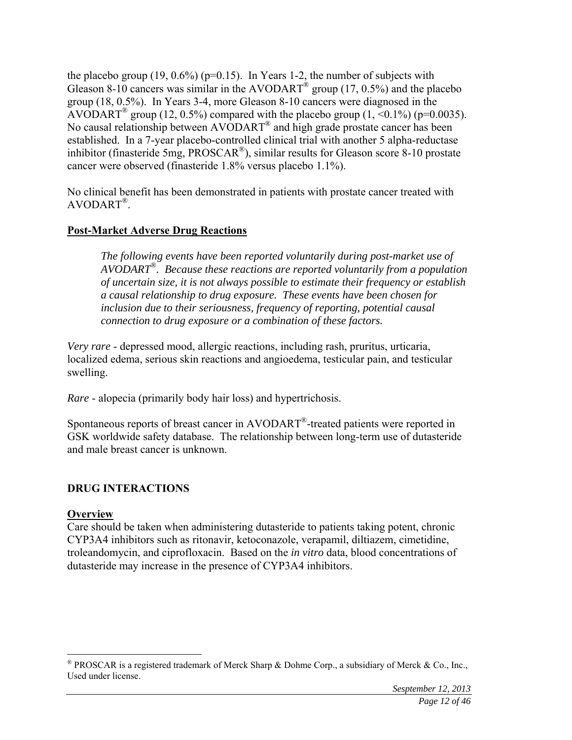the placebo group (19, 0.6%) (p=0.15). In Years 1-2, the number of subjects with Gleason 8-10 cancers was similar in the AVODART® group (17, 0.5%) and the placebo group (18, 0.5%). In Years 3-4, more Gleason 8-10 cancers were diagnosed in the AVODART® group (12, 0.5%) compared with the placebo group (1, <0.1%) (p=0.0035). No causal relationship between AVODART® and high grade prostate cancer has been established. In a 7-year placebo-controlled clinical trial with another 5 alpha-reductase inhibitor (finasteride 5mg, PROSCAR®), similar results for Gleason score 8-10 prostate cancer were observed (finasteride 1.8% versus placebo 1.1%).

No clinical benefit has been demonstrated in patients with prostate cancer treated with AVODART®.

**Post-Market Adverse Drug Reactions**

> *The following events have been reported voluntarily during post-market use of AVODART®. Because these reactions are reported voluntarily from a population of uncertain size, it is not always possible to estimate their frequency or establish a causal relationship to drug exposure. These events have been chosen for inclusion due to their seriousness, frequency of reporting, potential causal connection to drug exposure or a combination of these factors.*

*Very rare* - depressed mood, allergic reactions, including rash, pruritus, urticaria, localized edema, serious skin reactions and angioedema, testicular pain, and testicular swelling.

*Rare* - alopecia (primarily body hair loss) and hypertrichosis.

Spontaneous reports of breast cancer in AVODART®-treated patients were reported in GSK worldwide safety database. The relationship between long-term use of dutasteride and male breast cancer is unknown.

## DRUG INTERACTIONS

**Overview**

Care should be taken when administering dutasteride to patients taking potent, chronic CYP3A4 inhibitors such as ritonavir, ketoconazole, verapamil, diltiazem, cimetidine, troleandomycin, and ciprofloxacin. Based on the *in vitro* data, blood concentrations of dutasteride may increase in the presence of CYP3A4 inhibitors.

---

® PROSCAR is a registered trademark of Merck Sharp & Dohme Corp., a subsidiary of Merck & Co., Inc., Used under license.

*Sesptember 12, 2013*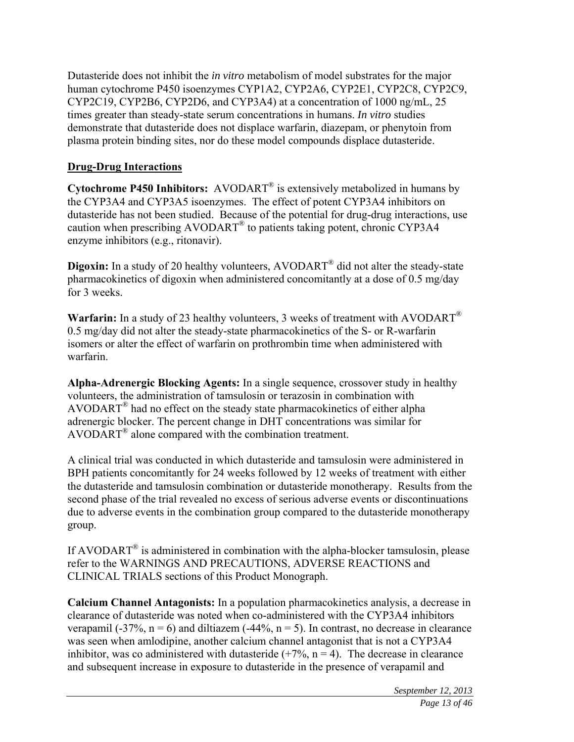Dutasteride does not inhibit the *in vitro* metabolism of model substrates for the major human cytochrome P450 isoenzymes CYP1A2, CYP2A6, CYP2E1, CYP2C8, CYP2C9, CYP2C19, CYP2B6, CYP2D6, and CYP3A4) at a concentration of 1000 ng/mL, 25 times greater than steady-state serum concentrations in humans. *In vitro* studies demonstrate that dutasteride does not displace warfarin, diazepam, or phenytoin from plasma protein binding sites, nor do these model compounds displace dutasteride.

## Drug-Drug Interactions

**Cytochrome P450 Inhibitors:** AVODART® is extensively metabolized in humans by the CYP3A4 and CYP3A5 isoenzymes. The effect of potent CYP3A4 inhibitors on dutasteride has not been studied. Because of the potential for drug-drug interactions, use caution when prescribing AVODART® to patients taking potent, chronic CYP3A4 enzyme inhibitors (e.g., ritonavir).

**Digoxin:** In a study of 20 healthy volunteers, AVODART® did not alter the steady-state pharmacokinetics of digoxin when administered concomitantly at a dose of 0.5 mg/day for 3 weeks.

**Warfarin:** In a study of 23 healthy volunteers, 3 weeks of treatment with AVODART® 0.5 mg/day did not alter the steady-state pharmacokinetics of the S- or R-warfarin isomers or alter the effect of warfarin on prothrombin time when administered with warfarin.

**Alpha-Adrenergic Blocking Agents:** In a single sequence, crossover study in healthy volunteers, the administration of tamsulosin or terazosin in combination with AVODART® had no effect on the steady state pharmacokinetics of either alpha adrenergic blocker. The percent change in DHT concentrations was similar for AVODART® alone compared with the combination treatment.

A clinical trial was conducted in which dutasteride and tamsulosin were administered in BPH patients concomitantly for 24 weeks followed by 12 weeks of treatment with either the dutasteride and tamsulosin combination or dutasteride monotherapy. Results from the second phase of the trial revealed no excess of serious adverse events or discontinuations due to adverse events in the combination group compared to the dutasteride monotherapy group.

If AVODART® is administered in combination with the alpha-blocker tamsulosin, please refer to the WARNINGS AND PRECAUTIONS, ADVERSE REACTIONS and CLINICAL TRIALS sections of this Product Monograph.

**Calcium Channel Antagonists:** In a population pharmacokinetics analysis, a decrease in clearance of dutasteride was noted when co-administered with the CYP3A4 inhibitors verapamil (-37%, $n = 6$) and diltiazem (-44%, $n = 5$). In contrast, no decrease in clearance was seen when amlodipine, another calcium channel antagonist that is not a CYP3A4 inhibitor, was co administered with dutasteride (+7%, $n = 4$). The decrease in clearance and subsequent increase in exposure to dutasteride in the presence of verapamil and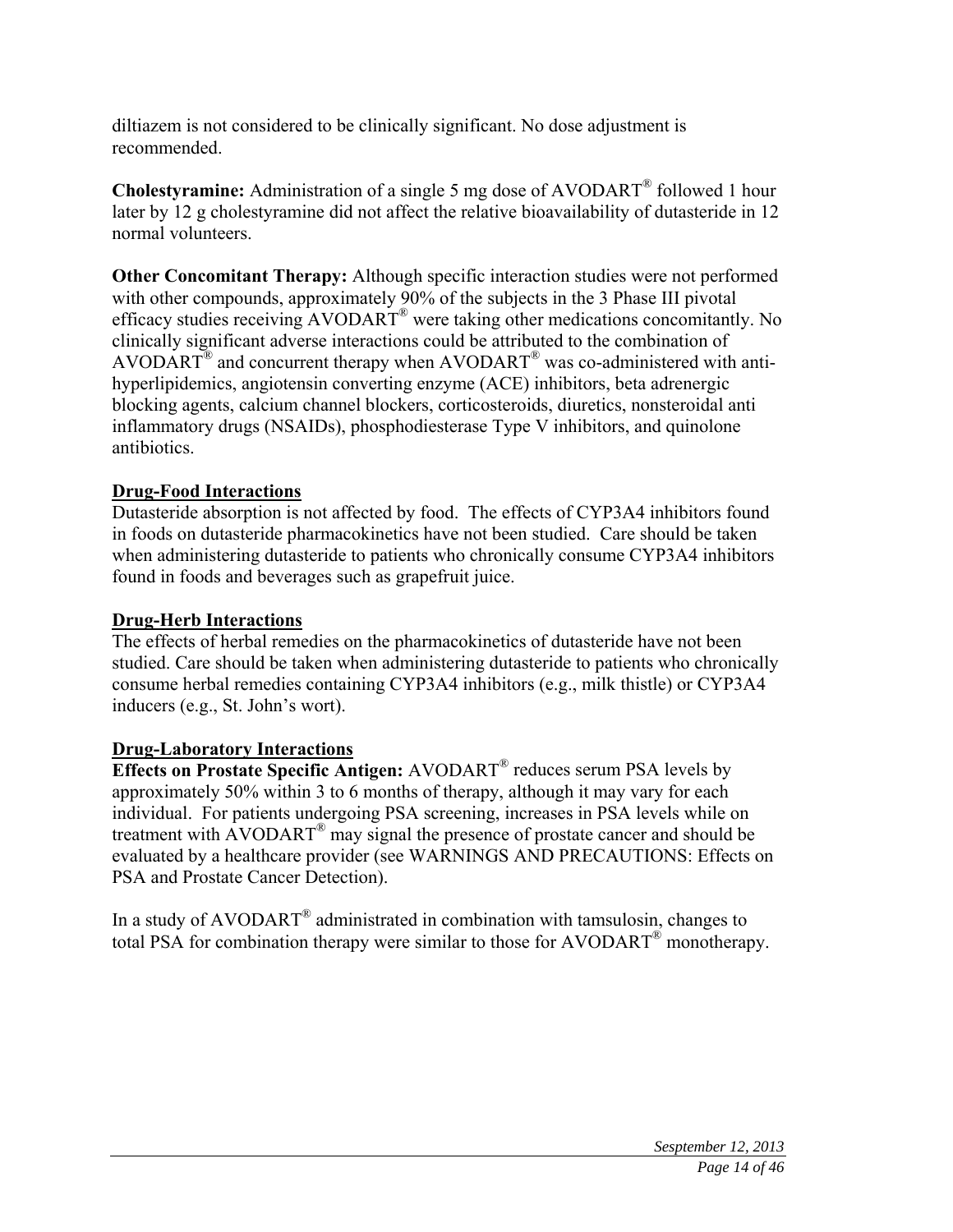diltiazem is not considered to be clinically significant. No dose adjustment is recommended.

**Cholestyramine:** Administration of a single 5 mg dose of AVODART® followed 1 hour later by 12 g cholestyramine did not affect the relative bioavailability of dutasteride in 12 normal volunteers.

**Other Concomitant Therapy:** Although specific interaction studies were not performed with other compounds, approximately 90% of the subjects in the 3 Phase III pivotal efficacy studies receiving AVODART® were taking other medications concomitantly. No clinically significant adverse interactions could be attributed to the combination of AVODART® and concurrent therapy when AVODART® was co-administered with anti-hyperlipidemics, angiotensin converting enzyme (ACE) inhibitors, beta adrenergic blocking agents, calcium channel blockers, corticosteroids, diuretics, nonsteroidal anti inflammatory drugs (NSAIDs), phosphodiesterase Type V inhibitors, and quinolone antibiotics.

## Drug-Food Interactions

Dutasteride absorption is not affected by food. The effects of CYP3A4 inhibitors found in foods on dutasteride pharmacokinetics have not been studied. Care should be taken when administering dutasteride to patients who chronically consume CYP3A4 inhibitors found in foods and beverages such as grapefruit juice.

## Drug-Herb Interactions

The effects of herbal remedies on the pharmacokinetics of dutasteride have not been studied. Care should be taken when administering dutasteride to patients who chronically consume herbal remedies containing CYP3A4 inhibitors (e.g., milk thistle) or CYP3A4 inducers (e.g., St. John's wort).

## Drug-Laboratory Interactions

**Effects on Prostate Specific Antigen:** AVODART® reduces serum PSA levels by approximately 50% within 3 to 6 months of therapy, although it may vary for each individual. For patients undergoing PSA screening, increases in PSA levels while on treatment with AVODART® may signal the presence of prostate cancer and should be evaluated by a healthcare provider (see WARNINGS AND PRECAUTIONS: Effects on PSA and Prostate Cancer Detection).

In a study of AVODART® administrated in combination with tamsulosin, changes to total PSA for combination therapy were similar to those for AVODART® monotherapy.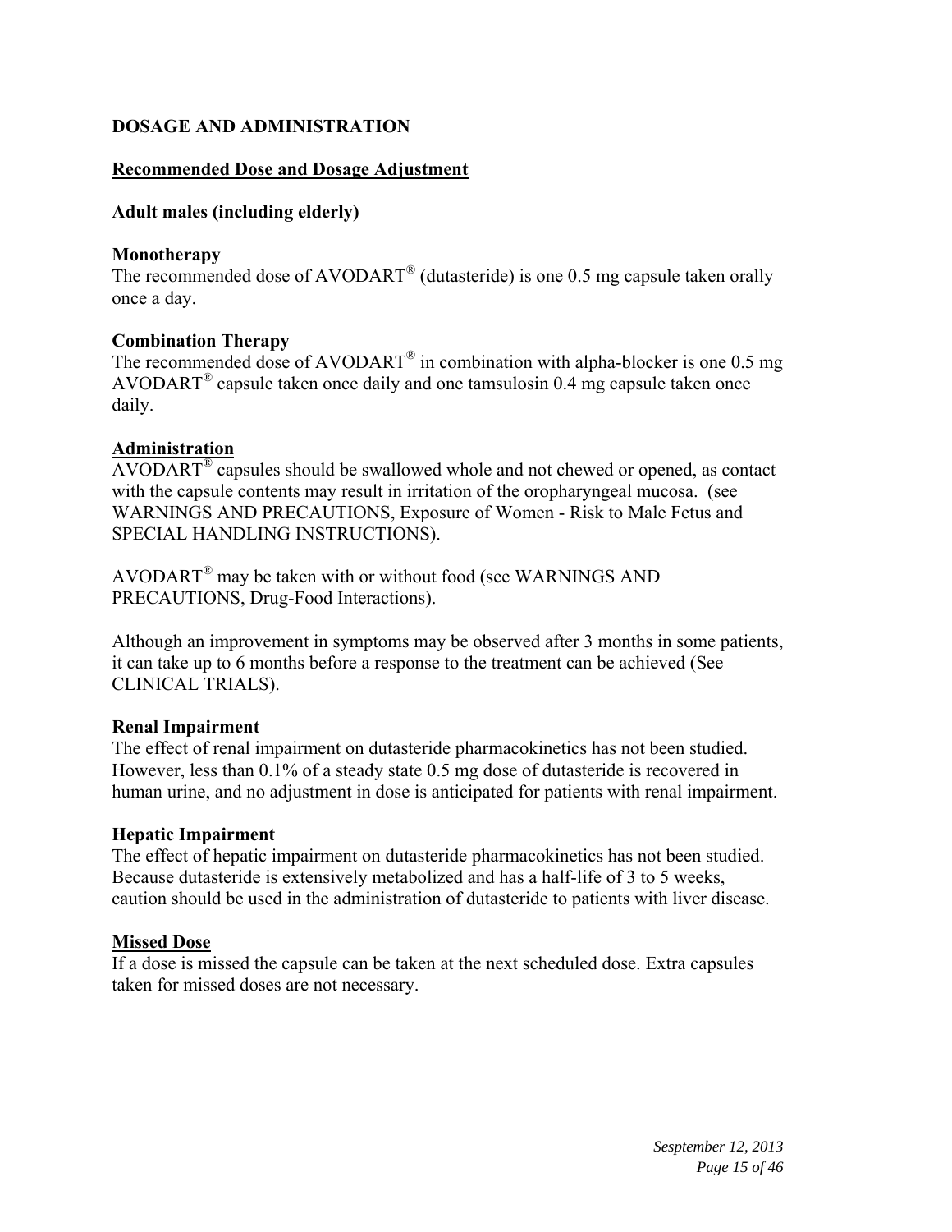## DOSAGE AND ADMINISTRATION

### Recommended Dose and Dosage Adjustment

**Adult males (including elderly)**

**Monotherapy**

The recommended dose of AVODART® (dutasteride) is one 0.5 mg capsule taken orally once a day.

**Combination Therapy**

The recommended dose of AVODART® in combination with alpha-blocker is one 0.5 mg AVODART® capsule taken once daily and one tamsulosin 0.4 mg capsule taken once daily.

### Administration

AVODART® capsules should be swallowed whole and not chewed or opened, as contact with the capsule contents may result in irritation of the oropharyngeal mucosa. (see WARNINGS AND PRECAUTIONS, Exposure of Women - Risk to Male Fetus and SPECIAL HANDLING INSTRUCTIONS).

AVODART® may be taken with or without food (see WARNINGS AND PRECAUTIONS, Drug-Food Interactions).

Although an improvement in symptoms may be observed after 3 months in some patients, it can take up to 6 months before a response to the treatment can be achieved (See CLINICAL TRIALS).

**Renal Impairment**

The effect of renal impairment on dutasteride pharmacokinetics has not been studied. However, less than 0.1% of a steady state 0.5 mg dose of dutasteride is recovered in human urine, and no adjustment in dose is anticipated for patients with renal impairment.

**Hepatic Impairment**

The effect of hepatic impairment on dutasteride pharmacokinetics has not been studied. Because dutasteride is extensively metabolized and has a half-life of 3 to 5 weeks, caution should be used in the administration of dutasteride to patients with liver disease.

### Missed Dose

If a dose is missed the capsule can be taken at the next scheduled dose. Extra capsules taken for missed doses are not necessary.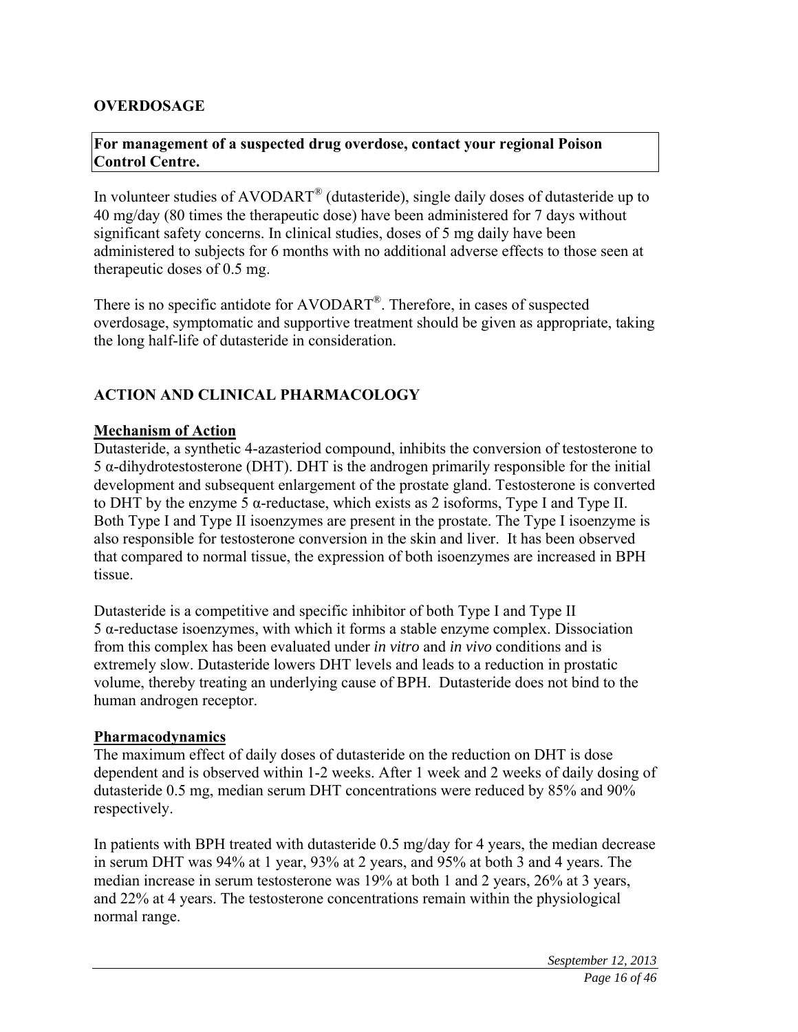## OVERDOSAGE

**For management of a suspected drug overdose, contact your regional Poison Control Centre.**

In volunteer studies of AVODART® (dutasteride), single daily doses of dutasteride up to 40 mg/day (80 times the therapeutic dose) have been administered for 7 days without significant safety concerns. In clinical studies, doses of 5 mg daily have been administered to subjects for 6 months with no additional adverse effects to those seen at therapeutic doses of 0.5 mg.

There is no specific antidote for AVODART®. Therefore, in cases of suspected overdosage, symptomatic and supportive treatment should be given as appropriate, taking the long half-life of dutasteride in consideration.

## ACTION AND CLINICAL PHARMACOLOGY

### Mechanism of Action

Dutasteride, a synthetic 4-azasteriod compound, inhibits the conversion of testosterone to 5 α-dihydrotestosterone (DHT). DHT is the androgen primarily responsible for the initial development and subsequent enlargement of the prostate gland. Testosterone is converted to DHT by the enzyme 5 α-reductase, which exists as 2 isoforms, Type I and Type II. Both Type I and Type II isoenzymes are present in the prostate. The Type I isoenzyme is also responsible for testosterone conversion in the skin and liver. It has been observed that compared to normal tissue, the expression of both isoenzymes are increased in BPH tissue.

Dutasteride is a competitive and specific inhibitor of both Type I and Type II 5 α-reductase isoenzymes, with which it forms a stable enzyme complex. Dissociation from this complex has been evaluated under *in vitro* and *in vivo* conditions and is extremely slow. Dutasteride lowers DHT levels and leads to a reduction in prostatic volume, thereby treating an underlying cause of BPH. Dutasteride does not bind to the human androgen receptor.

### Pharmacodynamics

The maximum effect of daily doses of dutasteride on the reduction on DHT is dose dependent and is observed within 1-2 weeks. After 1 week and 2 weeks of daily dosing of dutasteride 0.5 mg, median serum DHT concentrations were reduced by 85% and 90% respectively.

In patients with BPH treated with dutasteride 0.5 mg/day for 4 years, the median decrease in serum DHT was 94% at 1 year, 93% at 2 years, and 95% at both 3 and 4 years. The median increase in serum testosterone was 19% at both 1 and 2 years, 26% at 3 years, and 22% at 4 years. The testosterone concentrations remain within the physiological normal range.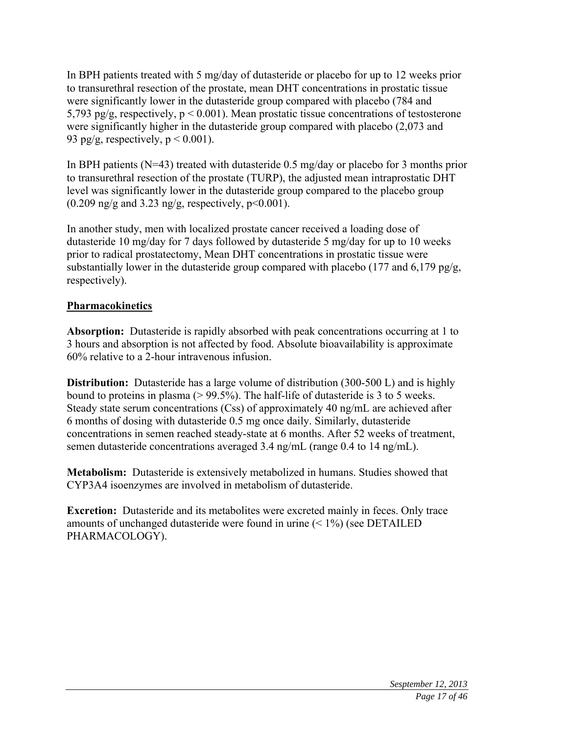In BPH patients treated with 5 mg/day of dutasteride or placebo for up to 12 weeks prior to transurethral resection of the prostate, mean DHT concentrations in prostatic tissue were significantly lower in the dutasteride group compared with placebo (784 and 5,793 pg/g, respectively, $p < 0.001$). Mean prostatic tissue concentrations of testosterone were significantly higher in the dutasteride group compared with placebo (2,073 and 93 pg/g, respectively, $p < 0.001$).

In BPH patients (N=43) treated with dutasteride 0.5 mg/day or placebo for 3 months prior to transurethral resection of the prostate (TURP), the adjusted mean intraprostatic DHT level was significantly lower in the dutasteride group compared to the placebo group (0.209 ng/g and 3.23 ng/g, respectively, $p<0.001$).

In another study, men with localized prostate cancer received a loading dose of dutasteride 10 mg/day for 7 days followed by dutasteride 5 mg/day for up to 10 weeks prior to radical prostatectomy, Mean DHT concentrations in prostatic tissue were substantially lower in the dutasteride group compared with placebo (177 and 6,179 pg/g, respectively).

## Pharmacokinetics

**Absorption:** Dutasteride is rapidly absorbed with peak concentrations occurring at 1 to 3 hours and absorption is not affected by food. Absolute bioavailability is approximate 60% relative to a 2-hour intravenous infusion.

**Distribution:** Dutasteride has a large volume of distribution (300-500 L) and is highly bound to proteins in plasma (> 99.5%). The half-life of dutasteride is 3 to 5 weeks. Steady state serum concentrations (Css) of approximately 40 ng/mL are achieved after 6 months of dosing with dutasteride 0.5 mg once daily. Similarly, dutasteride concentrations in semen reached steady-state at 6 months. After 52 weeks of treatment, semen dutasteride concentrations averaged 3.4 ng/mL (range 0.4 to 14 ng/mL).

**Metabolism:** Dutasteride is extensively metabolized in humans. Studies showed that CYP3A4 isoenzymes are involved in metabolism of dutasteride.

**Excretion:** Dutasteride and its metabolites were excreted mainly in feces. Only trace amounts of unchanged dutasteride were found in urine (< 1%) (see DETAILED PHARMACOLOGY).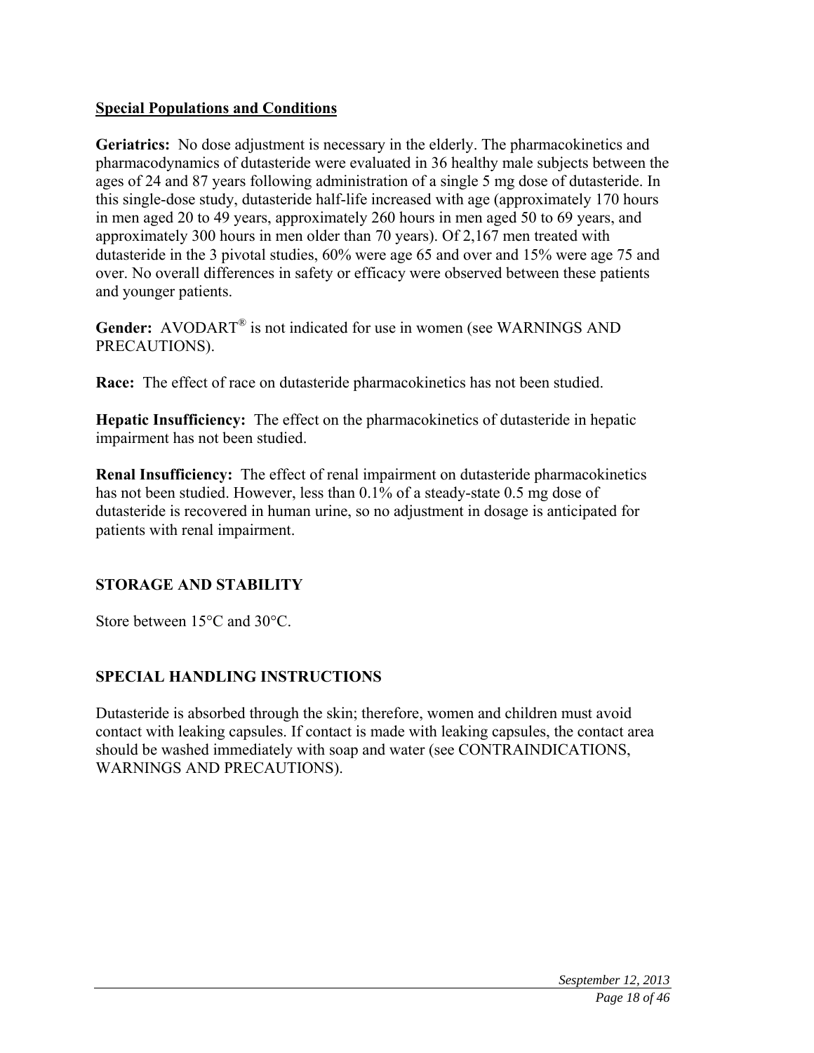**Special Populations and Conditions**

**Geriatrics:** No dose adjustment is necessary in the elderly. The pharmacokinetics and pharmacodynamics of dutasteride were evaluated in 36 healthy male subjects between the ages of 24 and 87 years following administration of a single 5 mg dose of dutasteride. In this single-dose study, dutasteride half-life increased with age (approximately 170 hours in men aged 20 to 49 years, approximately 260 hours in men aged 50 to 69 years, and approximately 300 hours in men older than 70 years). Of 2,167 men treated with dutasteride in the 3 pivotal studies, 60% were age 65 and over and 15% were age 75 and over. No overall differences in safety or efficacy were observed between these patients and younger patients.

**Gender:** AVODART® is not indicated for use in women (see WARNINGS AND PRECAUTIONS).

**Race:** The effect of race on dutasteride pharmacokinetics has not been studied.

**Hepatic Insufficiency:** The effect on the pharmacokinetics of dutasteride in hepatic impairment has not been studied.

**Renal Insufficiency:** The effect of renal impairment on dutasteride pharmacokinetics has not been studied. However, less than 0.1% of a steady-state 0.5 mg dose of dutasteride is recovered in human urine, so no adjustment in dosage is anticipated for patients with renal impairment.

## STORAGE AND STABILITY

Store between 15°C and 30°C.

## SPECIAL HANDLING INSTRUCTIONS

Dutasteride is absorbed through the skin; therefore, women and children must avoid contact with leaking capsules. If contact is made with leaking capsules, the contact area should be washed immediately with soap and water (see CONTRAINDICATIONS, WARNINGS AND PRECAUTIONS).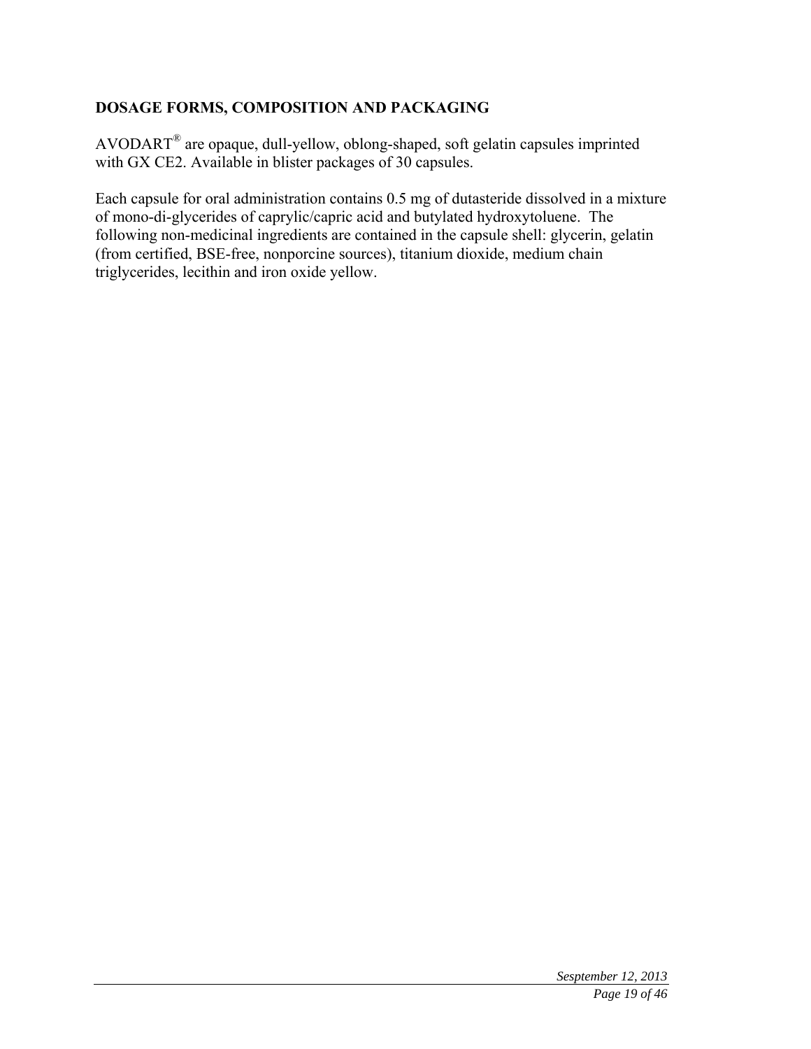## DOSAGE FORMS, COMPOSITION AND PACKAGING

AVODART® are opaque, dull-yellow, oblong-shaped, soft gelatin capsules imprinted with GX CE2. Available in blister packages of 30 capsules.

Each capsule for oral administration contains 0.5 mg of dutasteride dissolved in a mixture of mono-di-glycerides of caprylic/capric acid and butylated hydroxytoluene. The following non-medicinal ingredients are contained in the capsule shell: glycerin, gelatin (from certified, BSE-free, nonporcine sources), titanium dioxide, medium chain triglycerides, lecithin and iron oxide yellow.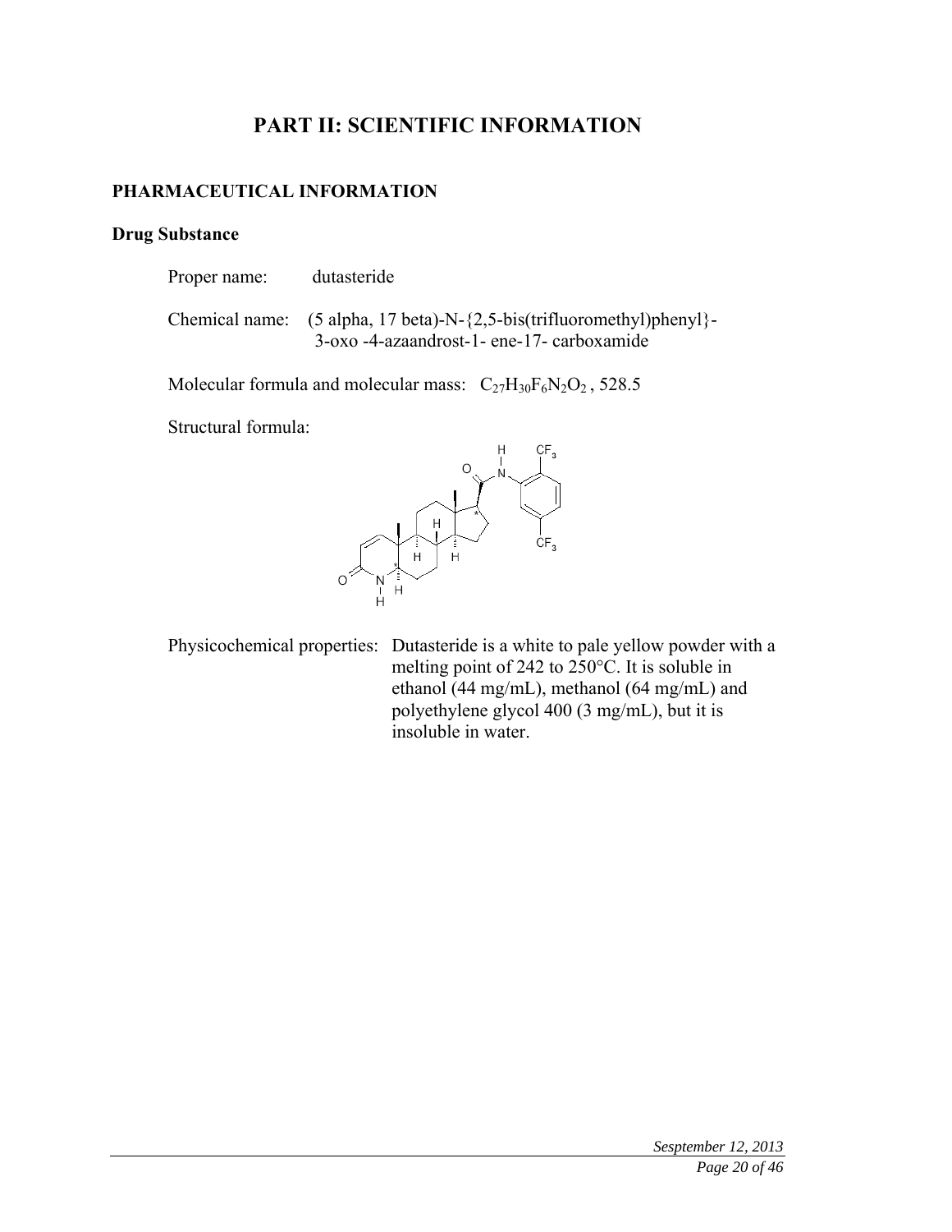# PART II: SCIENTIFIC INFORMATION

## PHARMACEUTICAL INFORMATION

### Drug Substance

Proper name: dutasteride

Chemical name: (5 alpha, 17 beta)-N-{2,5-bis(trifluoromethyl)phenyl}-3-oxo -4-azaandrost-1- ene-17- carboxamide

Molecular formula and molecular mass: $C_{27}H_{30}F_6N_2O_2$ , 528.5

Structural formula:

Physicochemical properties: Dutasteride is a white to pale yellow powder with a melting point of 242 to 250°C. It is soluble in ethanol (44 mg/mL), methanol (64 mg/mL) and polyethylene glycol 400 (3 mg/mL), but it is insoluble in water.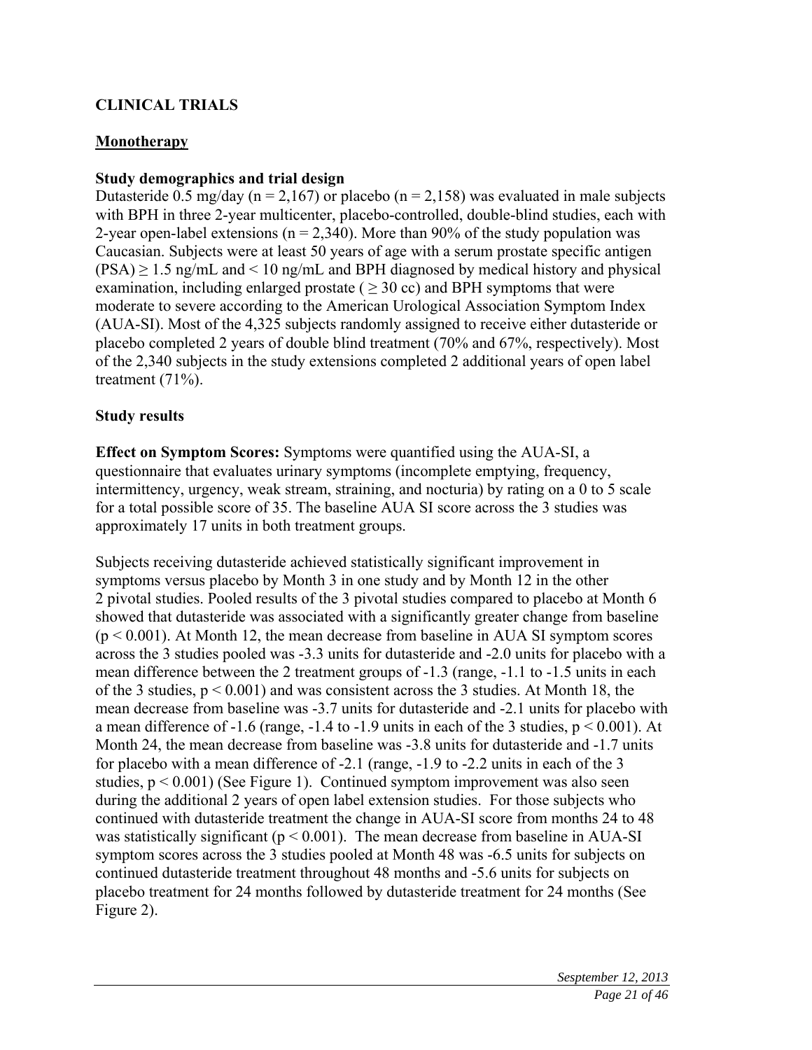## CLINICAL TRIALS

### Monotherapy

**Study demographics and trial design**

Dutasteride 0.5 mg/day (n = 2,167) or placebo (n = 2,158) was evaluated in male subjects with BPH in three 2-year multicenter, placebo-controlled, double-blind studies, each with 2-year open-label extensions (n = 2,340). More than 90% of the study population was Caucasian. Subjects were at least 50 years of age with a serum prostate specific antigen (PSA) ≥ 1.5 ng/mL and < 10 ng/mL and BPH diagnosed by medical history and physical examination, including enlarged prostate ( ≥ 30 cc) and BPH symptoms that were moderate to severe according to the American Urological Association Symptom Index (AUA-SI). Most of the 4,325 subjects randomly assigned to receive either dutasteride or placebo completed 2 years of double blind treatment (70% and 67%, respectively). Most of the 2,340 subjects in the study extensions completed 2 additional years of open label treatment (71%).

**Study results**

**Effect on Symptom Scores:** Symptoms were quantified using the AUA-SI, a questionnaire that evaluates urinary symptoms (incomplete emptying, frequency, intermittency, urgency, weak stream, straining, and nocturia) by rating on a 0 to 5 scale for a total possible score of 35. The baseline AUA SI score across the 3 studies was approximately 17 units in both treatment groups.

Subjects receiving dutasteride achieved statistically significant improvement in symptoms versus placebo by Month 3 in one study and by Month 12 in the other 2 pivotal studies. Pooled results of the 3 pivotal studies compared to placebo at Month 6 showed that dutasteride was associated with a significantly greater change from baseline ($p < 0.001$). At Month 12, the mean decrease from baseline in AUA SI symptom scores across the 3 studies pooled was -3.3 units for dutasteride and -2.0 units for placebo with a mean difference between the 2 treatment groups of -1.3 (range, -1.1 to -1.5 units in each of the 3 studies, $p < 0.001$) and was consistent across the 3 studies. At Month 18, the mean decrease from baseline was -3.7 units for dutasteride and -2.1 units for placebo with a mean difference of -1.6 (range, -1.4 to -1.9 units in each of the 3 studies, $p < 0.001$). At Month 24, the mean decrease from baseline was -3.8 units for dutasteride and -1.7 units for placebo with a mean difference of -2.1 (range, -1.9 to -2.2 units in each of the 3 studies, $p < 0.001$) (See Figure 1). Continued symptom improvement was also seen during the additional 2 years of open label extension studies. For those subjects who continued with dutasteride treatment the change in AUA-SI score from months 24 to 48 was statistically significant ($p < 0.001$). The mean decrease from baseline in AUA-SI symptom scores across the 3 studies pooled at Month 48 was -6.5 units for subjects on continued dutasteride treatment throughout 48 months and -5.6 units for subjects on placebo treatment for 24 months followed by dutasteride treatment for 24 months (See Figure 2).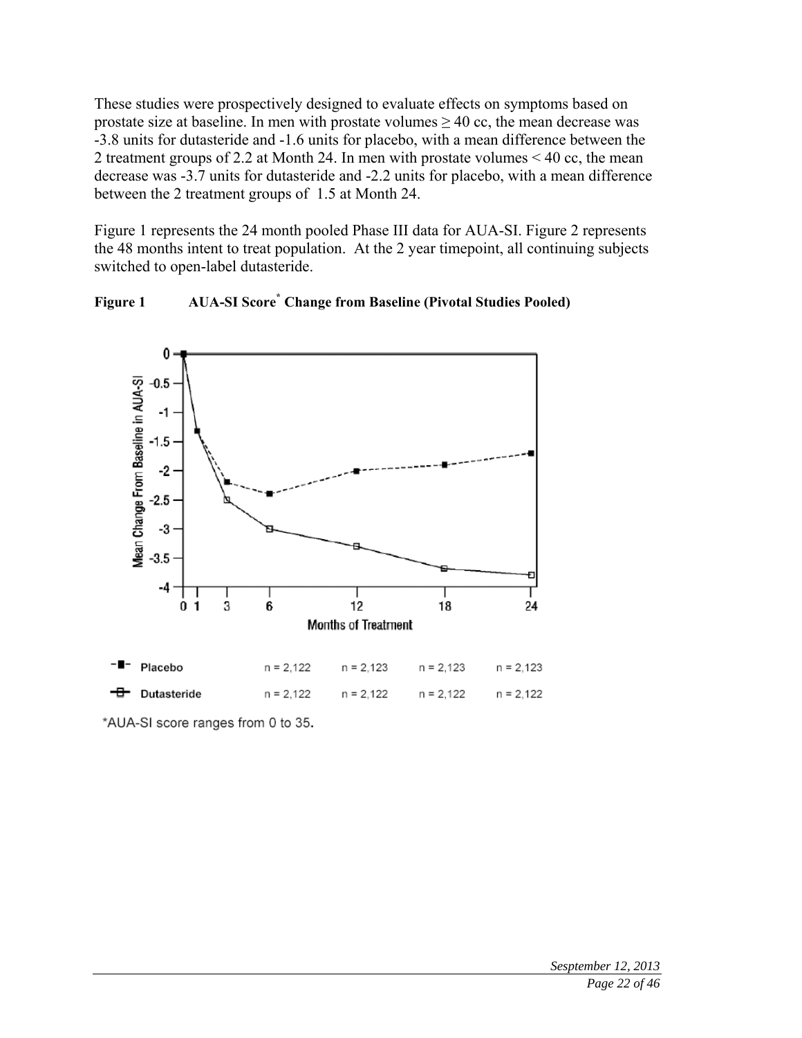These studies were prospectively designed to evaluate effects on symptoms based on prostate size at baseline. In men with prostate volumes ≥ 40 cc, the mean decrease was -3.8 units for dutasteride and -1.6 units for placebo, with a mean difference between the 2 treatment groups of 2.2 at Month 24. In men with prostate volumes < 40 cc, the mean decrease was -3.7 units for dutasteride and -2.2 units for placebo, with a mean difference between the 2 treatment groups of 1.5 at Month 24.

Figure 1 represents the 24 month pooled Phase III data for AUA-SI. Figure 2 represents the 48 months intent to treat population. At the 2 year timepoint, all continuing subjects switched to open-label dutasteride.

**Figure 1 AUA-SI Score[*] Change from Baseline (Pivotal Studies Pooled)**

| | | | | |
|---|---|---|---|---|
| Placebo | n = 2,122 | n = 2,123 | n = 2,123 | n = 2,123 |
| Dutasteride | n = 2,122 | n = 2,122 | n = 2,122 | n = 2,122 |

*AUA-SI score ranges from 0 to 35.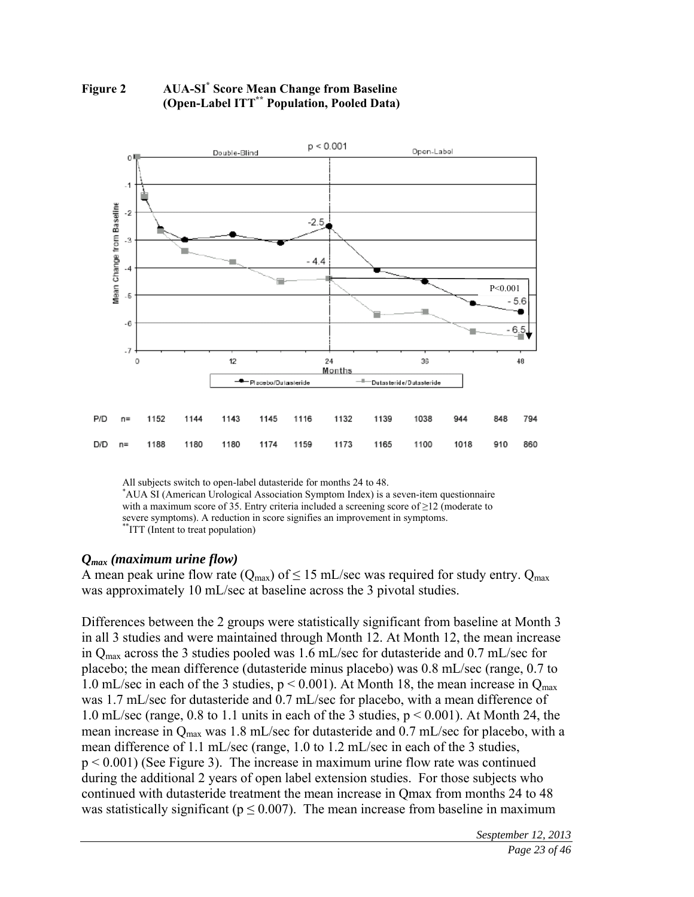**Figure 2 AUA-SI[*] Score Mean Change from Baseline (Open-Label ITT[**] Population, Pooled Data)**

| | | | | | | | | | | | |
|---|---|---|---|---|---|---|---|---|---|---|---|
| P/D | n= | 1152 | 1144 | 1143 | 1145 | 1116 | 1132 | 1139 | 1038 | 944 | 848 | 794 |
| D/D | n= | 1188 | 1180 | 1180 | 1174 | 1159 | 1173 | 1165 | 1100 | 1018 | 910 | 860 |

All subjects switch to open-label dutasteride for months 24 to 48.
[*]AUA SI (American Urological Association Symptom Index) is a seven-item questionnaire with a maximum score of 35. Entry criteria included a screening score of ≥12 (moderate to severe symptoms). A reduction in score signifies an improvement in symptoms.
[**]ITT (Intent to treat population)

### *$Q_{max}$ (maximum urine flow)*

A mean peak urine flow rate ($Q_{max}$) of ≤ 15 mL/sec was required for study entry. $Q_{max}$ was approximately 10 mL/sec at baseline across the 3 pivotal studies.

Differences between the 2 groups were statistically significant from baseline at Month 3 in all 3 studies and were maintained through Month 12. At Month 12, the mean increase in $Q_{max}$ across the 3 studies pooled was 1.6 mL/sec for dutasteride and 0.7 mL/sec for placebo; the mean difference (dutasteride minus placebo) was 0.8 mL/sec (range, 0.7 to 1.0 mL/sec in each of the 3 studies, $p < 0.001$). At Month 18, the mean increase in $Q_{max}$ was 1.7 mL/sec for dutasteride and 0.7 mL/sec for placebo, with a mean difference of 1.0 mL/sec (range, 0.8 to 1.1 units in each of the 3 studies, $p < 0.001$). At Month 24, the mean increase in $Q_{max}$ was 1.8 mL/sec for dutasteride and 0.7 mL/sec for placebo, with a mean difference of 1.1 mL/sec (range, 1.0 to 1.2 mL/sec in each of the 3 studies, $p < 0.001$) (See Figure 3). The increase in maximum urine flow rate was continued during the additional 2 years of open label extension studies. For those subjects who continued with dutasteride treatment the mean increase in Qmax from months 24 to 48 was statistically significant ($p \leq 0.007$). The mean increase from baseline in maximum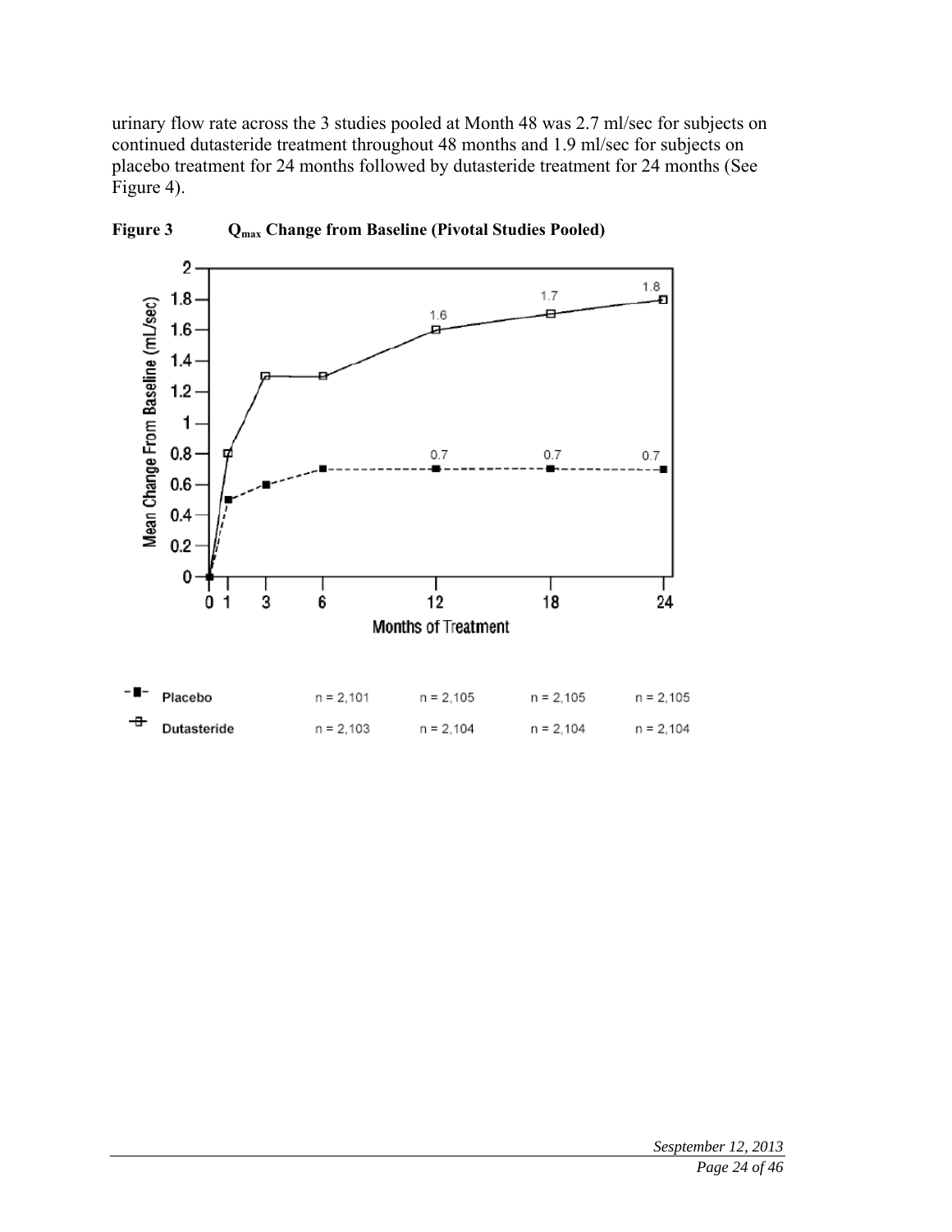urinary flow rate across the 3 studies pooled at Month 48 was 2.7 ml/sec for subjects on continued dutasteride treatment throughout 48 months and 1.9 ml/sec for subjects on placebo treatment for 24 months followed by dutasteride treatment for 24 months (See Figure 4).

**Figure 3 $Q_{max}$ Change from Baseline (Pivotal Studies Pooled)**

| | Month 6 | Month 12 | Month 18 | Month 24 |
|---|---|---|---|---|
| Placebo | n = 2,101 | n = 2,105 | n = 2,105 | n = 2,105 |
| Dutasteride | n = 2,103 | n = 2,104 | n = 2,104 | n = 2,104 |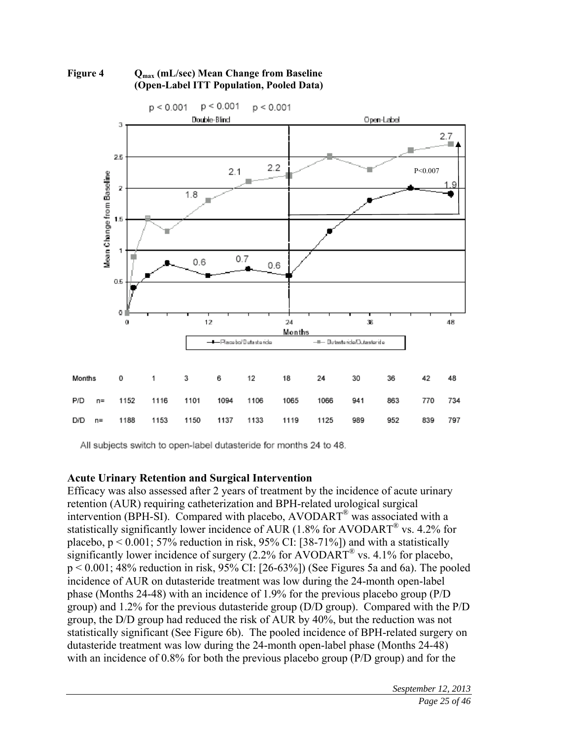**Figure 4 $Q_{max}$ (mL/sec) Mean Change from Baseline (Open-Label ITT Population, Pooled Data)**

| Months | 0 | 1 | 3 | 6 | 12 | 18 | 24 | 30 | 36 | 42 | 48 |
|---|---|---|---|---|---|---|---|---|---|---|---|
| P/D n= | 1152 | 1116 | 1101 | 1094 | 1106 | 1065 | 1066 | 941 | 863 | 770 | 734 |
| D/D n= | 1188 | 1153 | 1150 | 1137 | 1133 | 1119 | 1125 | 989 | 952 | 839 | 797 |

All subjects switch to open-label dutasteride for months 24 to 48.

### Acute Urinary Retention and Surgical Intervention

Efficacy was also assessed after 2 years of treatment by the incidence of acute urinary retention (AUR) requiring catheterization and BPH-related urological surgical intervention (BPH-SI). Compared with placebo, AVODART® was associated with a statistically significantly lower incidence of AUR (1.8% for AVODART® vs. 4.2% for placebo, $p < 0.001$; 57% reduction in risk, 95% CI: [38-71%]) and with a statistically significantly lower incidence of surgery (2.2% for AVODART® vs. 4.1% for placebo, $p < 0.001$; 48% reduction in risk, 95% CI: [26-63%]) (See Figures 5a and 6a). The pooled incidence of AUR on dutasteride treatment was low during the 24-month open-label phase (Months 24-48) with an incidence of 1.9% for the previous placebo group (P/D group) and 1.2% for the previous dutasteride group (D/D group). Compared with the P/D group, the D/D group had reduced the risk of AUR by 40%, but the reduction was not statistically significant (See Figure 6b). The pooled incidence of BPH-related surgery on dutasteride treatment was low during the 24-month open-label phase (Months 24-48) with an incidence of 0.8% for both the previous placebo group (P/D group) and for the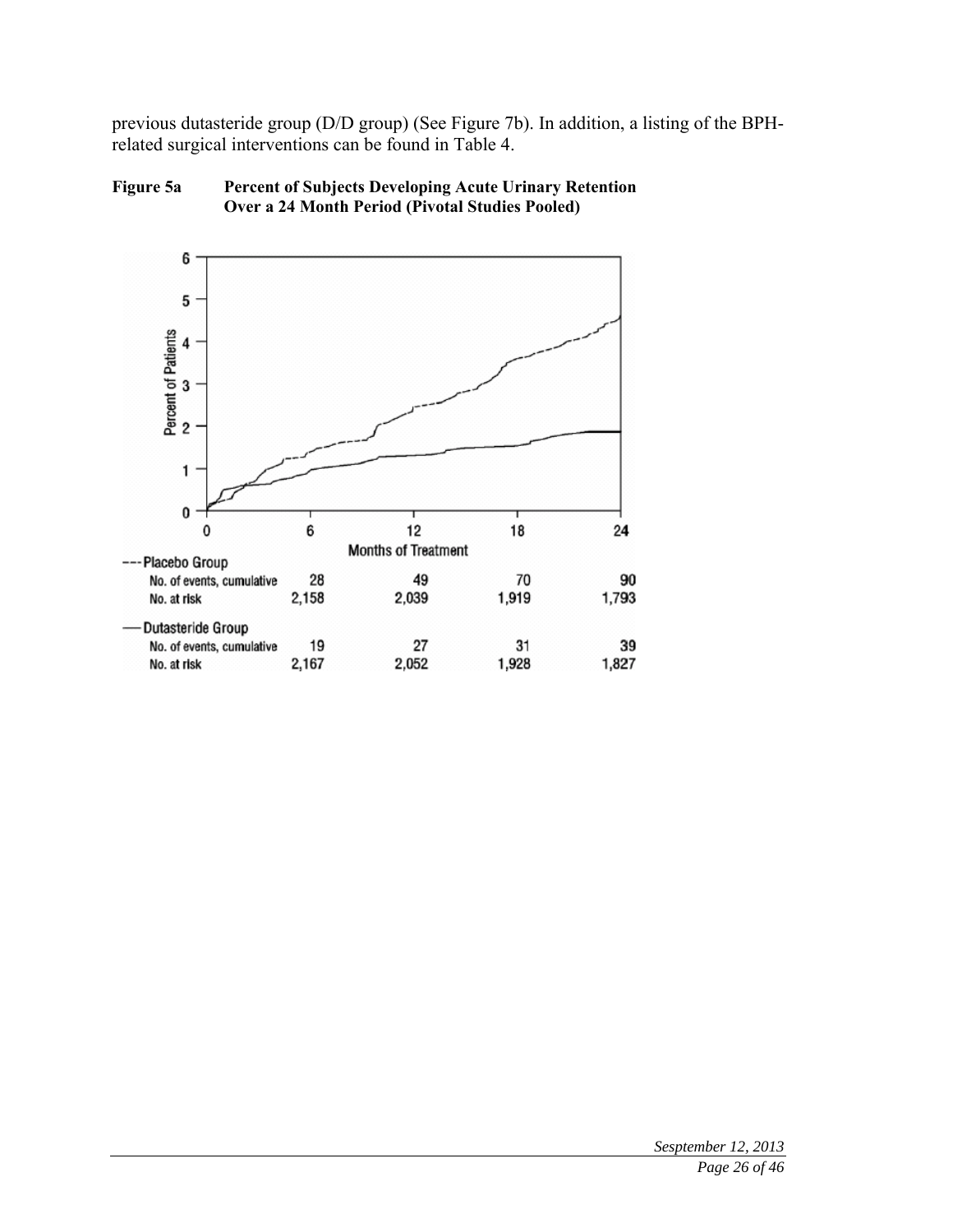previous dutasteride group (D/D group) (See Figure 7b). In addition, a listing of the BPH-related surgical interventions can be found in Table 4.

**Figure 5a Percent of Subjects Developing Acute Urinary Retention Over a 24 Month Period (Pivotal Studies Pooled)**

| | 0 | 6 | 12 | 18 | 24 |
| --- | --- | --- | --- | --- | --- |
| **--- Placebo Group** | | | | | |
| No. of events, cumulative | | 28 | 49 | 70 | 90 |
| No. at risk | | 2,158 | 2,039 | 1,919 | 1,793 |
| **— Dutasteride Group** | | | | | |
| No. of events, cumulative | | 19 | 27 | 31 | 39 |
| No. at risk | | 2,167 | 2,052 | 1,928 | 1,827 |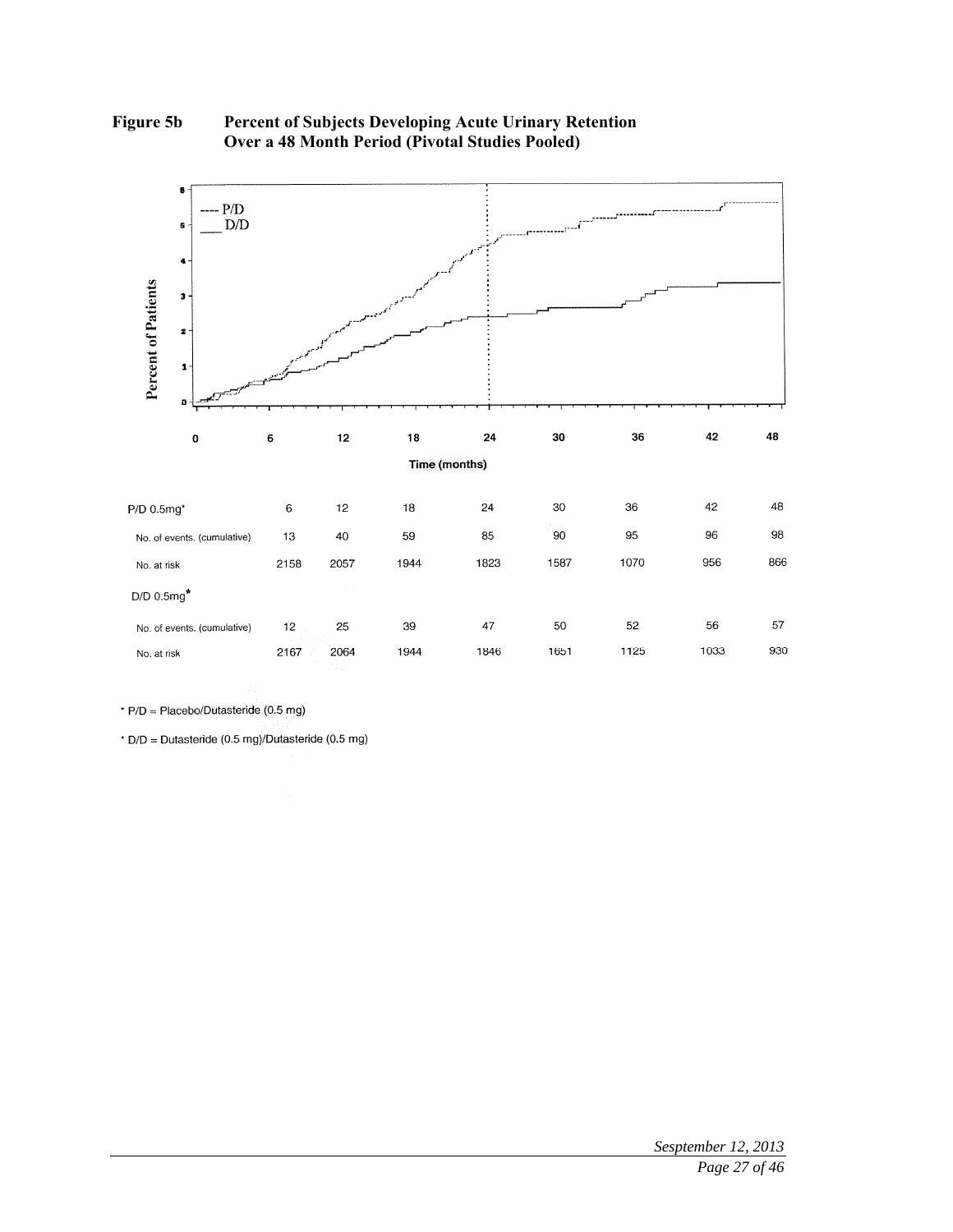**Figure 5b Percent of Subjects Developing Acute Urinary Retention Over a 48 Month Period (Pivotal Studies Pooled)**

| P/D 0.5mg* | 6 | 12 | 18 | 24 | 30 | 36 | 42 | 48 |
|---|---|---|---|---|---|---|---|---|
| No. of events. (cumulative) | 13 | 40 | 59 | 85 | 90 | 95 | 96 | 98 |
| No. at risk | 2158 | 2057 | 1944 | 1823 | 1587 | 1070 | 956 | 866 |
| **D/D 0.5mg*** | | | | | | | | |
| No. of events. (cumulative) | 12 | 25 | 39 | 47 | 50 | 52 | 56 | 57 |
| No. at risk | 2167 | 2064 | 1944 | 1846 | 1651 | 1125 | 1033 | 930 |

\* P/D = Placebo/Dutasteride (0.5 mg)

\* D/D = Dutasteride (0.5 mg)/Dutasteride (0.5 mg)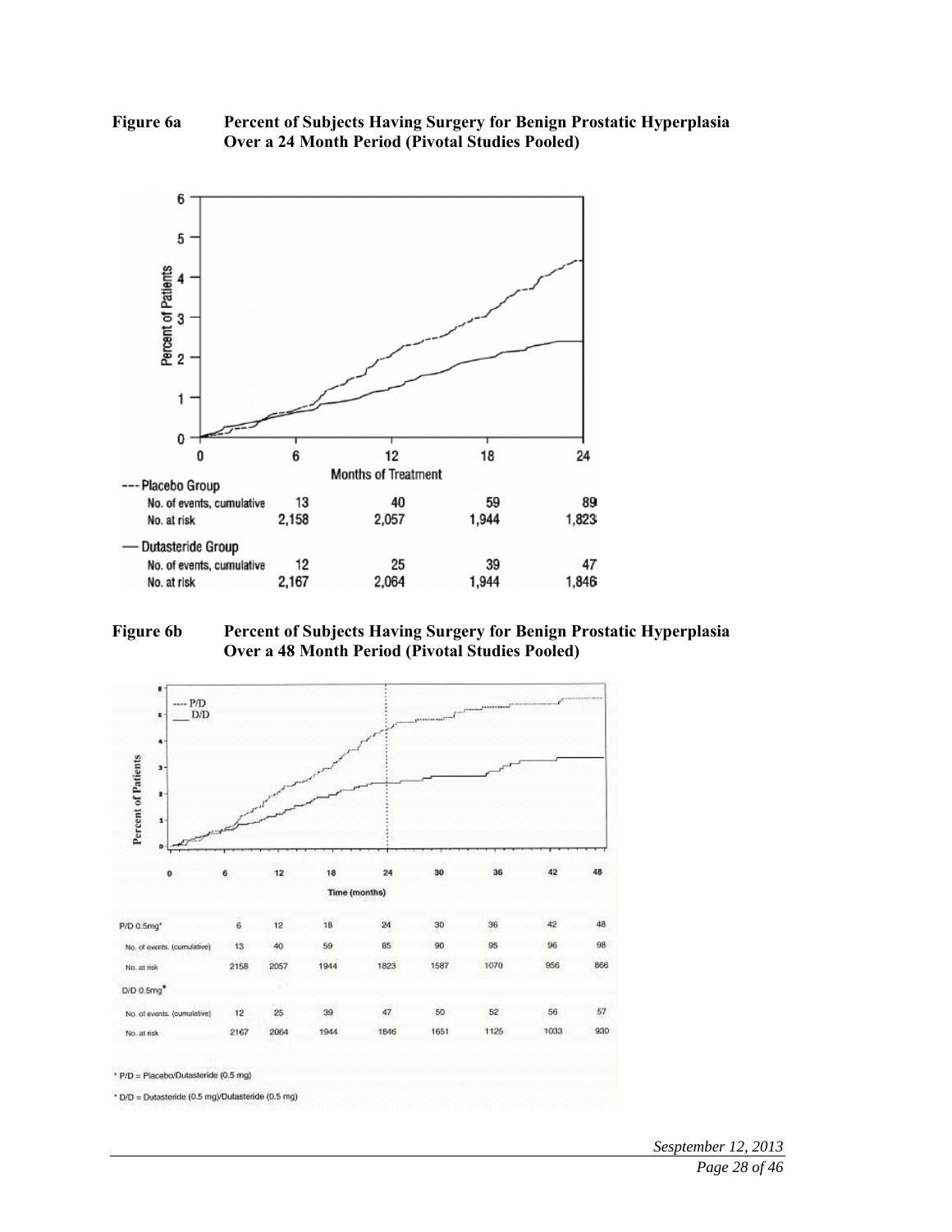**Figure 6a Percent of Subjects Having Surgery for Benign Prostatic Hyperplasia Over a 24 Month Period (Pivotal Studies Pooled)**

| | 6 | 12 | 18 | 24 |
|---|---|---|---|---|
| **--- Placebo Group** | | | | |
| No. of events, cumulative | 13 | 40 | 59 | 89 |
| No. at risk | 2,158 | 2,057 | 1,944 | 1,823 |
| **— Dutasteride Group** | | | | |
| No. of events, cumulative | 12 | 25 | 39 | 47 |
| No. at risk | 2,167 | 2,064 | 1,944 | 1,846 |

**Figure 6b Percent of Subjects Having Surgery for Benign Prostatic Hyperplasia Over a 48 Month Period (Pivotal Studies Pooled)**

| P/D 0.5mg* | 6 | 12 | 18 | 24 | 30 | 36 | 42 | 48 |
|---|---|---|---|---|---|---|---|---|
| No. of events. (cumulative) | 13 | 40 | 59 | 85 | 90 | 95 | 96 | 98 |
| No. at risk | 2158 | 2057 | 1944 | 1823 | 1587 | 1070 | 956 | 866 |
| **D/D 0.5mg*** | | | | | | | | |
| No. of events. (cumulative) | 12 | 25 | 39 | 47 | 50 | 52 | 56 | 57 |
| No. at risk | 2167 | 2064 | 1944 | 1846 | 1651 | 1125 | 1033 | 930 |

* P/D = Placebo/Dutasteride (0.5 mg)

* D/D = Dutasteride (0.5 mg)/Dutasteride (0.5 mg)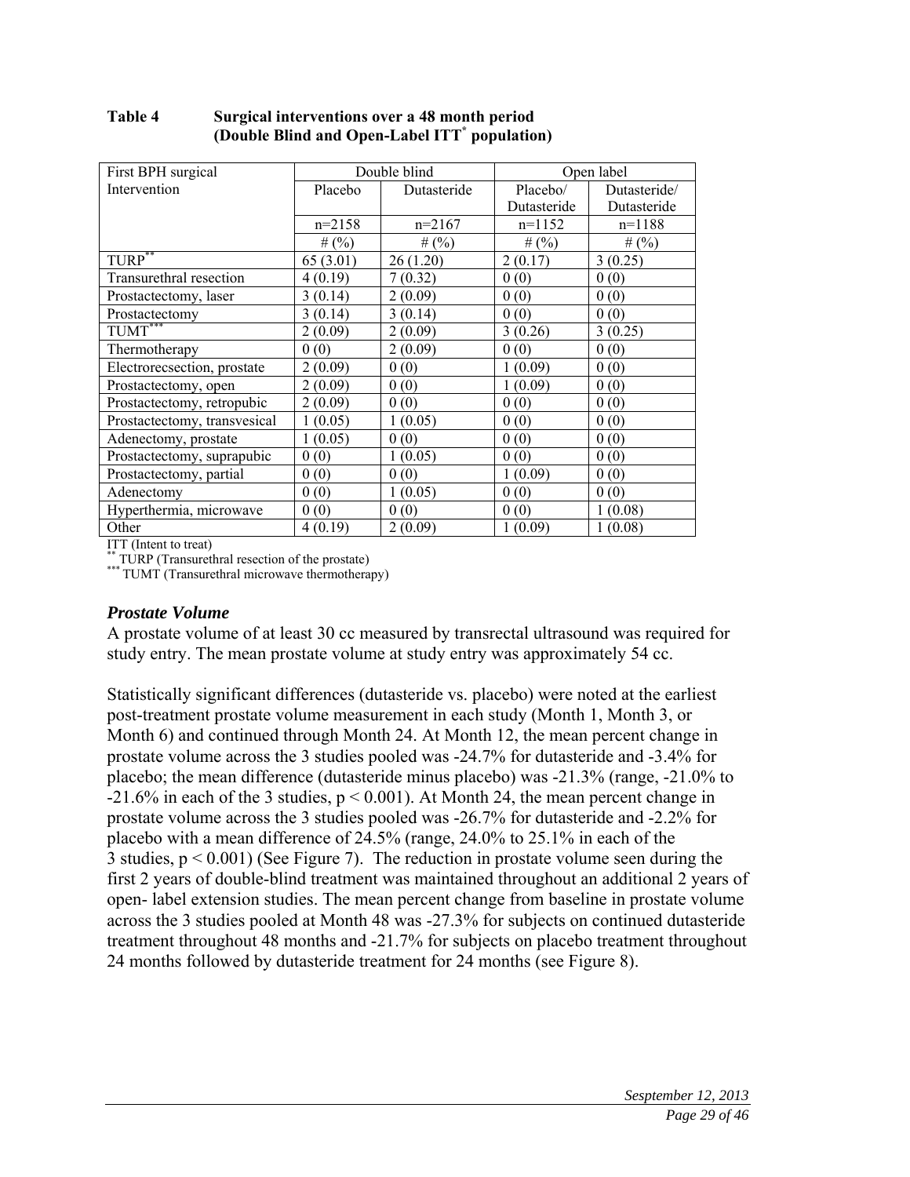**Table 4 Surgical interventions over a 48 month period (Double Blind and Open-Label ITT[*] population)**

| First BPH surgical Intervention | Double blind | | Open label | |
|---|---|---|---|---|
| | Placebo | Dutasteride | Placebo/ Dutasteride | Dutasteride/ Dutasteride |
| | n=2158 | n=2167 | n=1152 | n=1188 |
| | # (%) | # (%) | # (%) | # (%) |
| TURP[**] | 65 (3.01) | 26 (1.20) | 2 (0.17) | 3 (0.25) |
| Transurethral resection | 4 (0.19) | 7 (0.32) | 0 (0) | 0 (0) |
| Prostactectomy, laser | 3 (0.14) | 2 (0.09) | 0 (0) | 0 (0) |
| Prostactectomy | 3 (0.14) | 3 (0.14) | 0 (0) | 0 (0) |
| TUMT[***] | 2 (0.09) | 2 (0.09) | 3 (0.26) | 3 (0.25) |
| Thermotherapy | 0 (0) | 2 (0.09) | 0 (0) | 0 (0) |
| Electrorecsection, prostate | 2 (0.09) | 0 (0) | 1 (0.09) | 0 (0) |
| Prostactectomy, open | 2 (0.09) | 0 (0) | 1 (0.09) | 0 (0) |
| Prostactectomy, retropubic | 2 (0.09) | 0 (0) | 0 (0) | 0 (0) |
| Prostactectomy, transvesical | 1 (0.05) | 1 (0.05) | 0 (0) | 0 (0) |
| Adenectomy, prostate | 1 (0.05) | 0 (0) | 0 (0) | 0 (0) |
| Prostactectomy, suprapubic | 0 (0) | 1 (0.05) | 0 (0) | 0 (0) |
| Prostactectomy, partial | 0 (0) | 0 (0) | 1 (0.09) | 0 (0) |
| Adenectomy | 0 (0) | 1 (0.05) | 0 (0) | 0 (0) |
| Hyperthermia, microwave | 0 (0) | 0 (0) | 0 (0) | 1 (0.08) |
| Other | 4 (0.19) | 2 (0.09) | 1 (0.09) | 1 (0.08) |

ITT (Intent to treat)
[**] TURP (Transurethral resection of the prostate)
[***] TUMT (Transurethral microwave thermotherapy)

### *Prostate Volume*

A prostate volume of at least 30 cc measured by transrectal ultrasound was required for study entry. The mean prostate volume at study entry was approximately 54 cc.

Statistically significant differences (dutasteride vs. placebo) were noted at the earliest post-treatment prostate volume measurement in each study (Month 1, Month 3, or Month 6) and continued through Month 24. At Month 12, the mean percent change in prostate volume across the 3 studies pooled was -24.7% for dutasteride and -3.4% for placebo; the mean difference (dutasteride minus placebo) was -21.3% (range, -21.0% to -21.6% in each of the 3 studies, $p < 0.001$). At Month 24, the mean percent change in prostate volume across the 3 studies pooled was -26.7% for dutasteride and -2.2% for placebo with a mean difference of 24.5% (range, 24.0% to 25.1% in each of the 3 studies, $p < 0.001$) (See Figure 7). The reduction in prostate volume seen during the first 2 years of double-blind treatment was maintained throughout an additional 2 years of open- label extension studies. The mean percent change from baseline in prostate volume across the 3 studies pooled at Month 48 was -27.3% for subjects on continued dutasteride treatment throughout 48 months and -21.7% for subjects on placebo treatment throughout 24 months followed by dutasteride treatment for 24 months (see Figure 8).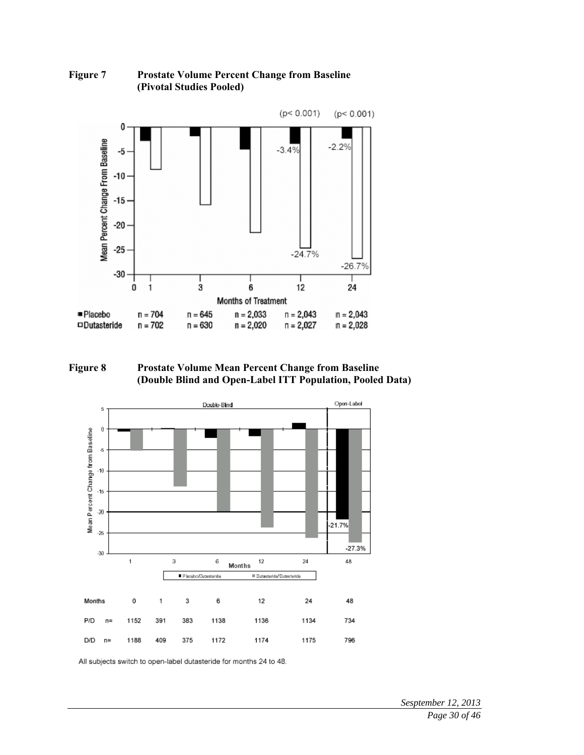**Figure 7 Prostate Volume Percent Change from Baseline (Pivotal Studies Pooled)**

| | 1 | 3 | 6 | 12 | 24 |
|---|---|---|---|---|---|
| ■Placebo | n = 704 | n = 645 | n = 2,033 | n = 2,043 | n = 2,043 |
| □Dutasteride | n = 702 | n = 630 | n = 2,020 | n = 2,027 | n = 2,028 |

**Figure 8 Prostate Volume Mean Percent Change from Baseline (Double Blind and Open-Label ITT Population, Pooled Data)**

| Months | 0 | 1 | 3 | 6 | 12 | 24 | 48 |
|---|---|---|---|---|---|---|---|
| P/D n= | 1152 | 391 | 383 | 1138 | 1136 | 1134 | 734 |
| D/D n= | 1188 | 409 | 375 | 1172 | 1174 | 1175 | 796 |

All subjects switch to open-label dutasteride for months 24 to 48.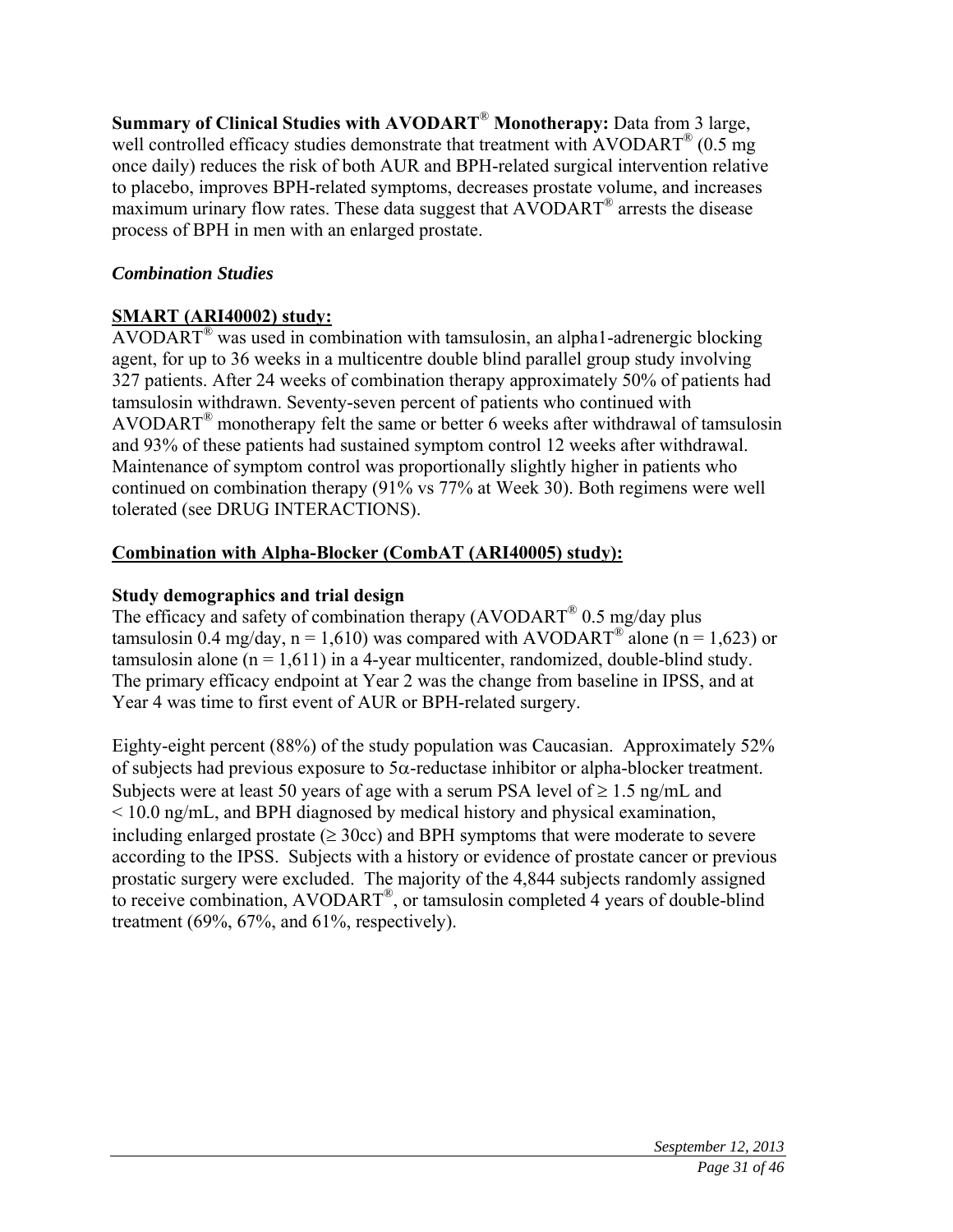**Summary of Clinical Studies with AVODART® Monotherapy:** Data from 3 large, well controlled efficacy studies demonstrate that treatment with AVODART® (0.5 mg once daily) reduces the risk of both AUR and BPH-related surgical intervention relative to placebo, improves BPH-related symptoms, decreases prostate volume, and increases maximum urinary flow rates. These data suggest that AVODART® arrests the disease process of BPH in men with an enlarged prostate.

***Combination Studies***

**SMART (ARI40002) study:**

AVODART® was used in combination with tamsulosin, an alpha1-adrenergic blocking agent, for up to 36 weeks in a multicentre double blind parallel group study involving 327 patients. After 24 weeks of combination therapy approximately 50% of patients had tamsulosin withdrawn. Seventy-seven percent of patients who continued with AVODART® monotherapy felt the same or better 6 weeks after withdrawal of tamsulosin and 93% of these patients had sustained symptom control 12 weeks after withdrawal. Maintenance of symptom control was proportionally slightly higher in patients who continued on combination therapy (91% vs 77% at Week 30). Both regimens were well tolerated (see DRUG INTERACTIONS).

**Combination with Alpha-Blocker (CombAT (ARI40005) study):**

**Study demographics and trial design**

The efficacy and safety of combination therapy (AVODART® 0.5 mg/day plus tamsulosin 0.4 mg/day, n = 1,610) was compared with AVODART® alone (n = 1,623) or tamsulosin alone (n = 1,611) in a 4-year multicenter, randomized, double-blind study. The primary efficacy endpoint at Year 2 was the change from baseline in IPSS, and at Year 4 was time to first event of AUR or BPH-related surgery.

Eighty-eight percent (88%) of the study population was Caucasian. Approximately 52% of subjects had previous exposure to 5$\alpha$-reductase inhibitor or alpha-blocker treatment. Subjects were at least 50 years of age with a serum PSA level of $\geq$ 1.5 ng/mL and < 10.0 ng/mL, and BPH diagnosed by medical history and physical examination, including enlarged prostate ($\geq$ 30cc) and BPH symptoms that were moderate to severe according to the IPSS. Subjects with a history or evidence of prostate cancer or previous prostatic surgery were excluded. The majority of the 4,844 subjects randomly assigned to receive combination, AVODART®, or tamsulosin completed 4 years of double-blind treatment (69%, 67%, and 61%, respectively).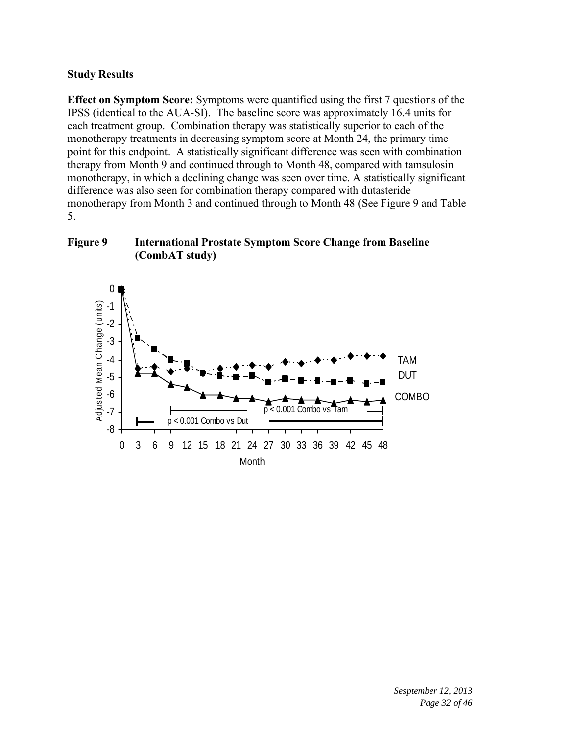**Study Results**

**Effect on Symptom Score:** Symptoms were quantified using the first 7 questions of the IPSS (identical to the AUA-SI). The baseline score was approximately 16.4 units for each treatment group. Combination therapy was statistically superior to each of the monotherapy treatments in decreasing symptom score at Month 24, the primary time point for this endpoint. A statistically significant difference was seen with combination therapy from Month 9 and continued through to Month 48, compared with tamsulosin monotherapy, in which a declining change was seen over time. A statistically significant difference was also seen for combination therapy compared with dutasteride monotherapy from Month 3 and continued through to Month 48 (See Figure 9 and Table 5.

**Figure 9 International Prostate Symptom Score Change from Baseline (CombAT study)**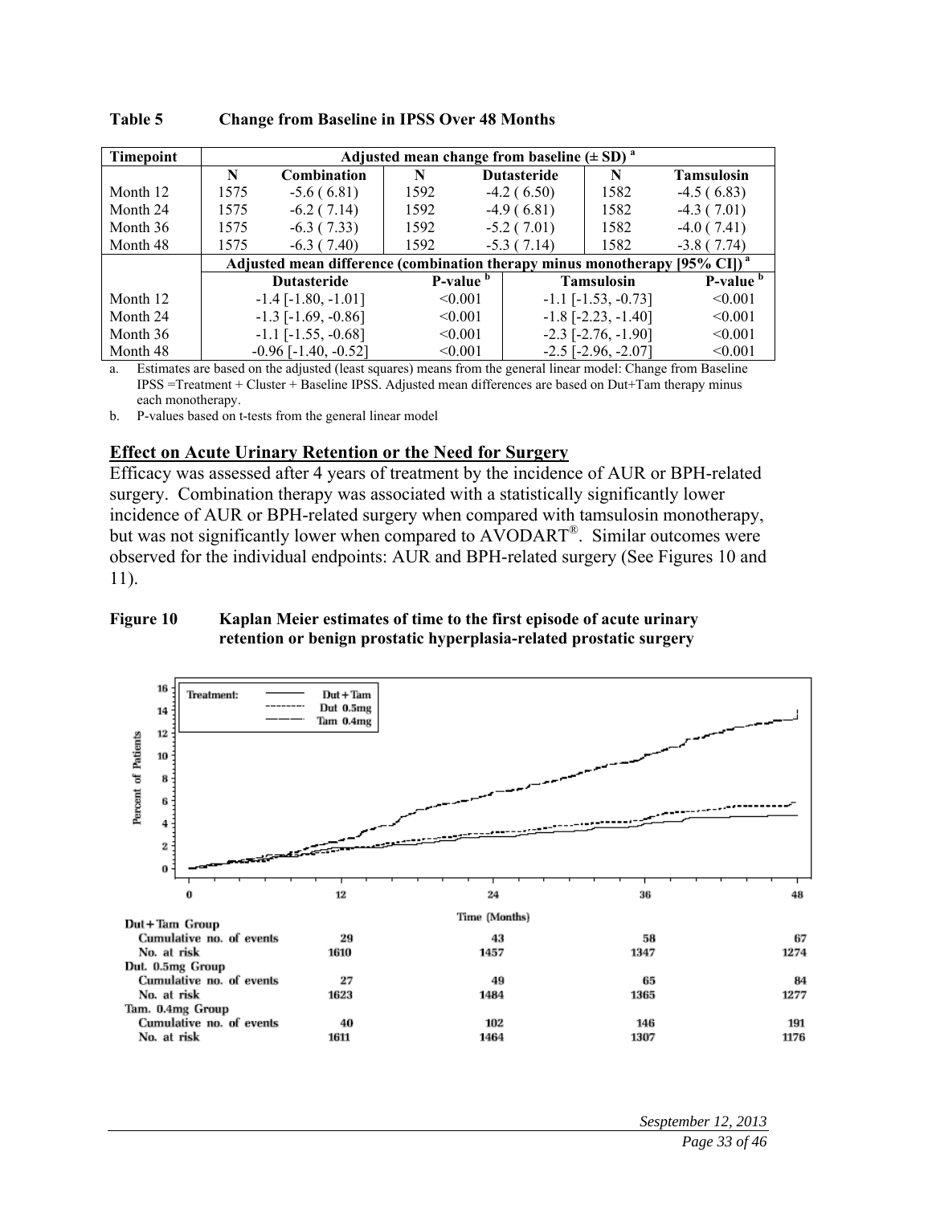**Table 5 Change from Baseline in IPSS Over 48 Months**

| Timepoint | Adjusted mean change from baseline (± SD) [a] | | | | | |
|---|---|---|---|---|---|---|
| | N | Combination | N | Dutasteride | N | Tamsulosin |
| Month 12 | 1575 | -5.6 ( 6.81) | 1592 | -4.2 ( 6.50) | 1582 | -4.5 ( 6.83) |
| Month 24 | 1575 | -6.2 ( 7.14) | 1592 | -4.9 ( 6.81) | 1582 | -4.3 ( 7.01) |
| Month 36 | 1575 | -6.3 ( 7.33) | 1592 | -5.2 ( 7.01) | 1582 | -4.0 ( 7.41) |
| Month 48 | 1575 | -6.3 ( 7.40) | 1592 | -5.3 ( 7.14) | 1582 | -3.8 ( 7.74) |

| | Adjusted mean difference (combination therapy minus monotherapy [95% CI]) [a] | | | |
|---|---|---|---|---|
| | Dutasteride | P-value [b] | Tamsulosin | P-value [b] |
| Month 12 | -1.4 [-1.80, -1.01] | <0.001 | -1.1 [-1.53, -0.73] | <0.001 |
| Month 24 | -1.3 [-1.69, -0.86] | <0.001 | -1.8 [-2.23, -1.40] | <0.001 |
| Month 36 | -1.1 [-1.55, -0.68] | <0.001 | -2.3 [-2.76, -1.90] | <0.001 |
| Month 48 | -0.96 [-1.40, -0.52] | <0.001 | -2.5 [-2.96, -2.07] | <0.001 |

a. Estimates are based on the adjusted (least squares) means from the general linear model: Change from Baseline IPSS =Treatment + Cluster + Baseline IPSS. Adjusted mean differences are based on Dut+Tam therapy minus each monotherapy.

b. P-values based on t-tests from the general linear model

## Effect on Acute Urinary Retention or the Need for Surgery

Efficacy was assessed after 4 years of treatment by the incidence of AUR or BPH-related surgery. Combination therapy was associated with a statistically significantly lower incidence of AUR or BPH-related surgery when compared with tamsulosin monotherapy, but was not significantly lower when compared to AVODART®. Similar outcomes were observed for the individual endpoints: AUR and BPH-related surgery (See Figures 10 and 11).

**Figure 10 Kaplan Meier estimates of time to the first episode of acute urinary retention or benign prostatic hyperplasia-related prostatic surgery**

| | 12 | 24 | 36 | 48 |
|---|---|---|---|---|
| **Dut+Tam Group** | | | | |
| Cumulative no. of events | 29 | 43 | 58 | 67 |
| No. at risk | 1610 | 1457 | 1347 | 1274 |
| **Dut. 0.5mg Group** | | | | |
| Cumulative no. of events | 27 | 49 | 65 | 84 |
| No. at risk | 1623 | 1484 | 1365 | 1277 |
| **Tam. 0.4mg Group** | | | | |
| Cumulative no. of events | 40 | 102 | 146 | 191 |
| No. at risk | 1611 | 1464 | 1307 | 1176 |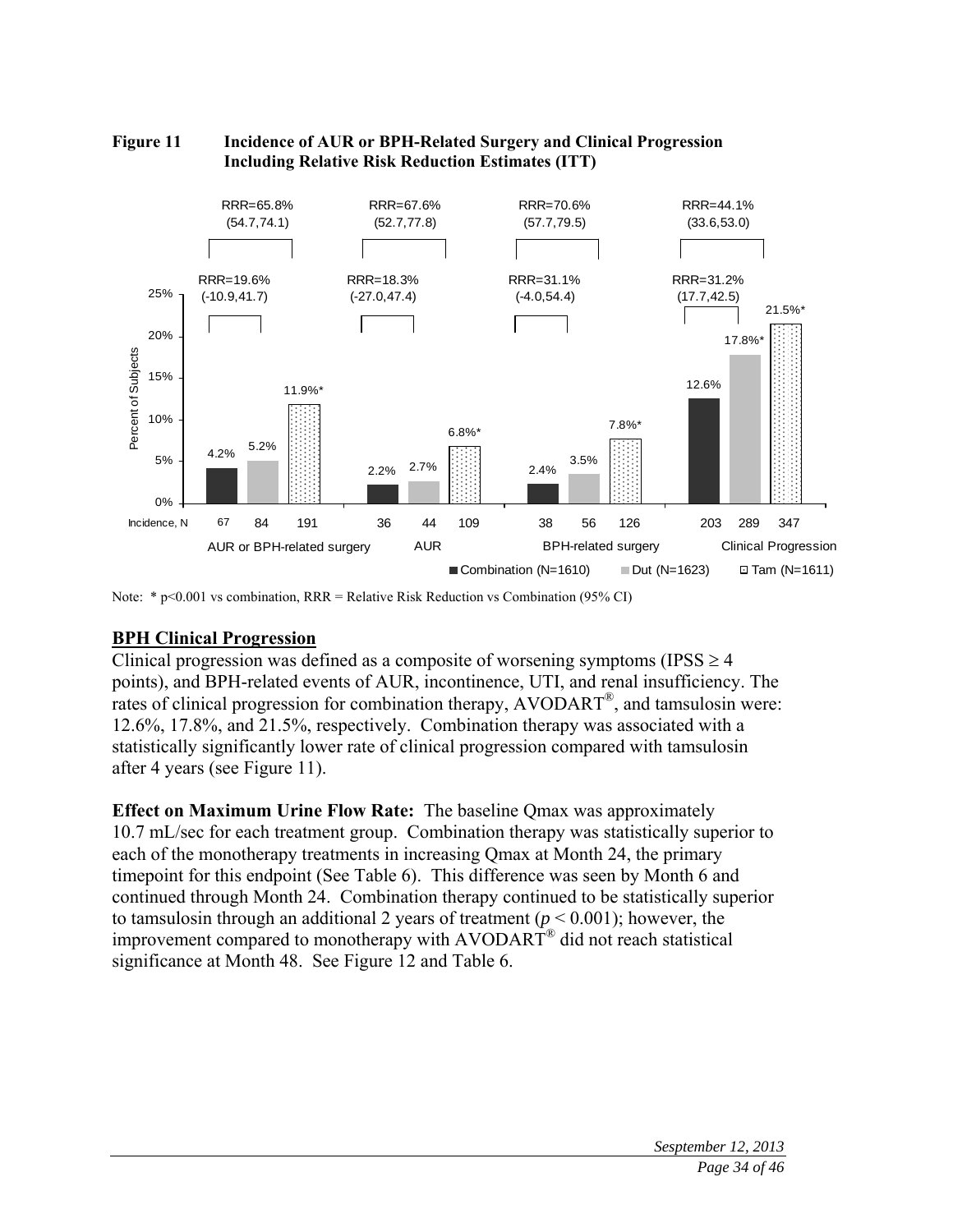**Figure 11 Incidence of AUR or BPH-Related Surgery and Clinical Progression Including Relative Risk Reduction Estimates (ITT)**

| | AUR or BPH-related surgery | AUR | BPH-related surgery | Clinical Progression |
|---|---|---|---|---|
| Combination (N=1610) | 4.2% | 2.2% | 2.4% | 12.6% |
| Dut (N=1623) | 5.2% | 2.7% | 3.5% | 17.8%* |
| Tam (N=1611) | 11.9%* | 6.8%* | 7.8%* | 21.5%* |
| Incidence, N (Combination) | 67 | 36 | 38 | 203 |
| Incidence, N (Dut) | 84 | 44 | 56 | 289 |
| Incidence, N (Tam) | 191 | 109 | 126 | 347 |
| RRR Dut vs Combination | RRR=19.6% (-10.9,41.7) | RRR=18.3% (-27.0,47.4) | RRR=31.1% (-4.0,54.4) | RRR=31.2% (17.7,42.5) |
| RRR Tam vs Combination | RRR=65.8% (54.7,74.1) | RRR=67.6% (52.7,77.8) | RRR=70.6% (57.7,79.5) | RRR=44.1% (33.6,53.0) |

Note: * $p<0.001$ vs combination, RRR = Relative Risk Reduction vs Combination (95% CI)

## BPH Clinical Progression

Clinical progression was defined as a composite of worsening symptoms (IPSS $\geq 4$ points), and BPH-related events of AUR, incontinence, UTI, and renal insufficiency. The rates of clinical progression for combination therapy, AVODART®, and tamsulosin were: 12.6%, 17.8%, and 21.5%, respectively. Combination therapy was associated with a statistically significantly lower rate of clinical progression compared with tamsulosin after 4 years (see Figure 11).

**Effect on Maximum Urine Flow Rate:** The baseline Qmax was approximately 10.7 mL/sec for each treatment group. Combination therapy was statistically superior to each of the monotherapy treatments in increasing Qmax at Month 24, the primary timepoint for this endpoint (See Table 6). This difference was seen by Month 6 and continued through Month 24. Combination therapy continued to be statistically superior to tamsulosin through an additional 2 years of treatment ($p < 0.001$); however, the improvement compared to monotherapy with AVODART® did not reach statistical significance at Month 48. See Figure 12 and Table 6.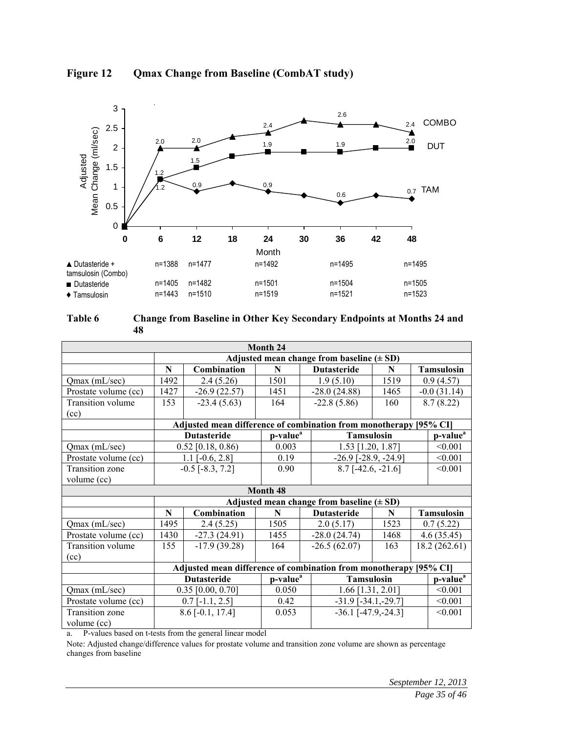**Figure 12 Qmax Change from Baseline (CombAT study)**

| | Month 6 | Month 12 | Month 24 | Month 36 | Month 48 |
|---|---|---|---|---|---|
| ▲ Dutasteride + tamsulosin (Combo) | n=1388 | n=1477 | n=1492 | n=1495 | n=1495 |
| ■ Dutasteride | n=1405 | n=1482 | n=1501 | n=1504 | n=1505 |
| ♦ Tamsulosin | n=1443 | n=1510 | n=1519 | n=1521 | n=1523 |

**Table 6 Change from Baseline in Other Key Secondary Endpoints at Months 24 and 48**

| **Month 24** | | | | | | |
|---|---|---|---|---|---|---|
| | **Adjusted mean change from baseline (± SD)** | | | | | |
| | **N** | **Combination** | **N** | **Dutasteride** | **N** | **Tamsulosin** |
| Qmax (mL/sec) | 1492 | 2.4 (5.26) | 1501 | 1.9 (5.10) | 1519 | 0.9 (4.57) |
| Prostate volume (cc) | 1427 | -26.9 (22.57) | 1451 | -28.0 (24.88) | 1465 | -0.0 (31.14) |
| Transition volume (cc) | 153 | -23.4 (5.63) | 164 | -22.8 (5.86) | 160 | 8.7 (8.22) |
| | **Adjusted mean difference of combination from monotherapy [95% CI]** | | | | | |
| | **Dutasteride** | | **p-value[a]** | **Tamsulosin** | | **p-value[a]** |
| Qmax (mL/sec) | 0.52 [0.18, 0.86] | | 0.003 | 1.53 [1.20, 1.87] | | <0.001 |
| Prostate volume (cc) | 1.1 [-0.6, 2.8] | | 0.19 | -26.9 [-28.9, -24.9] | | <0.001 |
| Transition zone volume (cc) | -0.5 [-8.3, 7.2] | | 0.90 | 8.7 [-42.6, -21.6] | | <0.001 |
| **Month 48** | | | | | | |
| | **Adjusted mean change from baseline (± SD)** | | | | | |
| | **N** | **Combination** | **N** | **Dutasteride** | **N** | **Tamsulosin** |
| Qmax (mL/sec) | 1495 | 2.4 (5.25) | 1505 | 2.0 (5.17) | 1523 | 0.7 (5.22) |
| Prostate volume (cc) | 1430 | -27.3 (24.91) | 1455 | -28.0 (24.74) | 1468 | 4.6 (35.45) |
| Transition volume (cc) | 155 | -17.9 (39.28) | 164 | -26.5 (62.07) | 163 | 18.2 (262.61) |
| | **Adjusted mean difference of combination from monotherapy [95% CI]** | | | | | |
| | **Dutasteride** | | **p-value[a]** | **Tamsulosin** | | **p-value[a]** |
| Qmax (mL/sec) | 0.35 [0.00, 0.70] | | 0.050 | 1.66 [1.31, 2.01] | | <0.001 |
| Prostate volume (cc) | 0.7 [-1.1, 2.5] | | 0.42 | -31.9 [-34.1,-29.7] | | <0.001 |
| Transition zone volume (cc) | 8.6 [-0.1, 17.4] | | 0.053 | -36.1 [-47.9,-24.3] | | <0.001 |

a. P-values based on t-tests from the general linear model

Note: Adjusted change/difference values for prostate volume and transition zone volume are shown as percentage changes from baseline

*Sesptember 12, 2013*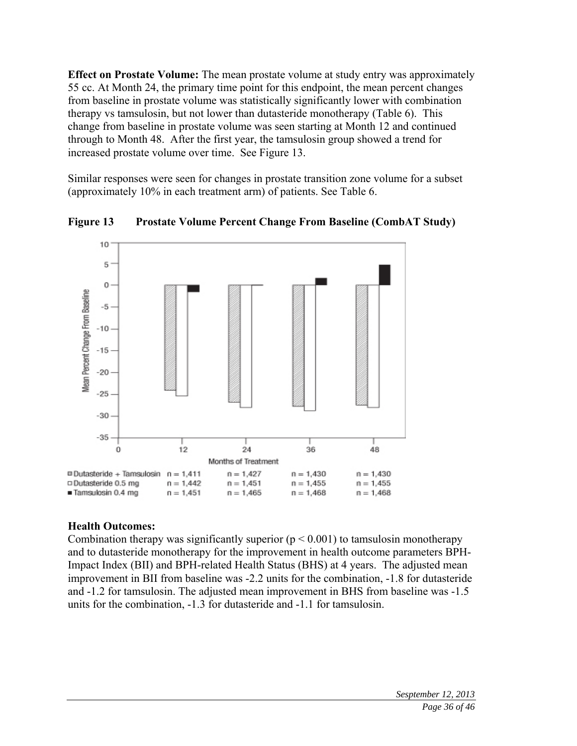**Effect on Prostate Volume:** The mean prostate volume at study entry was approximately 55 cc. At Month 24, the primary time point for this endpoint, the mean percent changes from baseline in prostate volume was statistically significantly lower with combination therapy vs tamsulosin, but not lower than dutasteride monotherapy (Table 6). This change from baseline in prostate volume was seen starting at Month 12 and continued through to Month 48. After the first year, the tamsulosin group showed a trend for increased prostate volume over time. See Figure 13.

Similar responses were seen for changes in prostate transition zone volume for a subset (approximately 10% in each treatment arm) of patients. See Table 6.

**Figure 13 Prostate Volume Percent Change From Baseline (CombAT Study)**

| | 12 | 24 | 36 | 48 |
|---|---|---|---|---|
| Dutasteride + Tamsulosin | n = 1,411 | n = 1,427 | n = 1,430 | n = 1,430 |
| Dutasteride 0.5 mg | n = 1,442 | n = 1,451 | n = 1,455 | n = 1,455 |
| Tamsulosin 0.4 mg | n = 1,451 | n = 1,465 | n = 1,468 | n = 1,468 |

**Health Outcomes:**

Combination therapy was significantly superior ($p < 0.001$) to tamsulosin monotherapy and to dutasteride monotherapy for the improvement in health outcome parameters BPH-Impact Index (BII) and BPH-related Health Status (BHS) at 4 years. The adjusted mean improvement in BII from baseline was -2.2 units for the combination, -1.8 for dutasteride and -1.2 for tamsulosin. The adjusted mean improvement in BHS from baseline was -1.5 units for the combination, -1.3 for dutasteride and -1.1 for tamsulosin.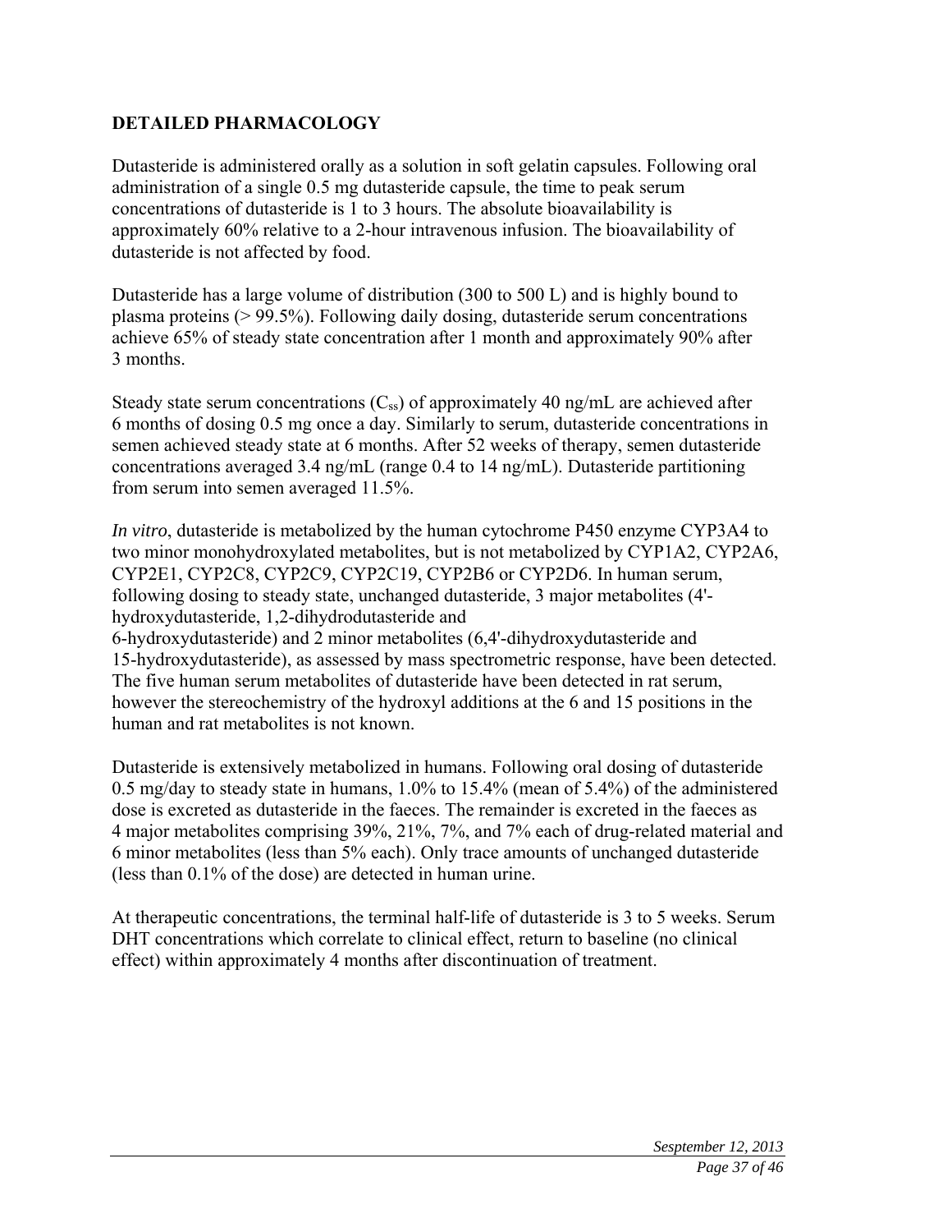## DETAILED PHARMACOLOGY

Dutasteride is administered orally as a solution in soft gelatin capsules. Following oral administration of a single 0.5 mg dutasteride capsule, the time to peak serum concentrations of dutasteride is 1 to 3 hours. The absolute bioavailability is approximately 60% relative to a 2-hour intravenous infusion. The bioavailability of dutasteride is not affected by food.

Dutasteride has a large volume of distribution (300 to 500 L) and is highly bound to plasma proteins (> 99.5%). Following daily dosing, dutasteride serum concentrations achieve 65% of steady state concentration after 1 month and approximately 90% after 3 months.

Steady state serum concentrations ($C_{ss}$) of approximately 40 ng/mL are achieved after 6 months of dosing 0.5 mg once a day. Similarly to serum, dutasteride concentrations in semen achieved steady state at 6 months. After 52 weeks of therapy, semen dutasteride concentrations averaged 3.4 ng/mL (range 0.4 to 14 ng/mL). Dutasteride partitioning from serum into semen averaged 11.5%.

*In vitro*, dutasteride is metabolized by the human cytochrome P450 enzyme CYP3A4 to two minor monohydroxylated metabolites, but is not metabolized by CYP1A2, CYP2A6, CYP2E1, CYP2C8, CYP2C9, CYP2C19, CYP2B6 or CYP2D6. In human serum, following dosing to steady state, unchanged dutasteride, 3 major metabolites (4'-hydroxydutasteride, 1,2-dihydrodutasteride and 6-hydroxydutasteride) and 2 minor metabolites (6,4'-dihydroxydutasteride and 15-hydroxydutasteride), as assessed by mass spectrometric response, have been detected. The five human serum metabolites of dutasteride have been detected in rat serum, however the stereochemistry of the hydroxyl additions at the 6 and 15 positions in the human and rat metabolites is not known.

Dutasteride is extensively metabolized in humans. Following oral dosing of dutasteride 0.5 mg/day to steady state in humans, 1.0% to 15.4% (mean of 5.4%) of the administered dose is excreted as dutasteride in the faeces. The remainder is excreted in the faeces as 4 major metabolites comprising 39%, 21%, 7%, and 7% each of drug-related material and 6 minor metabolites (less than 5% each). Only trace amounts of unchanged dutasteride (less than 0.1% of the dose) are detected in human urine.

At therapeutic concentrations, the terminal half-life of dutasteride is 3 to 5 weeks. Serum DHT concentrations which correlate to clinical effect, return to baseline (no clinical effect) within approximately 4 months after discontinuation of treatment.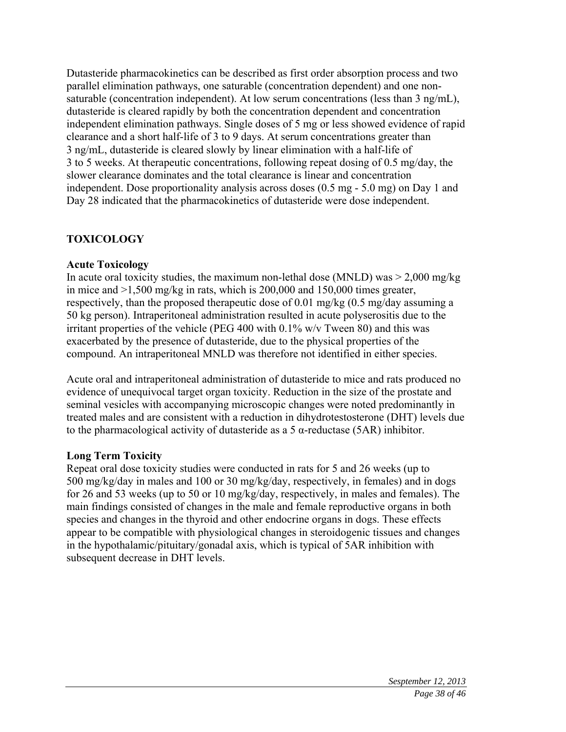Dutasteride pharmacokinetics can be described as first order absorption process and two parallel elimination pathways, one saturable (concentration dependent) and one non-saturable (concentration independent). At low serum concentrations (less than 3 ng/mL), dutasteride is cleared rapidly by both the concentration dependent and concentration independent elimination pathways. Single doses of 5 mg or less showed evidence of rapid clearance and a short half-life of 3 to 9 days. At serum concentrations greater than 3 ng/mL, dutasteride is cleared slowly by linear elimination with a half-life of 3 to 5 weeks. At therapeutic concentrations, following repeat dosing of 0.5 mg/day, the slower clearance dominates and the total clearance is linear and concentration independent. Dose proportionality analysis across doses (0.5 mg - 5.0 mg) on Day 1 and Day 28 indicated that the pharmacokinetics of dutasteride were dose independent.

## TOXICOLOGY

### Acute Toxicology

In acute oral toxicity studies, the maximum non-lethal dose (MNLD) was > 2,000 mg/kg in mice and >1,500 mg/kg in rats, which is 200,000 and 150,000 times greater, respectively, than the proposed therapeutic dose of 0.01 mg/kg (0.5 mg/day assuming a 50 kg person). Intraperitoneal administration resulted in acute polyserositis due to the irritant properties of the vehicle (PEG 400 with 0.1% w/v Tween 80) and this was exacerbated by the presence of dutasteride, due to the physical properties of the compound. An intraperitoneal MNLD was therefore not identified in either species.

Acute oral and intraperitoneal administration of dutasteride to mice and rats produced no evidence of unequivocal target organ toxicity. Reduction in the size of the prostate and seminal vesicles with accompanying microscopic changes were noted predominantly in treated males and are consistent with a reduction in dihydrotestosterone (DHT) levels due to the pharmacological activity of dutasteride as a 5 α-reductase (5AR) inhibitor.

### Long Term Toxicity

Repeat oral dose toxicity studies were conducted in rats for 5 and 26 weeks (up to 500 mg/kg/day in males and 100 or 30 mg/kg/day, respectively, in females) and in dogs for 26 and 53 weeks (up to 50 or 10 mg/kg/day, respectively, in males and females). The main findings consisted of changes in the male and female reproductive organs in both species and changes in the thyroid and other endocrine organs in dogs. These effects appear to be compatible with physiological changes in steroidogenic tissues and changes in the hypothalamic/pituitary/gonadal axis, which is typical of 5AR inhibition with subsequent decrease in DHT levels.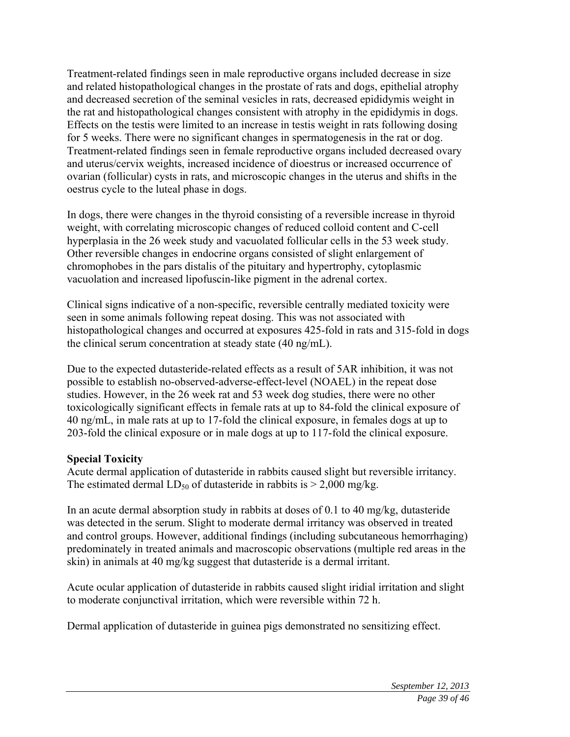Treatment-related findings seen in male reproductive organs included decrease in size and related histopathological changes in the prostate of rats and dogs, epithelial atrophy and decreased secretion of the seminal vesicles in rats, decreased epididymis weight in the rat and histopathological changes consistent with atrophy in the epididymis in dogs. Effects on the testis were limited to an increase in testis weight in rats following dosing for 5 weeks. There were no significant changes in spermatogenesis in the rat or dog. Treatment-related findings seen in female reproductive organs included decreased ovary and uterus/cervix weights, increased incidence of dioestrus or increased occurrence of ovarian (follicular) cysts in rats, and microscopic changes in the uterus and shifts in the oestrus cycle to the luteal phase in dogs.

In dogs, there were changes in the thyroid consisting of a reversible increase in thyroid weight, with correlating microscopic changes of reduced colloid content and C-cell hyperplasia in the 26 week study and vacuolated follicular cells in the 53 week study. Other reversible changes in endocrine organs consisted of slight enlargement of chromophobes in the pars distalis of the pituitary and hypertrophy, cytoplasmic vacuolation and increased lipofuscin-like pigment in the adrenal cortex.

Clinical signs indicative of a non-specific, reversible centrally mediated toxicity were seen in some animals following repeat dosing. This was not associated with histopathological changes and occurred at exposures 425-fold in rats and 315-fold in dogs the clinical serum concentration at steady state (40 ng/mL).

Due to the expected dutasteride-related effects as a result of 5AR inhibition, it was not possible to establish no-observed-adverse-effect-level (NOAEL) in the repeat dose studies. However, in the 26 week rat and 53 week dog studies, there were no other toxicologically significant effects in female rats at up to 84-fold the clinical exposure of 40 ng/mL, in male rats at up to 17-fold the clinical exposure, in females dogs at up to 203-fold the clinical exposure or in male dogs at up to 117-fold the clinical exposure.

**Special Toxicity**

Acute dermal application of dutasteride in rabbits caused slight but reversible irritancy. The estimated dermal $LD_{50}$ of dutasteride in rabbits is > 2,000 mg/kg.

In an acute dermal absorption study in rabbits at doses of 0.1 to 40 mg/kg, dutasteride was detected in the serum. Slight to moderate dermal irritancy was observed in treated and control groups. However, additional findings (including subcutaneous hemorrhaging) predominately in treated animals and macroscopic observations (multiple red areas in the skin) in animals at 40 mg/kg suggest that dutasteride is a dermal irritant.

Acute ocular application of dutasteride in rabbits caused slight iridial irritation and slight to moderate conjunctival irritation, which were reversible within 72 h.

Dermal application of dutasteride in guinea pigs demonstrated no sensitizing effect.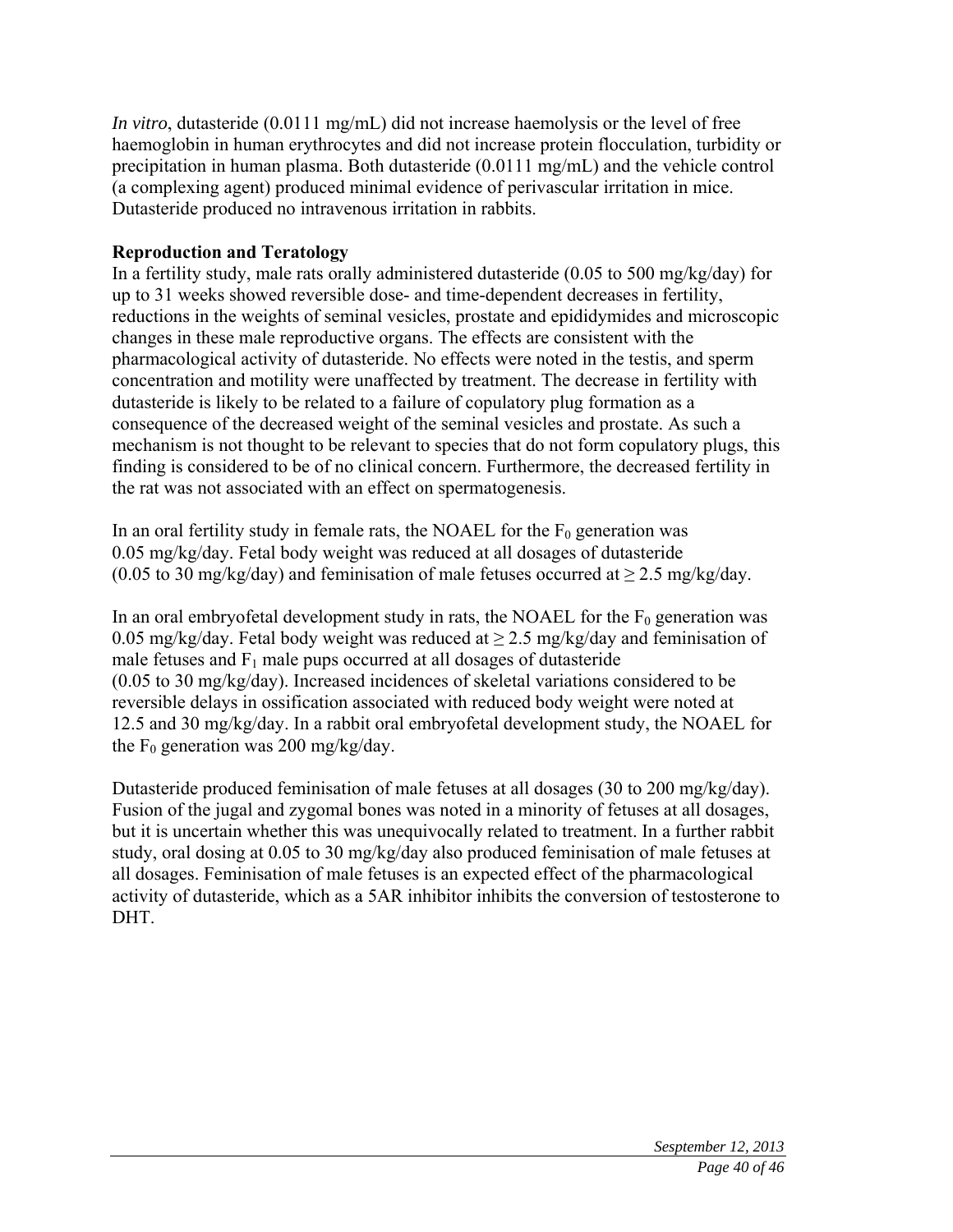*In vitro*, dutasteride (0.0111 mg/mL) did not increase haemolysis or the level of free haemoglobin in human erythrocytes and did not increase protein flocculation, turbidity or precipitation in human plasma. Both dutasteride (0.0111 mg/mL) and the vehicle control (a complexing agent) produced minimal evidence of perivascular irritation in mice. Dutasteride produced no intravenous irritation in rabbits.

**Reproduction and Teratology**

In a fertility study, male rats orally administered dutasteride (0.05 to 500 mg/kg/day) for up to 31 weeks showed reversible dose- and time-dependent decreases in fertility, reductions in the weights of seminal vesicles, prostate and epididymides and microscopic changes in these male reproductive organs. The effects are consistent with the pharmacological activity of dutasteride. No effects were noted in the testis, and sperm concentration and motility were unaffected by treatment. The decrease in fertility with dutasteride is likely to be related to a failure of copulatory plug formation as a consequence of the decreased weight of the seminal vesicles and prostate. As such a mechanism is not thought to be relevant to species that do not form copulatory plugs, this finding is considered to be of no clinical concern. Furthermore, the decreased fertility in the rat was not associated with an effect on spermatogenesis.

In an oral fertility study in female rats, the NOAEL for the $F_0$ generation was 0.05 mg/kg/day. Fetal body weight was reduced at all dosages of dutasteride (0.05 to 30 mg/kg/day) and feminisation of male fetuses occurred at $\geq$ 2.5 mg/kg/day.

In an oral embryofetal development study in rats, the NOAEL for the $F_0$ generation was 0.05 mg/kg/day. Fetal body weight was reduced at $\geq$ 2.5 mg/kg/day and feminisation of male fetuses and $F_1$ male pups occurred at all dosages of dutasteride (0.05 to 30 mg/kg/day). Increased incidences of skeletal variations considered to be reversible delays in ossification associated with reduced body weight were noted at 12.5 and 30 mg/kg/day. In a rabbit oral embryofetal development study, the NOAEL for the $F_0$ generation was 200 mg/kg/day.

Dutasteride produced feminisation of male fetuses at all dosages (30 to 200 mg/kg/day). Fusion of the jugal and zygomal bones was noted in a minority of fetuses at all dosages, but it is uncertain whether this was unequivocally related to treatment. In a further rabbit study, oral dosing at 0.05 to 30 mg/kg/day also produced feminisation of male fetuses at all dosages. Feminisation of male fetuses is an expected effect of the pharmacological activity of dutasteride, which as a 5AR inhibitor inhibits the conversion of testosterone to DHT.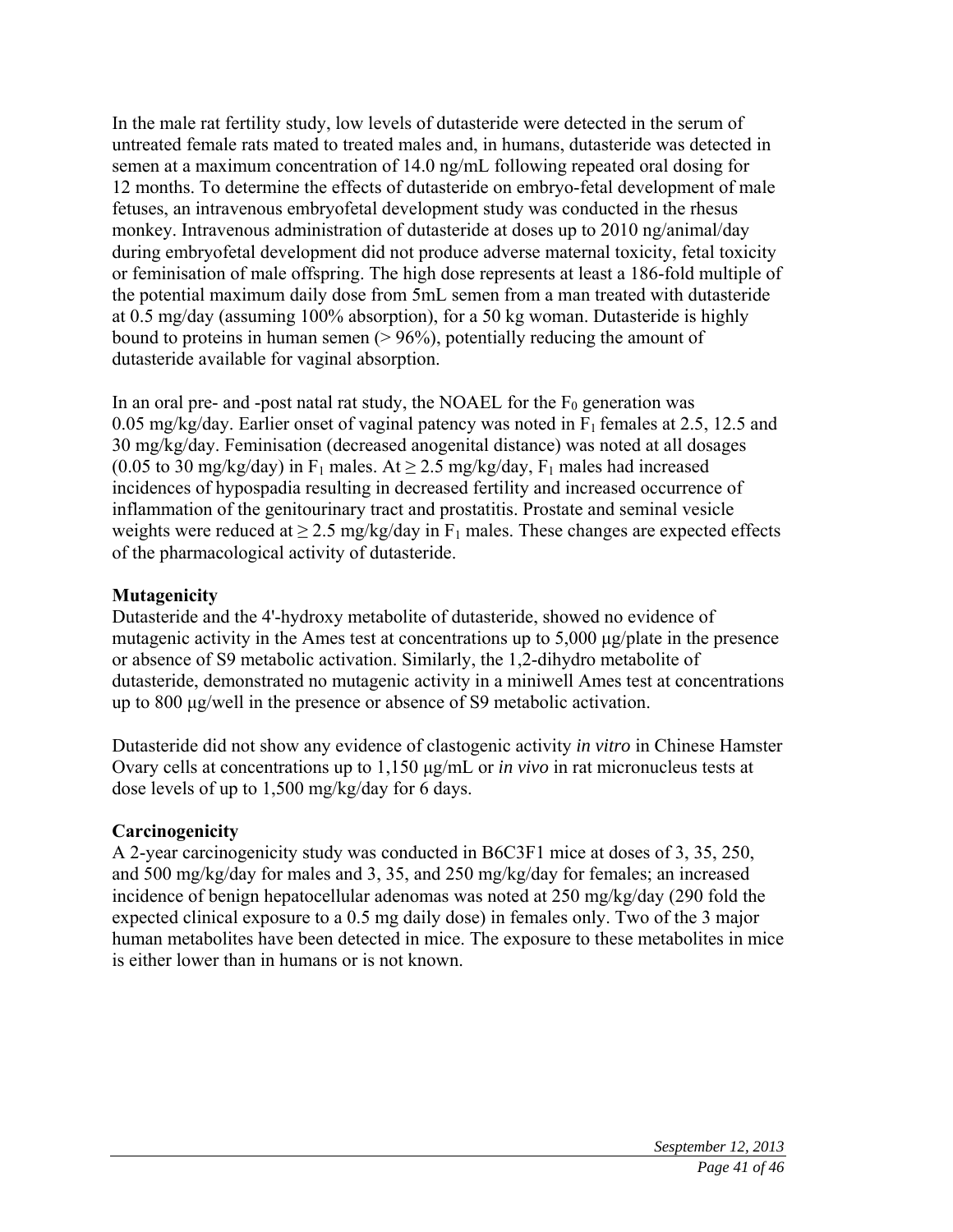In the male rat fertility study, low levels of dutasteride were detected in the serum of untreated female rats mated to treated males and, in humans, dutasteride was detected in semen at a maximum concentration of 14.0 ng/mL following repeated oral dosing for 12 months. To determine the effects of dutasteride on embryo-fetal development of male fetuses, an intravenous embryofetal development study was conducted in the rhesus monkey. Intravenous administration of dutasteride at doses up to 2010 ng/animal/day during embryofetal development did not produce adverse maternal toxicity, fetal toxicity or feminisation of male offspring. The high dose represents at least a 186-fold multiple of the potential maximum daily dose from 5mL semen from a man treated with dutasteride at 0.5 mg/day (assuming 100% absorption), for a 50 kg woman. Dutasteride is highly bound to proteins in human semen (> 96%), potentially reducing the amount of dutasteride available for vaginal absorption.

In an oral pre- and -post natal rat study, the NOAEL for the $F_0$ generation was 0.05 mg/kg/day. Earlier onset of vaginal patency was noted in $F_1$ females at 2.5, 12.5 and 30 mg/kg/day. Feminisation (decreased anogenital distance) was noted at all dosages (0.05 to 30 mg/kg/day) in $F_1$ males. At $\geq$ 2.5 mg/kg/day, $F_1$ males had increased incidences of hypospadia resulting in decreased fertility and increased occurrence of inflammation of the genitourinary tract and prostatitis. Prostate and seminal vesicle weights were reduced at $\geq$ 2.5 mg/kg/day in $F_1$ males. These changes are expected effects of the pharmacological activity of dutasteride.

**Mutagenicity**

Dutasteride and the 4'-hydroxy metabolite of dutasteride, showed no evidence of mutagenic activity in the Ames test at concentrations up to 5,000 µg/plate in the presence or absence of S9 metabolic activation. Similarly, the 1,2-dihydro metabolite of dutasteride, demonstrated no mutagenic activity in a miniwell Ames test at concentrations up to 800 µg/well in the presence or absence of S9 metabolic activation.

Dutasteride did not show any evidence of clastogenic activity *in vitro* in Chinese Hamster Ovary cells at concentrations up to 1,150 µg/mL or *in vivo* in rat micronucleus tests at dose levels of up to 1,500 mg/kg/day for 6 days.

**Carcinogenicity**

A 2-year carcinogenicity study was conducted in B6C3F1 mice at doses of 3, 35, 250, and 500 mg/kg/day for males and 3, 35, and 250 mg/kg/day for females; an increased incidence of benign hepatocellular adenomas was noted at 250 mg/kg/day (290 fold the expected clinical exposure to a 0.5 mg daily dose) in females only. Two of the 3 major human metabolites have been detected in mice. The exposure to these metabolites in mice is either lower than in humans or is not known.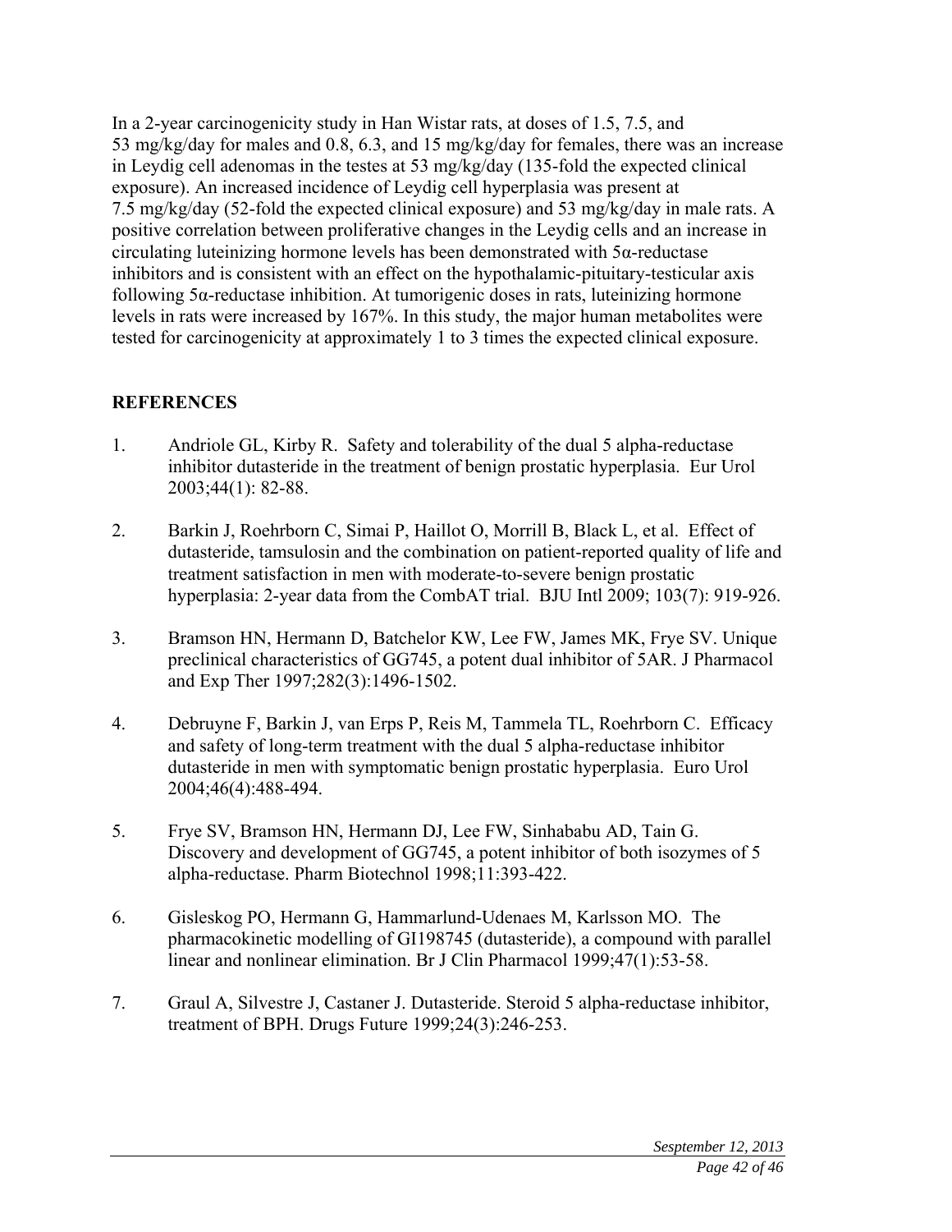In a 2-year carcinogenicity study in Han Wistar rats, at doses of 1.5, 7.5, and 53 mg/kg/day for males and 0.8, 6.3, and 15 mg/kg/day for females, there was an increase in Leydig cell adenomas in the testes at 53 mg/kg/day (135-fold the expected clinical exposure). An increased incidence of Leydig cell hyperplasia was present at 7.5 mg/kg/day (52-fold the expected clinical exposure) and 53 mg/kg/day in male rats. A positive correlation between proliferative changes in the Leydig cells and an increase in circulating luteinizing hormone levels has been demonstrated with 5α-reductase inhibitors and is consistent with an effect on the hypothalamic-pituitary-testicular axis following 5α-reductase inhibition. At tumorigenic doses in rats, luteinizing hormone levels in rats were increased by 167%. In this study, the major human metabolites were tested for carcinogenicity at approximately 1 to 3 times the expected clinical exposure.

## REFERENCES

1. Andriole GL, Kirby R. Safety and tolerability of the dual 5 alpha-reductase inhibitor dutasteride in the treatment of benign prostatic hyperplasia. Eur Urol 2003;44(1): 82-88.

2. Barkin J, Roehrborn C, Simai P, Haillot O, Morrill B, Black L, et al. Effect of dutasteride, tamsulosin and the combination on patient-reported quality of life and treatment satisfaction in men with moderate-to-severe benign prostatic hyperplasia: 2-year data from the CombAT trial. BJU Intl 2009; 103(7): 919-926.

3. Bramson HN, Hermann D, Batchelor KW, Lee FW, James MK, Frye SV. Unique preclinical characteristics of GG745, a potent dual inhibitor of 5AR. J Pharmacol and Exp Ther 1997;282(3):1496-1502.

4. Debruyne F, Barkin J, van Erps P, Reis M, Tammela TL, Roehrborn C. Efficacy and safety of long-term treatment with the dual 5 alpha-reductase inhibitor dutasteride in men with symptomatic benign prostatic hyperplasia. Euro Urol 2004;46(4):488-494.

5. Frye SV, Bramson HN, Hermann DJ, Lee FW, Sinhababu AD, Tain G. Discovery and development of GG745, a potent inhibitor of both isozymes of 5 alpha-reductase. Pharm Biotechnol 1998;11:393-422.

6. Gisleskog PO, Hermann G, Hammarlund-Udenaes M, Karlsson MO. The pharmacokinetic modelling of GI198745 (dutasteride), a compound with parallel linear and nonlinear elimination. Br J Clin Pharmacol 1999;47(1):53-58.

7. Graul A, Silvestre J, Castaner J. Dutasteride. Steroid 5 alpha-reductase inhibitor, treatment of BPH. Drugs Future 1999;24(3):246-253.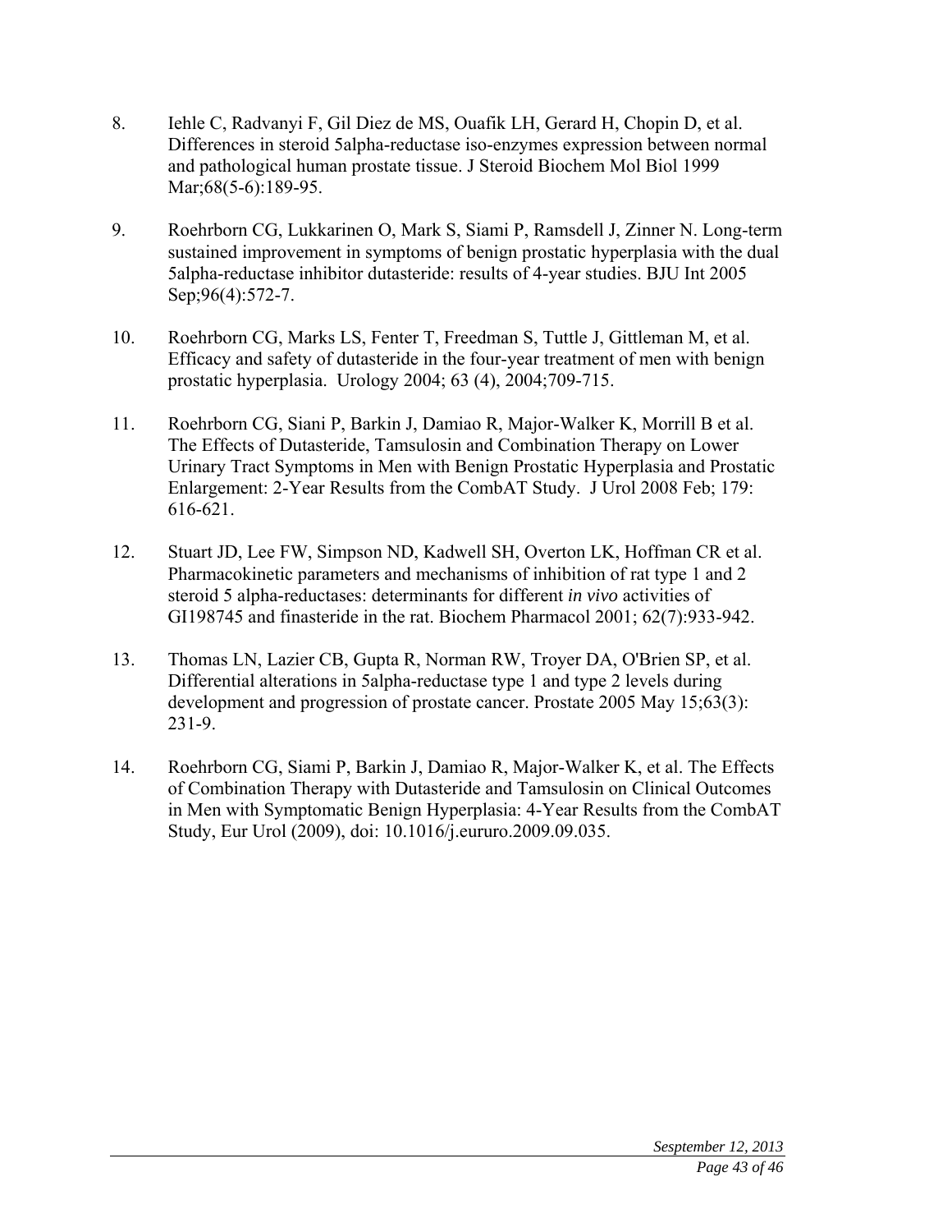8. Iehle C, Radvanyi F, Gil Diez de MS, Ouafik LH, Gerard H, Chopin D, et al. Differences in steroid 5alpha-reductase iso-enzymes expression between normal and pathological human prostate tissue. J Steroid Biochem Mol Biol 1999 Mar;68(5-6):189-95.

9. Roehrborn CG, Lukkarinen O, Mark S, Siami P, Ramsdell J, Zinner N. Long-term sustained improvement in symptoms of benign prostatic hyperplasia with the dual 5alpha-reductase inhibitor dutasteride: results of 4-year studies. BJU Int 2005 Sep;96(4):572-7.

10. Roehrborn CG, Marks LS, Fenter T, Freedman S, Tuttle J, Gittleman M, et al. Efficacy and safety of dutasteride in the four-year treatment of men with benign prostatic hyperplasia. Urology 2004; 63 (4), 2004;709-715.

11. Roehrborn CG, Siani P, Barkin J, Damiao R, Major-Walker K, Morrill B et al. The Effects of Dutasteride, Tamsulosin and Combination Therapy on Lower Urinary Tract Symptoms in Men with Benign Prostatic Hyperplasia and Prostatic Enlargement: 2-Year Results from the CombAT Study. J Urol 2008 Feb; 179: 616-621.

12. Stuart JD, Lee FW, Simpson ND, Kadwell SH, Overton LK, Hoffman CR et al. Pharmacokinetic parameters and mechanisms of inhibition of rat type 1 and 2 steroid 5 alpha-reductases: determinants for different *in vivo* activities of GI198745 and finasteride in the rat. Biochem Pharmacol 2001; 62(7):933-942.

13. Thomas LN, Lazier CB, Gupta R, Norman RW, Troyer DA, O'Brien SP, et al. Differential alterations in 5alpha-reductase type 1 and type 2 levels during development and progression of prostate cancer. Prostate 2005 May 15;63(3): 231-9.

14. Roehrborn CG, Siami P, Barkin J, Damiao R, Major-Walker K, et al. The Effects of Combination Therapy with Dutasteride and Tamsulosin on Clinical Outcomes in Men with Symptomatic Benign Hyperplasia: 4-Year Results from the CombAT Study, Eur Urol (2009), doi: 10.1016/j.eururo.2009.09.035.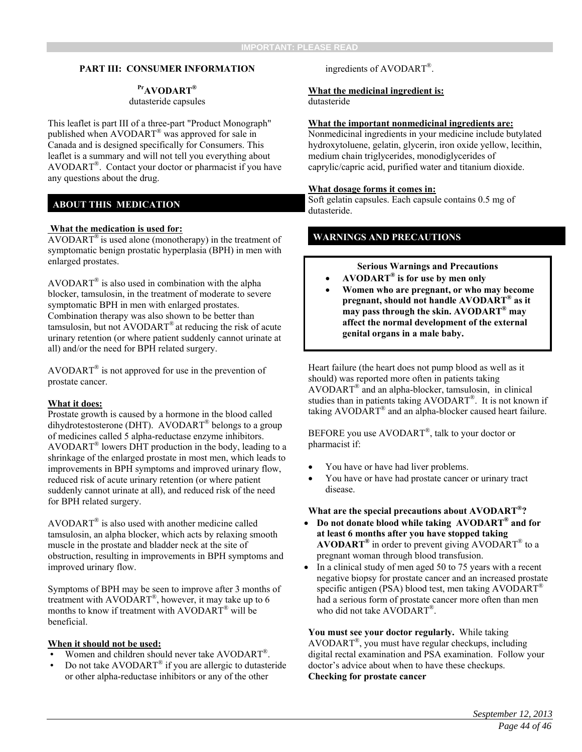IMPORTANT: PLEASE READ

## PART III: CONSUMER INFORMATION

**[Pr]AVODART®**
dutasteride capsules

This leaflet is part III of a three-part "Product Monograph" published when AVODART® was approved for sale in Canada and is designed specifically for Consumers. This leaflet is a summary and will not tell you everything about AVODART®. Contact your doctor or pharmacist if you have any questions about the drug.

## ABOUT THIS MEDICATION

**What the medication is used for:**
AVODART® is used alone (monotherapy) in the treatment of symptomatic benign prostatic hyperplasia (BPH) in men with enlarged prostates.

AVODART® is also used in combination with the alpha blocker, tamsulosin, in the treatment of moderate to severe symptomatic BPH in men with enlarged prostates. Combination therapy was also shown to be better than tamsulosin, but not AVODART® at reducing the risk of acute urinary retention (or where patient suddenly cannot urinate at all) and/or the need for BPH related surgery.

AVODART® is not approved for use in the prevention of prostate cancer.

**What it does:**
Prostate growth is caused by a hormone in the blood called dihydrotestosterone (DHT). AVODART® belongs to a group of medicines called 5 alpha-reductase enzyme inhibitors. AVODART® lowers DHT production in the body, leading to a shrinkage of the enlarged prostate in most men, which leads to improvements in BPH symptoms and improved urinary flow, reduced risk of acute urinary retention (or where patient suddenly cannot urinate at all), and reduced risk of the need for BPH related surgery.

AVODART® is also used with another medicine called tamsulosin, an alpha blocker, which acts by relaxing smooth muscle in the prostate and bladder neck at the site of obstruction, resulting in improvements in BPH symptoms and improved urinary flow.

Symptoms of BPH may be seen to improve after 3 months of treatment with AVODART®, however, it may take up to 6 months to know if treatment with AVODART® will be beneficial.

**When it should not be used:**
- Women and children should never take AVODART®.
- Do not take AVODART® if you are allergic to dutasteride or other alpha-reductase inhibitors or any of the other ingredients of AVODART®.

**What the medicinal ingredient is:**
dutasteride

**What the important nonmedicinal ingredients are:**
Nonmedicinal ingredients in your medicine include butylated hydroxytoluene, gelatin, glycerin, iron oxide yellow, lecithin, medium chain triglycerides, monodiglycerides of caprylic/capric acid, purified water and titanium dioxide.

**What dosage forms it comes in:**
Soft gelatin capsules. Each capsule contains 0.5 mg of dutasteride.

## WARNINGS AND PRECAUTIONS

**Serious Warnings and Precautions**
- **AVODART® is for use by men only**
- **Women who are pregnant, or who may become pregnant, should not handle AVODART® as it may pass through the skin. AVODART® may affect the normal development of the external genital organs in a male baby.**

Heart failure (the heart does not pump blood as well as it should) was reported more often in patients taking AVODART® and an alpha-blocker, tamsulosin, in clinical studies than in patients taking AVODART®. It is not known if taking AVODART® and an alpha-blocker caused heart failure.

BEFORE you use AVODART®, talk to your doctor or pharmacist if:

- You have or have had liver problems.
- You have or have had prostate cancer or urinary tract disease.

**What are the special precautions about AVODART®?**
- **Do not donate blood while taking AVODART® and for at least 6 months after you have stopped taking AVODART®** in order to prevent giving AVODART® to a pregnant woman through blood transfusion.
- In a clinical study of men aged 50 to 75 years with a recent negative biopsy for prostate cancer and an increased prostate specific antigen (PSA) blood test, men taking AVODART® had a serious form of prostate cancer more often than men who did not take AVODART®.

**You must see your doctor regularly.** While taking AVODART®, you must have regular checkups, including digital rectal examination and PSA examination. Follow your doctor's advice about when to have these checkups.

**Checking for prostate cancer**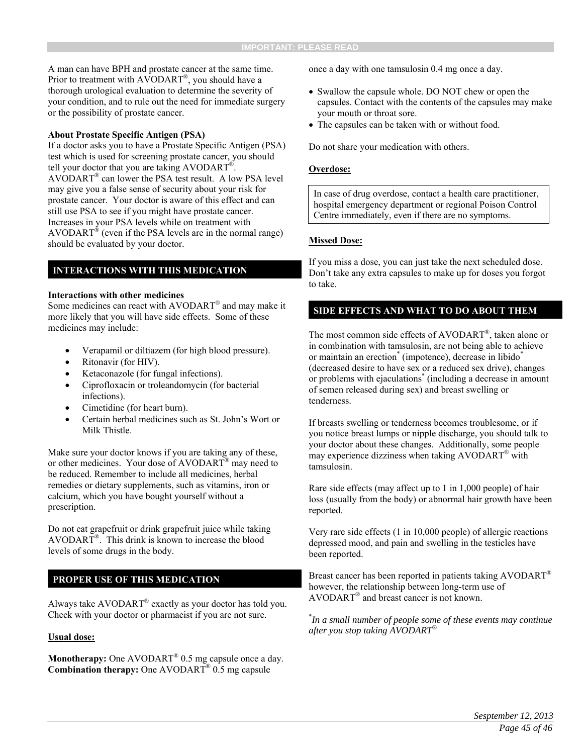A man can have BPH and prostate cancer at the same time. Prior to treatment with AVODART®, you should have a thorough urological evaluation to determine the severity of your condition, and to rule out the need for immediate surgery or the possibility of prostate cancer.

**About Prostate Specific Antigen (PSA)**

If a doctor asks you to have a Prostate Specific Antigen (PSA) test which is used for screening prostate cancer, you should tell your doctor that you are taking AVODART®. AVODART® can lower the PSA test result. A low PSA level may give you a false sense of security about your risk for prostate cancer. Your doctor is aware of this effect and can still use PSA to see if you might have prostate cancer. Increases in your PSA levels while on treatment with AVODART® (even if the PSA levels are in the normal range) should be evaluated by your doctor.

## INTERACTIONS WITH THIS MEDICATION

**Interactions with other medicines**

Some medicines can react with AVODART® and may make it more likely that you will have side effects. Some of these medicines may include:

- Verapamil or diltiazem (for high blood pressure).
- Ritonavir (for HIV).
- Ketaconazole (for fungal infections).
- Ciprofloxacin or troleandomycin (for bacterial infections).
- Cimetidine (for heart burn).
- Certain herbal medicines such as St. John's Wort or Milk Thistle.

Make sure your doctor knows if you are taking any of these, or other medicines. Your dose of AVODART® may need to be reduced. Remember to include all medicines, herbal remedies or dietary supplements, such as vitamins, iron or calcium, which you have bought yourself without a prescription.

Do not eat grapefruit or drink grapefruit juice while taking AVODART®. This drink is known to increase the blood levels of some drugs in the body.

## PROPER USE OF THIS MEDICATION

Always take AVODART® exactly as your doctor has told you. Check with your doctor or pharmacist if you are not sure.

**Usual dose:**

**Monotherapy:** One AVODART® 0.5 mg capsule once a day.
**Combination therapy:** One AVODART® 0.5 mg capsule once a day with one tamsulosin 0.4 mg once a day.

- Swallow the capsule whole. DO NOT chew or open the capsules. Contact with the contents of the capsules may make your mouth or throat sore.
- The capsules can be taken with or without food.

Do not share your medication with others.

**Overdose:**

In case of drug overdose, contact a health care practitioner, hospital emergency department or regional Poison Control Centre immediately, even if there are no symptoms.

**Missed Dose:**

If you miss a dose, you can just take the next scheduled dose. Don't take any extra capsules to make up for doses you forgot to take.

## SIDE EFFECTS AND WHAT TO DO ABOUT THEM

The most common side effects of AVODART®, taken alone or in combination with tamsulosin, are not being able to achieve or maintain an erection* (impotence), decrease in libido* (decreased desire to have sex or a reduced sex drive), changes or problems with ejaculations* (including a decrease in amount of semen released during sex) and breast swelling or tenderness.

If breasts swelling or tenderness becomes troublesome, or if you notice breast lumps or nipple discharge, you should talk to your doctor about these changes. Additionally, some people may experience dizziness when taking AVODART® with tamsulosin.

Rare side effects (may affect up to 1 in 1,000 people) of hair loss (usually from the body) or abnormal hair growth have been reported.

Very rare side effects (1 in 10,000 people) of allergic reactions depressed mood, and pain and swelling in the testicles have been reported.

Breast cancer has been reported in patients taking AVODART® however, the relationship between long-term use of AVODART® and breast cancer is not known.

*\*In a small number of people some of these events may continue after you stop taking AVODART®*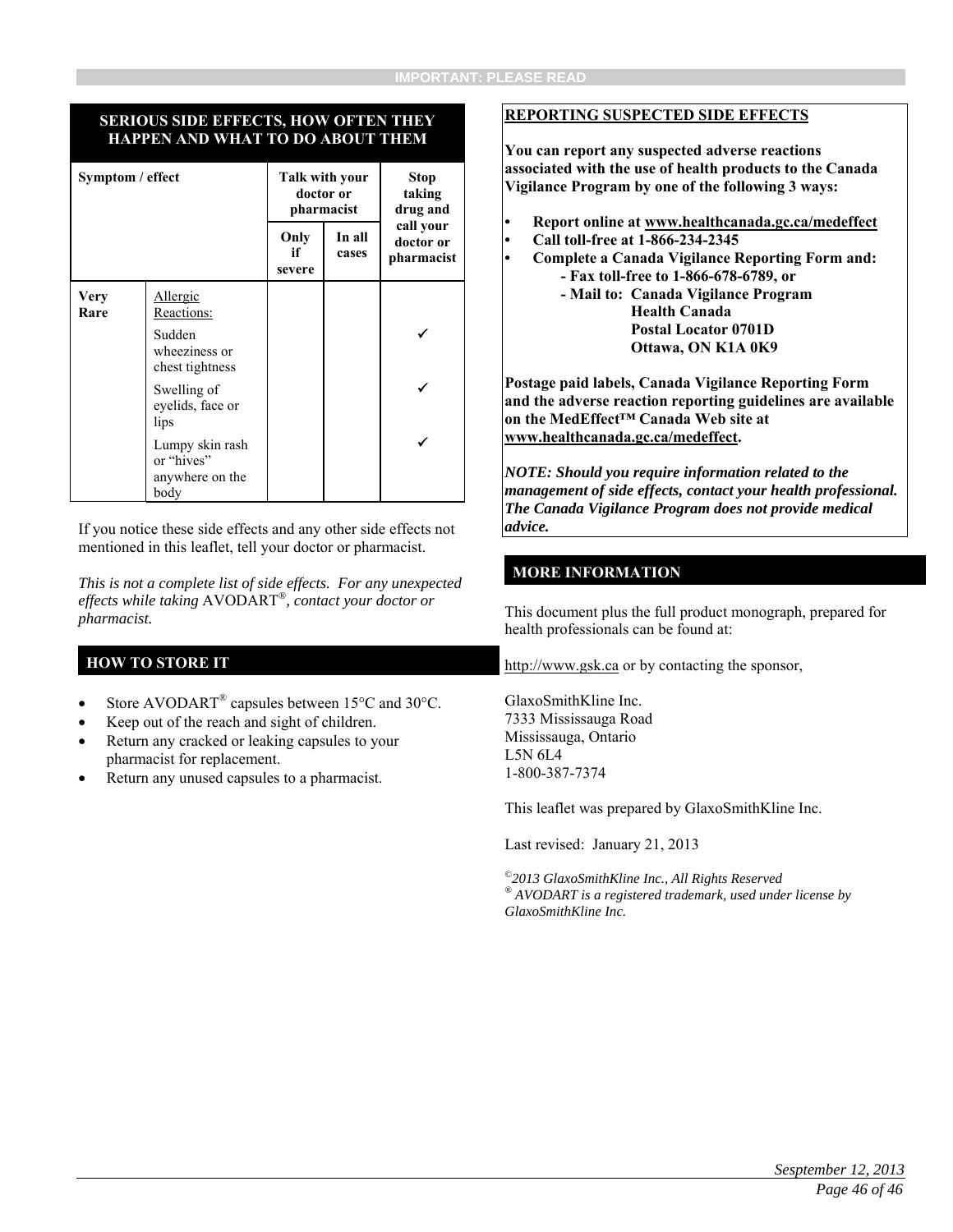## SERIOUS SIDE EFFECTS, HOW OFTEN THEY HAPPEN AND WHAT TO DO ABOUT THEM

| Symptom / effect | | Talk with your doctor or pharmacist | | Stop taking drug and call your doctor or pharmacist |
|---|---|---|---|---|
| | | Only if severe | In all cases | |
| Very Rare | Allergic Reactions: | | | |
| | Sudden wheeziness or chest tightness | | | ✓ |
| | Swelling of eyelids, face or lips | | | ✓ |
| | Lumpy skin rash or "hives" anywhere on the body | | | ✓ |

If you notice these side effects and any other side effects not mentioned in this leaflet, tell your doctor or pharmacist.

*This is not a complete list of side effects. For any unexpected effects while taking* AVODART®*, contact your doctor or pharmacist.*

## HOW TO STORE IT

- Store AVODART® capsules between 15°C and 30°C.
- Keep out of the reach and sight of children.
- Return any cracked or leaking capsules to your pharmacist for replacement.
- Return any unused capsules to a pharmacist.

**REPORTING SUSPECTED SIDE EFFECTS**

**You can report any suspected adverse reactions associated with the use of health products to the Canada Vigilance Program by one of the following 3 ways:**

- **Report online at www.healthcanada.gc.ca/medeffect**
- **Call toll-free at 1-866-234-2345**
- **Complete a Canada Vigilance Reporting Form and:**
  - **Fax toll-free to 1-866-678-6789, or**
  - **Mail to: Canada Vigilance Program**
    **Health Canada**
    **Postal Locator 0701D**
    **Ottawa, ON K1A 0K9**

**Postage paid labels, Canada Vigilance Reporting Form and the adverse reaction reporting guidelines are available on the MedEffect™ Canada Web site at www.healthcanada.gc.ca/medeffect.**

***NOTE: Should you require information related to the management of side effects, contact your health professional. The Canada Vigilance Program does not provide medical advice.***

## MORE INFORMATION

This document plus the full product monograph, prepared for health professionals can be found at:

http://www.gsk.ca or by contacting the sponsor,

GlaxoSmithKline Inc.
7333 Mississauga Road
Mississauga, Ontario
L5N 6L4
1-800-387-7374

This leaflet was prepared by GlaxoSmithKline Inc.

Last revised: January 21, 2013

*©2013 GlaxoSmithKline Inc., All Rights Reserved*
*® AVODART is a registered trademark, used under license by GlaxoSmithKline Inc.*